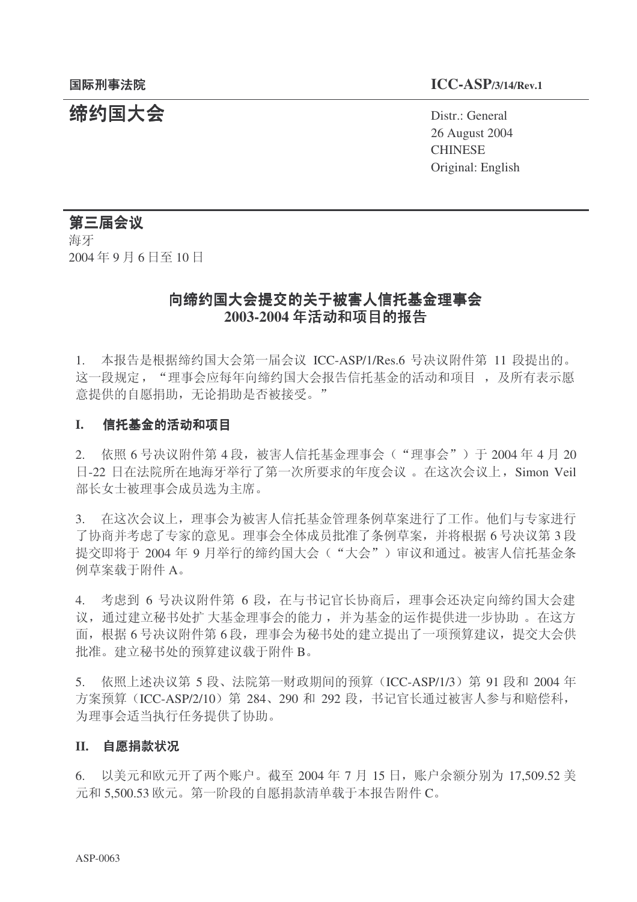国际刑事法院 **ICC-ASP/3/14/Rev.1**

# 缔约国大会

Distr.: General
26 August 2004
CHINESE
Original: English

## 第三届会议

海牙
2004 年 9 月 6 日至 10 日

## 向缔约国大会提交的关于被害人信托基金理事会 2003-2004 年活动和项目的报告

1. 本报告是根据缔约国大会第一届会议 ICC-ASP/1/Res.6 号决议附件第 11 段提出的。这一段规定，“理事会应每年向缔约国大会报告信托基金的活动和项目 ，及所有表示愿意提供的自愿捐助，无论捐助是否被接受。”

### I. 信托基金的活动和项目

2. 依照 6 号决议附件第 4 段，被害人信托基金理事会（“理事会”）于 2004 年 4 月 20 日-22 日在法院所在地海牙举行了第一次所要求的年度会议 。在这次会议上，Simon Veil 部长女士被理事会成员选为主席。

3. 在这次会议上，理事会为被害人信托基金管理条例草案进行了工作。他们与专家进行了协商并考虑了专家的意见。理事会全体成员批准了条例草案，并将根据 6 号决议第 3 段提交即将于 2004 年 9 月举行的缔约国大会（“大会”）审议和通过。被害人信托基金条例草案载于附件 A。

4. 考虑到 6 号决议附件第 6 段，在与书记官长协商后，理事会还决定向缔约国大会建议，通过建立秘书处扩大基金理事会的能力，并为基金的运作提供进一步协助 。在这方面，根据 6 号决议附件第 6 段，理事会为秘书处的建立提出了一项预算建议，提交大会供批准。建立秘书处的预算建议载于附件 B。

5. 依照上述决议第 5 段、法院第一财政期间的预算（ICC-ASP/1/3）第 91 段和 2004 年方案预算（ICC-ASP/2/10）第 284、290 和 292 段，书记官长通过被害人参与和赔偿科，为理事会适当执行任务提供了协助。

### II. 自愿捐款状况

6. 以美元和欧元开了两个账户。截至 2004 年 7 月 15 日，账户余额分别为 17,509.52 美元和 5,500.53 欧元。第一阶段的自愿捐款清单载于本报告附件 C。

ASP-0063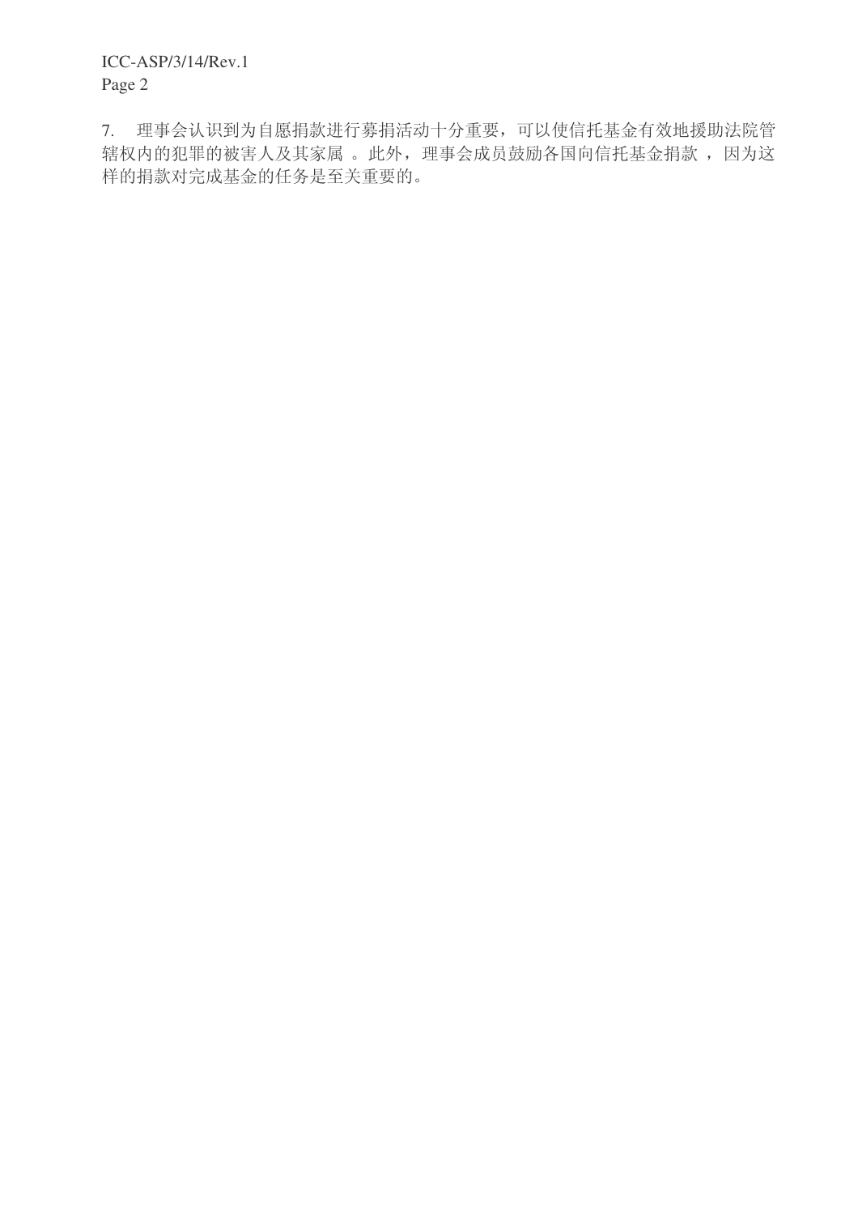7. 理事会认识到为自愿捐款进行募捐活动十分重要，可以使信托基金有效地援助法院管辖权内的犯罪的被害人及其家属 。此外，理事会成员鼓励各国向信托基金捐款 ，因为这样的捐款对完成基金的任务是至关重要的。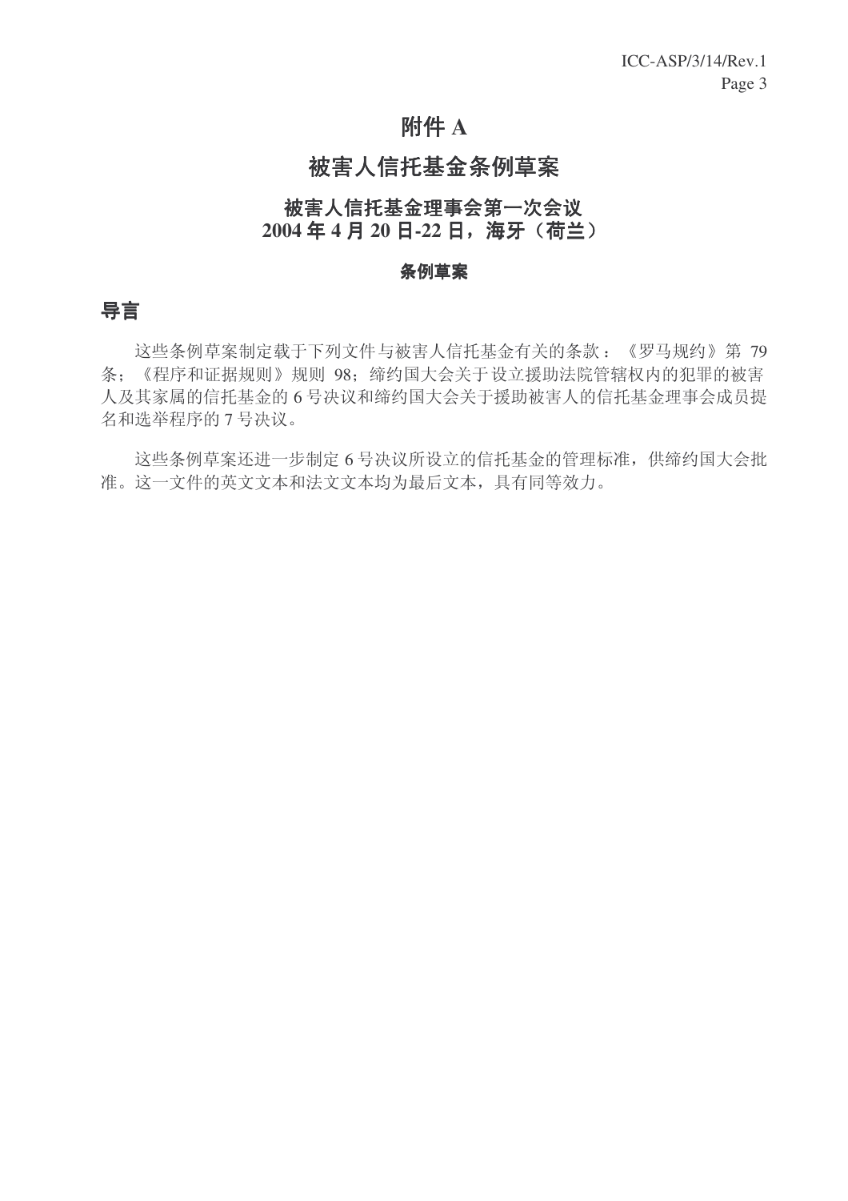# 附件 A

# 被害人信托基金条例草案

## 被害人信托基金理事会第一次会议
## 2004 年 4 月 20 日-22 日，海牙（荷兰）

### 条例草案

## 导言

这些条例草案制定载于下列文件与被害人信托基金有关的条款：《罗马规约》第 79 条；《程序和证据规则》规则 98；缔约国大会关于设立援助法院管辖权内的犯罪的被害人及其家属的信托基金的 6 号决议和缔约国大会关于援助被害人的信托基金理事会成员提名和选举程序的 7 号决议。

这些条例草案还进一步制定 6 号决议所设立的信托基金的管理标准，供缔约国大会批准。这一文件的英文文本和法文文本均为最后文本，具有同等效力。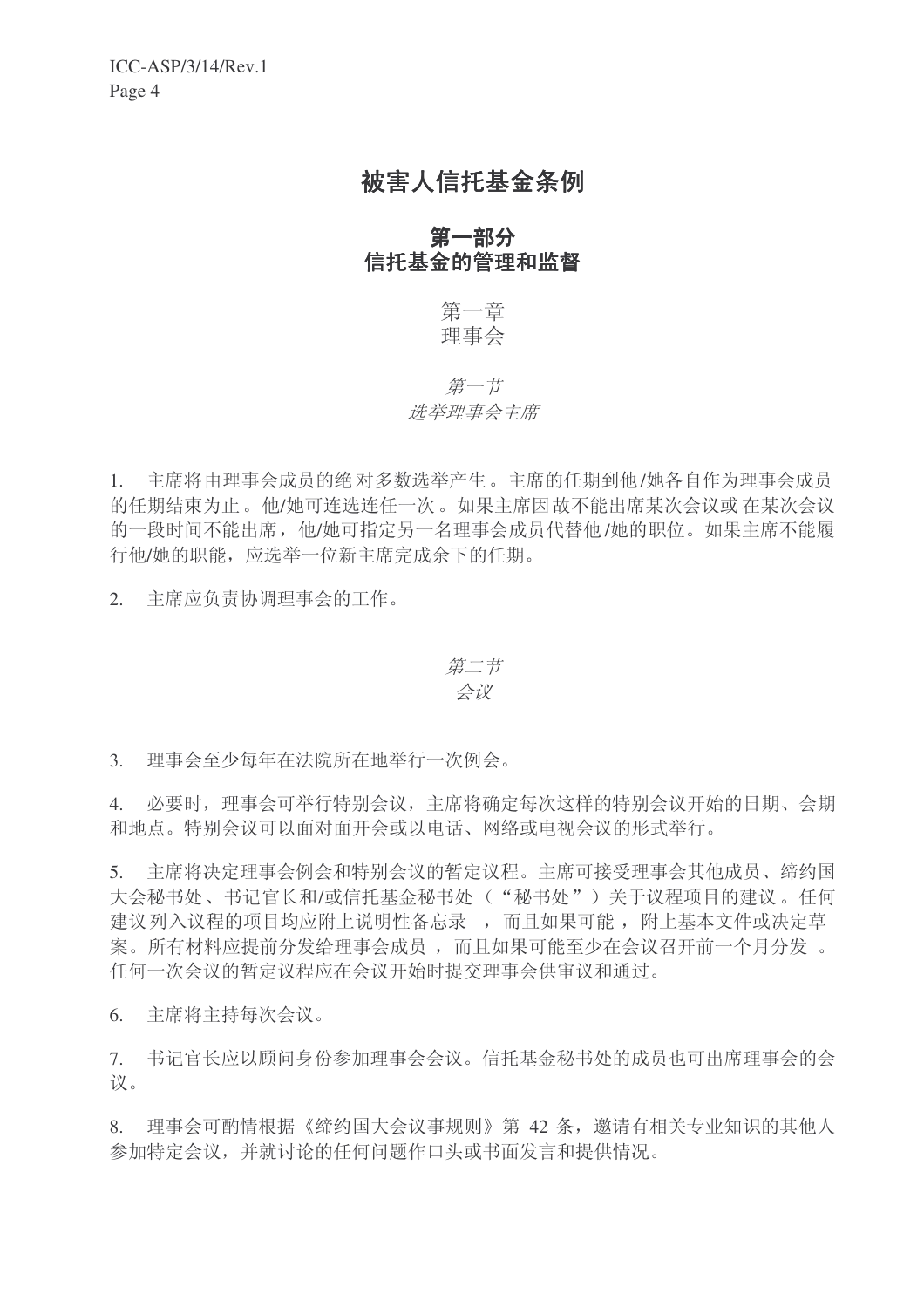# 被害人信托基金条例

## 第一部分
## 信托基金的管理和监督

### 第一章
### 理事会

#### *第一节*
#### *选举理事会主席*

1. 主席将由理事会成员的绝对多数选举产生。主席的任期到他/她各自作为理事会成员的任期结束为止。他/她可连选连任一次。如果主席因故不能出席某次会议或在某次会议的一段时间不能出席，他/她可指定另一名理事会成员代替他/她的职位。如果主席不能履行他/她的职能，应选举一位新主席完成余下的任期。

2. 主席应负责协调理事会的工作。

#### *第二节*
#### *会议*

3. 理事会至少每年在法院所在地举行一次例会。

4. 必要时，理事会可举行特别会议，主席将确定每次这样的特别会议开始的日期、会期和地点。特别会议可以面对面开会或以电话、网络或电视会议的形式举行。

5. 主席将决定理事会例会和特别会议的暂定议程。主席可接受理事会其他成员、缔约国大会秘书处、书记官长和/或信托基金秘书处（"秘书处"）关于议程项目的建议。任何建议列入议程的项目均应附上说明性备忘录，而且如果可能，附上基本文件或决定草案。所有材料应提前分发给理事会成员，而且如果可能至少在会议召开前一个月分发。任何一次会议的暂定议程应在会议开始时提交理事会供审议和通过。

6. 主席将主持每次会议。

7. 书记官长应以顾问身份参加理事会会议。信托基金秘书处的成员也可出席理事会的会议。

8. 理事会可酌情根据《缔约国大会议事规则》第 42 条，邀请有相关专业知识的其他人参加特定会议，并就讨论的任何问题作口头或书面发言和提供情况。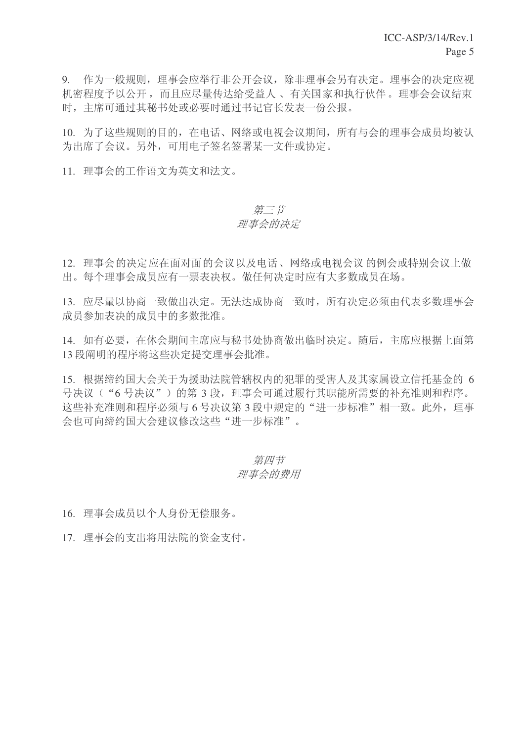9. 作为一般规则，理事会应举行非公开会议，除非理事会另有决定。理事会的决定应视机密程度予以公开，而且应尽量传达给受益人 、有关国家和执行伙伴 。理事会会议结束时，主席可通过其秘书处或必要时通过书记官长发表一份公报。

10. 为了这些规则的目的，在电话、网络或电视会议期间，所有与会的理事会成员均被认为出席了会议。另外，可用电子签名签署某一文件或协定。

11. 理事会的工作语文为英文和法文。

### *第三节*
### *理事会的决定*

12. 理事会的决定应在面对面的会议以及电话、网络或电视会议 的例会或特别会议上做出。每个理事会成员应有一票表决权。做任何决定时应有大多数成员在场。

13. 应尽量以协商一致做出决定。无法达成协商一致时，所有决定必须由代表多数理事会成员参加表决的成员中的多数批准。

14. 如有必要，在休会期间主席应与秘书处协商做出临时决定。随后，主席应根据上面第 13 段阐明的程序将这些决定提交理事会批准。

15. 根据缔约国大会关于为援助法院管辖权内的犯罪的受害人及其家属设立信托基金的 6 号决议（“6 号决议”）的第 3 段，理事会可通过履行其职能所需要的补充准则和程序。这些补充准则和程序必须与 6 号决议第 3 段中规定的“进一步标准”相一致。此外，理事会也可向缔约国大会建议修改这些“进一步标准”。

### *第四节*
### *理事会的费用*

16. 理事会成员以个人身份无偿服务。

17. 理事会的支出将用法院的资金支付。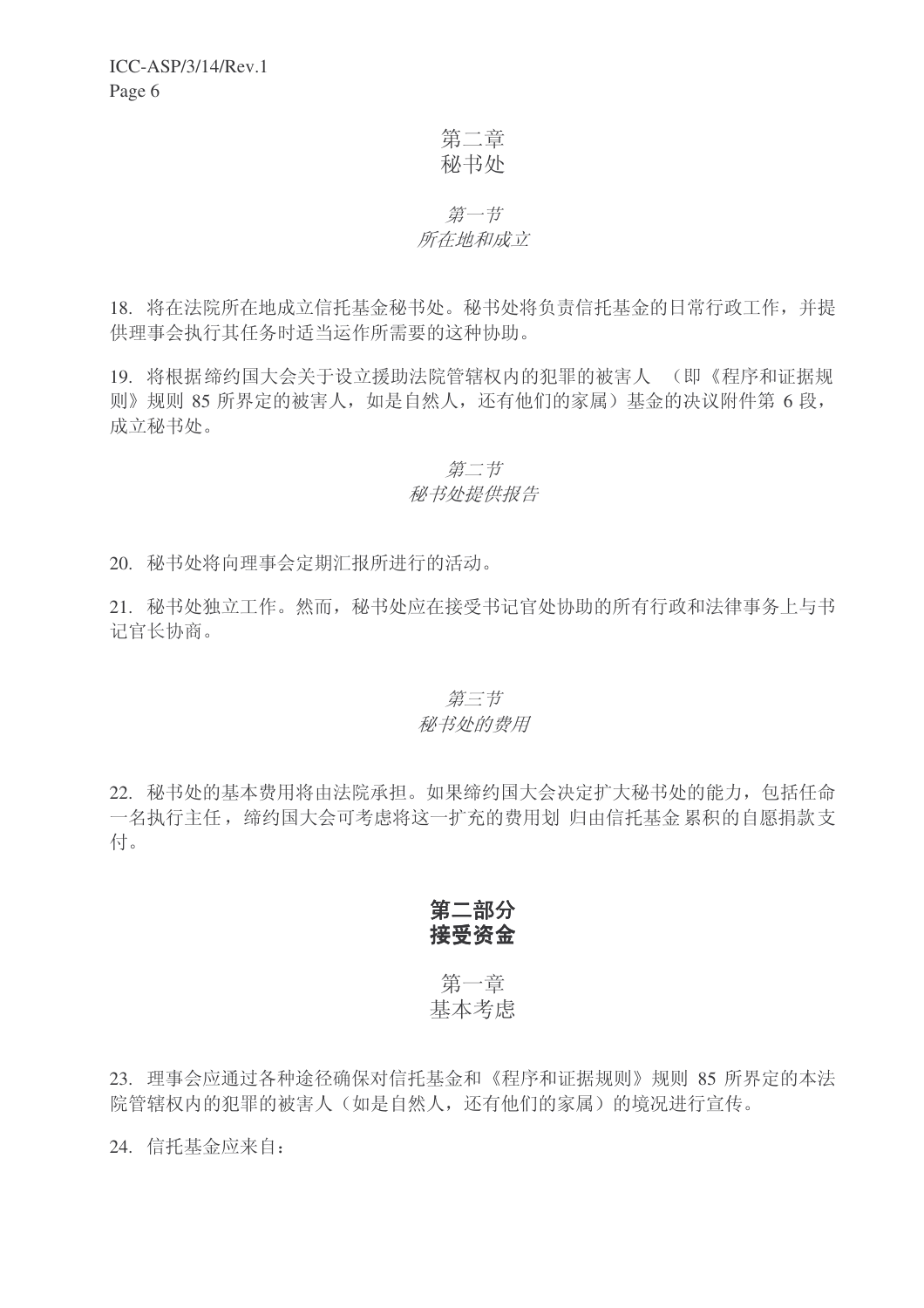## 第二章
## 秘书处

### *第一节*
### *所在地和成立*

18. 将在法院所在地成立信托基金秘书处。秘书处将负责信托基金的日常行政工作，并提供理事会执行其任务时适当运作所需要的这种协助。

19. 将根据缔约国大会关于设立援助法院管辖权内的犯罪的被害人 （即《程序和证据规则》规则 85 所界定的被害人，如是自然人，还有他们的家属）基金的决议附件第 6 段，成立秘书处。

### *第二节*
### *秘书处提供报告*

20. 秘书处将向理事会定期汇报所进行的活动。

21. 秘书处独立工作。然而，秘书处应在接受书记官处协助的所有行政和法律事务上与书记官长协商。

### *第三节*
### *秘书处的费用*

22. 秘书处的基本费用将由法院承担。如果缔约国大会决定扩大秘书处的能力，包括任命一名执行主任，缔约国大会可考虑将这一扩充的费用划 归由信托基金 累积的自愿捐款 支付。

# **第二部分**
# **接受资金**

## 第一章
## 基本考虑

23. 理事会应通过各种途径确保对信托基金和《程序和证据规则》规则 85 所界定的本法院管辖权内的犯罪的被害人（如是自然人，还有他们的家属）的境况进行宣传。

24. 信托基金应来自：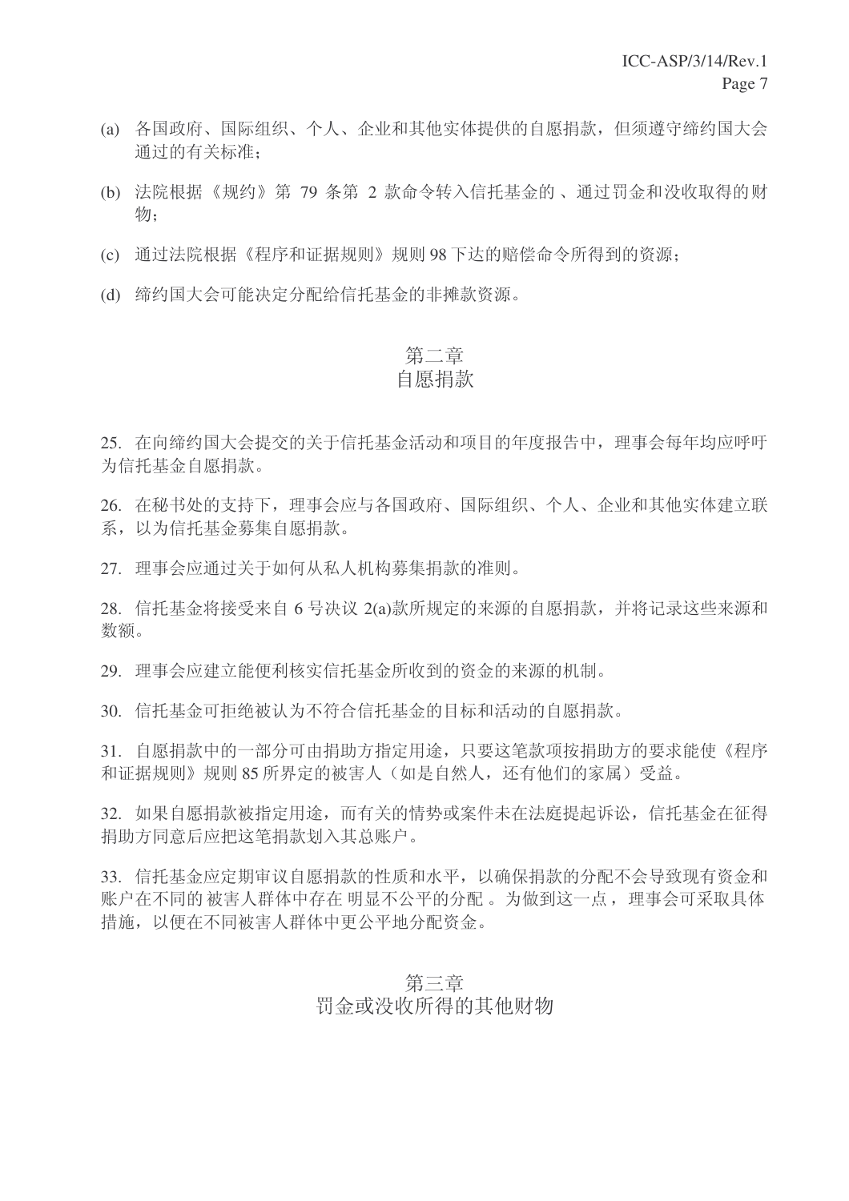(a) 各国政府、国际组织、个人、企业和其他实体提供的自愿捐款，但须遵守缔约国大会通过的有关标准；

(b) 法院根据《规约》第 79 条第 2 款命令转入信托基金的 、通过罚金和没收取得的财物；

(c) 通过法院根据《程序和证据规则》规则 98 下达的赔偿命令所得到的资源；

(d) 缔约国大会可能决定分配给信托基金的非摊款资源。

## 第二章
## 自愿捐款

25. 在向缔约国大会提交的关于信托基金活动和项目的年度报告中，理事会每年均应呼吁为信托基金自愿捐款。

26. 在秘书处的支持下，理事会应与各国政府、国际组织、个人、企业和其他实体建立联系，以为信托基金募集自愿捐款。

27. 理事会应通过关于如何从私人机构募集捐款的准则。

28. 信托基金将接受来自 6 号决议 2(a)款所规定的来源的自愿捐款，并将记录这些来源和数额。

29. 理事会应建立能便利核实信托基金所收到的资金的来源的机制。

30. 信托基金可拒绝被认为不符合信托基金的目标和活动的自愿捐款。

31. 自愿捐款中的一部分可由捐助方指定用途，只要这笔款项按捐助方的要求能使《程序和证据规则》规则 85 所界定的被害人（如是自然人，还有他们的家属）受益。

32. 如果自愿捐款被指定用途，而有关的情势或案件未在法庭提起诉讼，信托基金在征得捐助方同意后应把这笔捐款划入其总账户。

33. 信托基金应定期审议自愿捐款的性质和水平，以确保捐款的分配不会导致现有资金和账户在不同的 被害人群体中存在 明显不公平的分配 。为做到这一点，理事会可采取具体措施，以便在不同被害人群体中更公平地分配资金。

## 第三章
## 罚金或没收所得的其他财物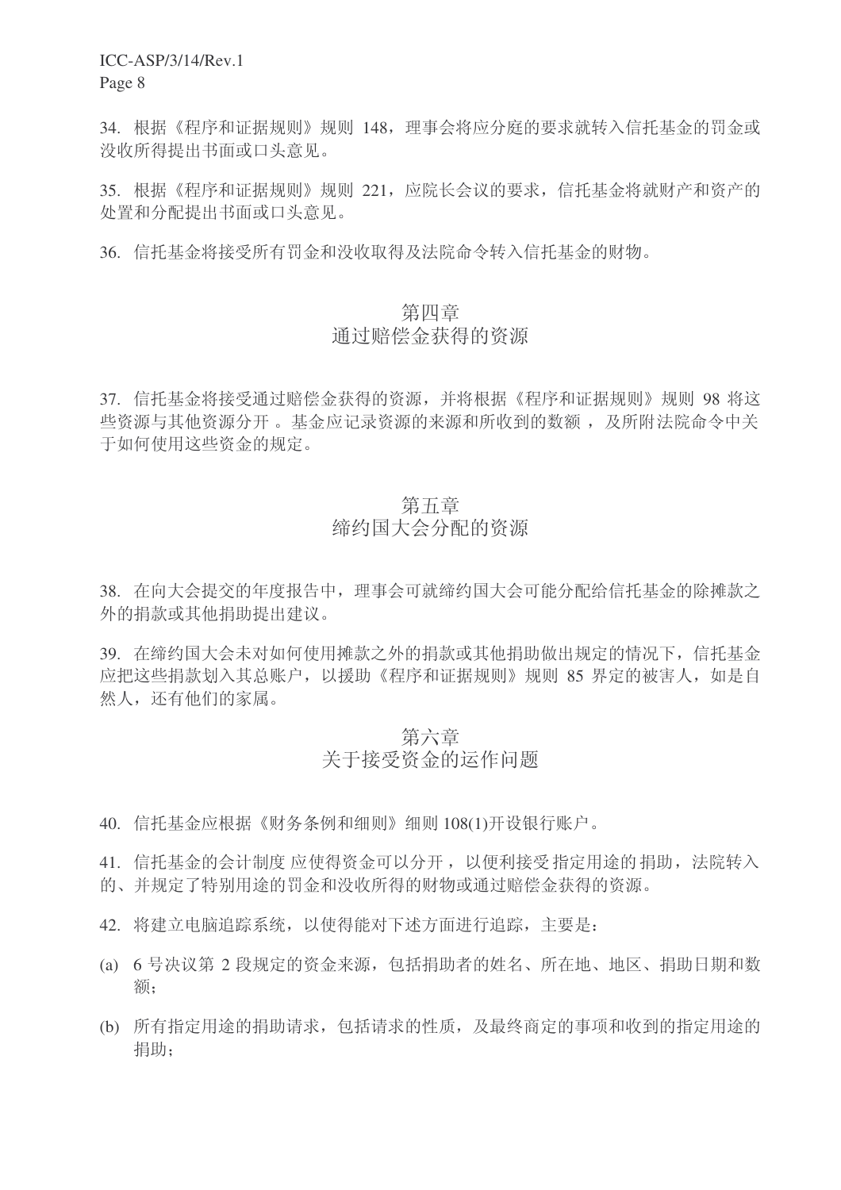34. 根据《程序和证据规则》规则 148，理事会将应分庭的要求就转入信托基金的罚金或没收所得提出书面或口头意见。

35. 根据《程序和证据规则》规则 221，应院长会议的要求，信托基金将就财产和资产的处置和分配提出书面或口头意见。

36. 信托基金将接受所有罚金和没收取得及法院命令转入信托基金的财物。

## 第四章
## 通过赔偿金获得的资源

37. 信托基金将接受通过赔偿金获得的资源，并将根据《程序和证据规则》规则 98 将这些资源与其他资源分开 。基金应记录资源的来源和所收到的数额 ，及所附法院命令中关于如何使用这些资金的规定。

## 第五章
## 缔约国大会分配的资源

38. 在向大会提交的年度报告中，理事会可就缔约国大会可能分配给信托基金的除摊款之外的捐款或其他捐助提出建议。

39. 在缔约国大会未对如何使用摊款之外的捐款或其他捐助做出规定的情况下，信托基金应把这些捐款划入其总账户，以援助《程序和证据规则》规则 85 界定的被害人，如是自然人，还有他们的家属。

## 第六章
## 关于接受资金的运作问题

40. 信托基金应根据《财务条例和细则》细则 108(1)开设银行账户。

41. 信托基金的会计制度 应使得资金可以分开 ，以便利接受 指定用途的 捐助，法院转入的、并规定了特别用途的罚金和没收所得的财物或通过赔偿金获得的资源。

42. 将建立电脑追踪系统，以使得能对下述方面进行追踪，主要是：

(a) 6 号决议第 2 段规定的资金来源，包括捐助者的姓名、所在地、地区、捐助日期和数额；

(b) 所有指定用途的捐助请求，包括请求的性质，及最终商定的事项和收到的指定用途的捐助；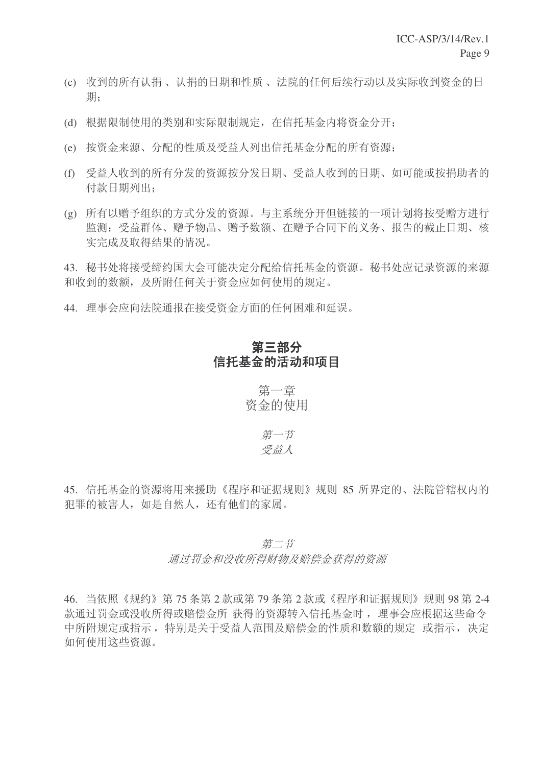(c) 收到的所有认捐、认捐的日期和性质、法院的任何后续行动以及实际收到资金的日期；

(d) 根据限制使用的类别和实际限制规定，在信托基金内将资金分开；

(e) 按资金来源、分配的性质及受益人列出信托基金分配的所有资源；

(f) 受益人收到的所有分发的资源按分发日期、受益人收到的日期、如可能或按捐助者的付款日期列出；

(g) 所有以赠予组织的方式分发的资源。与主系统分开但链接的一项计划将按受赠方进行监测：受益群体、赠予物品、赠予数额、在赠予合同下的义务、报告的截止日期、核实完成及取得结果的情况。

43. 秘书处将接受缔约国大会可能决定分配给信托基金的资源。秘书处应记录资源的来源和收到的数额，及所附任何关于资金应如何使用的规定。

44. 理事会应向法院通报在接受资金方面的任何困难和延误。

## 第三部分
## 信托基金的活动和项目

### 第一章
### 资金的使用

#### *第一节*
#### *受益人*

45. 信托基金的资源将用来援助《程序和证据规则》规则 85 所界定的、法院管辖权内的犯罪的被害人，如是自然人，还有他们的家属。

#### *第二节*
#### *通过罚金和没收所得财物及赔偿金获得的资源*

46. 当依照《规约》第 75 条第 2 款或第 79 条第 2 款或《程序和证据规则》规则 98 第 2-4 款通过罚金或没收所得或赔偿金所 获得的资源转入信托基金时，理事会应根据这些命令中所附规定或指示，特别是关于受益人范围及赔偿金的性质和数额的规定 或指示，决定如何使用这些资源。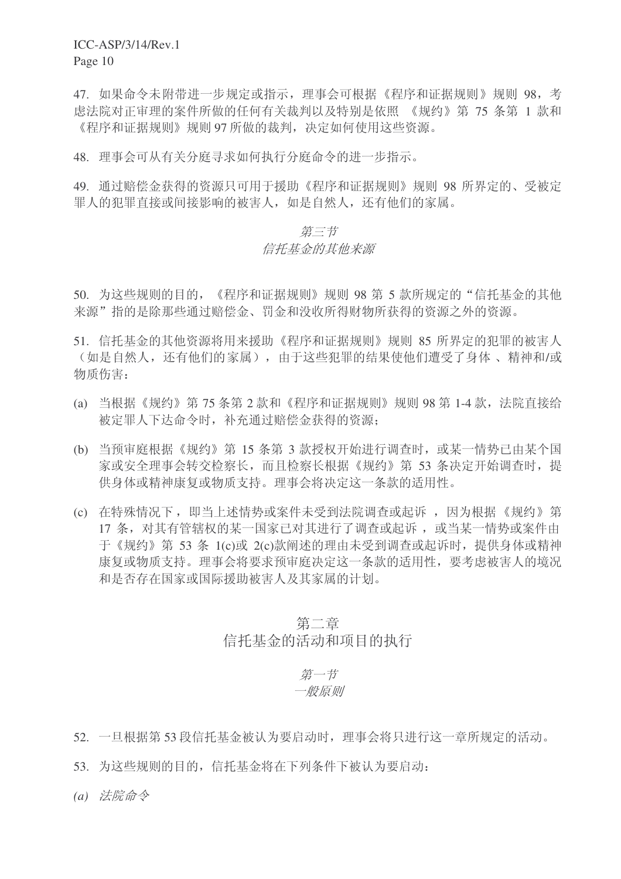47. 如果命令未附带进一步规定或指示，理事会可根据《程序和证据规则》规则 98，考虑法院对正审理的案件所做的任何有关裁判以及特别是依照 《规约》第 75 条第 1 款和《程序和证据规则》规则 97 所做的裁判，决定如何使用这些资源。

48. 理事会可从有关分庭寻求如何执行分庭命令的进一步指示。

49. 通过赔偿金获得的资源只可用于援助《程序和证据规则》规则 98 所界定的、受被定罪人的犯罪直接或间接影响的被害人，如是自然人，还有他们的家属。

### *第三节*
### *信托基金的其他来源*

50. 为这些规则的目的，《程序和证据规则》规则 98 第 5 款所规定的“信托基金的其他来源”指的是除那些通过赔偿金、罚金和没收所得财物所获得的资源之外的资源。

51. 信托基金的其他资源将用来援助《程序和证据规则》规则 85 所界定的犯罪的被害人（如是自然人，还有他们的家属），由于这些犯罪的结果使他们遭受了身体 、精神和/或物质伤害：

(a) 当根据《规约》第 75 条第 2 款和《程序和证据规则》规则 98 第 1-4 款，法院直接给被定罪人下达命令时，补充通过赔偿金获得的资源；

(b) 当预审庭根据《规约》第 15 条第 3 款授权开始进行调查时，或某一情势已由某个国家或安全理事会转交检察长，而且检察长根据《规约》第 53 条决定开始调查时，提供身体或精神康复或物质支持。理事会将决定这一条款的适用性。

(c) 在特殊情况下，即当上述情势或案件未受到法院调查或起诉 ，因为根据《规约》第 17 条，对其有管辖权的某一国家已对其进行了调查或起诉 ，或当某一情势或案件由于《规约》第 53 条 1(c)或 2(c)款阐述的理由未受到调查或起诉时，提供身体或精神康复或物质支持。理事会将要求预审庭决定这一条款的适用性，要考虑被害人的境况和是否存在国家或国际援助被害人及其家属的计划。

## 第二章
## 信托基金的活动和项目的执行

### *第一节*
### *一般原则*

52. 一旦根据第 53 段信托基金被认为要启动时，理事会将只进行这一章所规定的活动。

53. 为这些规则的目的，信托基金将在下列条件下被认为要启动：

*(a) 法院命令*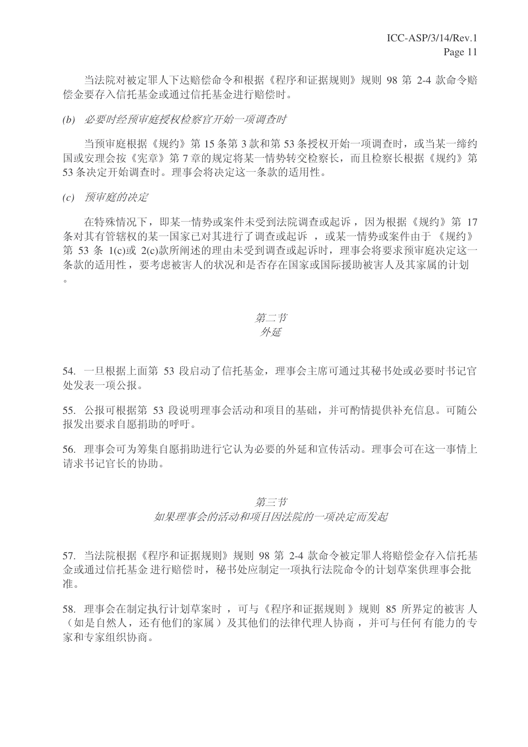当法院对被定罪人下达赔偿命令和根据《程序和证据规则》规则 98 第 2-4 款命令赔偿金要存入信托基金或通过信托基金进行赔偿时。

*(b) 必要时经预审庭授权检察官开始一项调查时*

当预审庭根据《规约》第 15 条第 3 款和第 53 条授权开始一项调查时，或当某一缔约国或安理会按《宪章》第 7 章的规定将某一情势转交检察长，而且检察长根据《规约》第 53 条决定开始调查时。理事会将决定这一条款的适用性。

*(c) 预审庭的决定*

在特殊情况下，即某一情势或案件未受到法院调查或起诉，因为根据《规约》第 17 条对其有管辖权的某一国家已对其进行了调查或起诉 ，或某一情势或案件由于 《规约》第 53 条 1(c)或 2(c)款所阐述的理由未受到调查或起诉时，理事会将要求预审庭决定这一条款的适用性，要考虑被害人的状况和是否存在国家或国际援助被害人及其家属的计划。

## *第二节*
## *外延*

54. 一旦根据上面第 53 段启动了信托基金，理事会主席可通过其秘书处或必要时书记官处发表一项公报。

55. 公报可根据第 53 段说明理事会活动和项目的基础，并可酌情提供补充信息。可随公报发出要求自愿捐助的呼吁。

56. 理事会可为筹集自愿捐助进行它认为必要的外延和宣传活动。理事会可在这一事情上请求书记官长的协助。

## *第三节*
## *如果理事会的活动和项目因法院的一项决定而发起*

57. 当法院根据《程序和证据规则》规则 98 第 2-4 款命令被定罪人将赔偿金存入信托基金或通过信托基金 进行赔偿时，秘书处应制定一项执行法院命令的计划草案供理事会批准。

58. 理事会在制定执行计划草案时 ，可与《程序和证据规则 》规则 85 所界定的被害 人（如是自然人，还有他们的家属）及其他们的法律代理人协商 ，并可与任何 有能力的专家和专家组织协商。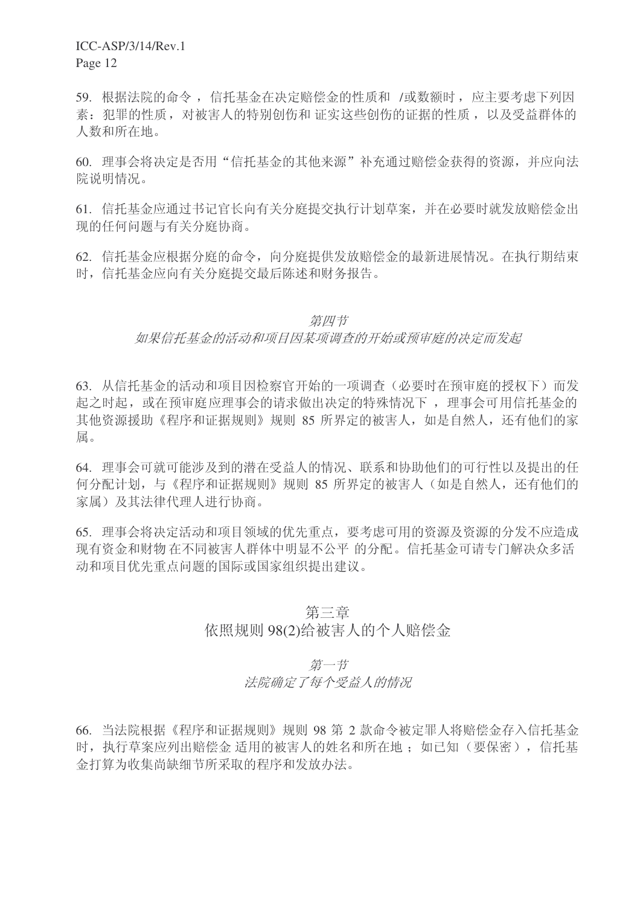59. 根据法院的命令，信托基金在决定赔偿金的性质和 /或数额时，应主要考虑下列因素：犯罪的性质，对被害人的特别创伤和证实这些创伤的证据的性质，以及受益群体的人数和所在地。

60. 理事会将决定是否用"信托基金的其他来源"补充通过赔偿金获得的资源，并应向法院说明情况。

61. 信托基金应通过书记官长向有关分庭提交执行计划草案，并在必要时就发放赔偿金出现的任何问题与有关分庭协商。

62. 信托基金应根据分庭的命令，向分庭提供发放赔偿金的最新进展情况。在执行期结束时，信托基金应向有关分庭提交最后陈述和财务报告。

### *第四节*
### *如果信托基金的活动和项目因某项调查的开始或预审庭的决定而发起*

63. 从信托基金的活动和项目因检察官开始的一项调查（必要时在预审庭的授权下）而发起之时起，或在预审庭应理事会的请求做出决定的特殊情况下，理事会可用信托基金的其他资源援助《程序和证据规则》规则 85 所界定的被害人，如是自然人，还有他们的家属。

64. 理事会可就可能涉及到的潜在受益人的情况、联系和协助他们的可行性以及提出的任何分配计划，与《程序和证据规则》规则 85 所界定的被害人（如是自然人，还有他们的家属）及其法律代理人进行协商。

65. 理事会将决定活动和项目领域的优先重点，要考虑可用的资源及资源的分发不应造成现有资金和财物在不同被害人群体中明显不公平的分配。信托基金可请专门解决众多活动和项目优先重点问题的国际或国家组织提出建议。

## 第三章
## 依照规则 98(2)给被害人的个人赔偿金

### *第一节*
### *法院确定了每个受益人的情况*

66. 当法院根据《程序和证据规则》规则 98 第 2 款命令被定罪人将赔偿金存入信托基金时，执行草案应列出赔偿金适用的被害人的姓名和所在地；如已知（要保密），信托基金打算为收集尚缺细节所采取的程序和发放办法。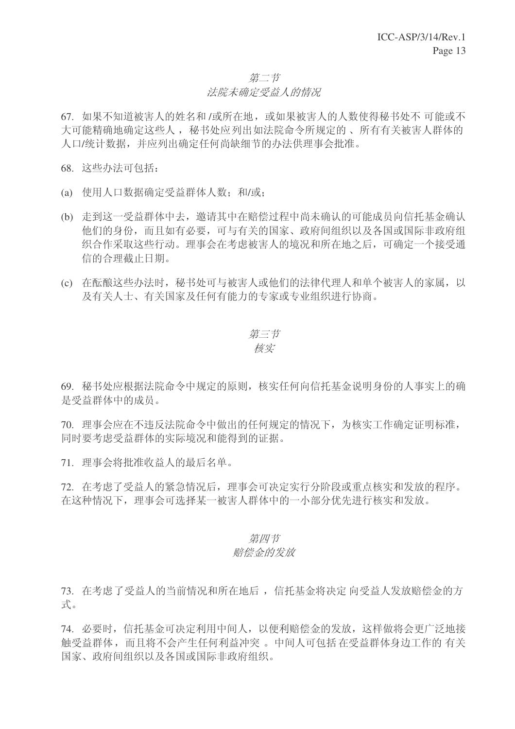*第二节*

*法院未确定受益人的情况*

67. 如果不知道被害人的姓名和 /或所在地，或如果被害人的人数使得秘书处不 可能或不大可能精确地确定这些人 ，秘书处应列出如法院命令所规定的 、所有有关被害人群体的人口/统计数据，并应列出确定任何尚缺细节的办法供理事会批准。

68. 这些办法可包括：

(a) 使用人口数据确定受益群体人数；和/或；

(b) 走到这一受益群体中去，邀请其中在赔偿过程中尚未确认的可能成员向信托基金确认他们的身份，而且如有必要，可与有关的国家、政府间组织以及各国或国际非政府组织合作采取这些行动。理事会在考虑被害人的境况和所在地之后，可确定一个接受通信的合理截止日期。

(c) 在酝酿这些办法时，秘书处可与被害人或他们的法律代理人和单个被害人的家属，以及有关人士、有关国家及任何有能力的专家或专业组织进行协商。

*第三节*

*核实*

69. 秘书处应根据法院命令中规定的原则，核实任何向信托基金说明身份的人事实上的确是受益群体中的成员。

70. 理事会应在不违反法院命令中做出的任何规定的情况下，为核实工作确定证明标准，同时要考虑受益群体的实际境况和能得到的证据。

71. 理事会将批准收益人的最后名单。

72. 在考虑了受益人的紧急情况后，理事会可决定实行分阶段或重点核实和发放的程序。在这种情况下，理事会可选择某一被害人群体中的一小部分优先进行核实和发放。

*第四节*

*赔偿金的发放*

73. 在考虑了受益人的当前情况和所在地后 ，信托基金将决定 向受益人发放赔偿金的方式。

74. 必要时，信托基金可决定利用中间人，以便利赔偿金的发放，这样做将会更广泛地接触受益群体，而且将不会产生任何利益冲突 。中间人可包括 在受益群体身边工作的 有关国家、政府间组织以及各国或国际非政府组织。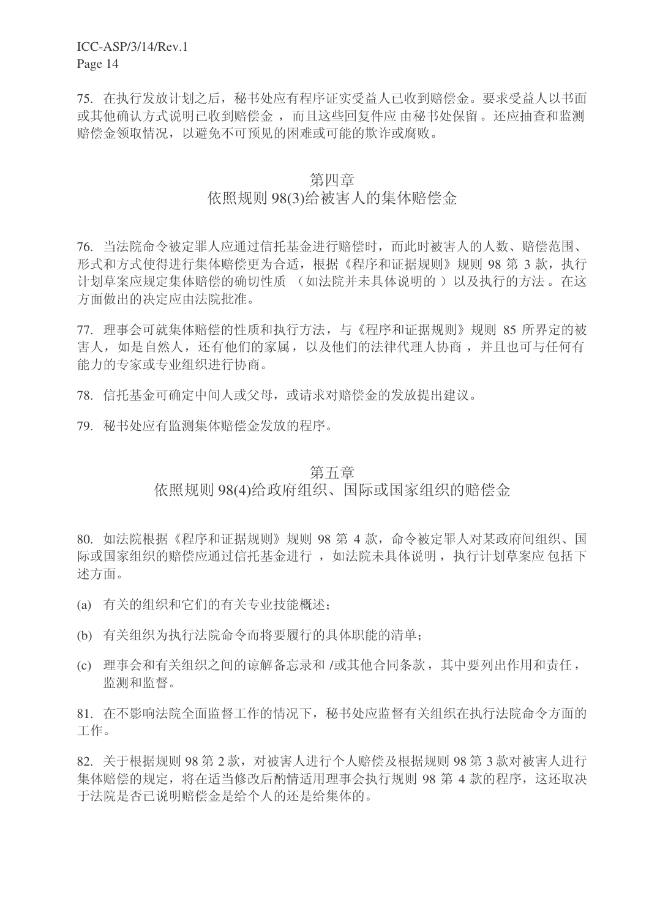75. 在执行发放计划之后，秘书处应有程序证实受益人已收到赔偿金。要求受益人以书面或其他确认方式说明已收到赔偿金，而且这些回复件应由秘书处保留。还应抽查和监测赔偿金领取情况，以避免不可预见的困难或可能的欺诈或腐败。

## 第四章
## 依照规则 98(3)给被害人的集体赔偿金

76. 当法院命令被定罪人应通过信托基金进行赔偿时，而此时被害人的人数、赔偿范围、形式和方式使得进行集体赔偿更为合适，根据《程序和证据规则》规则 98 第 3 款，执行计划草案应规定集体赔偿的确切性质（如法院并未具体说明的）以及执行的方法。在这方面做出的决定应由法院批准。

77. 理事会可就集体赔偿的性质和执行方法，与《程序和证据规则》规则 85 所界定的被害人，如是自然人，还有他们的家属，以及他们的法律代理人协商，并且也可与任何有能力的专家或专业组织进行协商。

78. 信托基金可确定中间人或父母，或请求对赔偿金的发放提出建议。

79. 秘书处应有监测集体赔偿金发放的程序。

## 第五章
## 依照规则 98(4)给政府组织、国际或国家组织的赔偿金

80. 如法院根据《程序和证据规则》规则 98 第 4 款，命令被定罪人对某政府间组织、国际或国家组织的赔偿应通过信托基金进行，如法院未具体说明，执行计划草案应包括下述方面。

(a) 有关的组织和它们的有关专业技能概述；

(b) 有关组织为执行法院命令而将要履行的具体职能的清单；

(c) 理事会和有关组织之间的谅解备忘录和/或其他合同条款，其中要列出作用和责任，监测和监督。

81. 在不影响法院全面监督工作的情况下，秘书处应监督有关组织在执行法院命令方面的工作。

82. 关于根据规则 98 第 2 款，对被害人进行个人赔偿及根据规则 98 第 3 款对被害人进行集体赔偿的规定，将在适当修改后酌情适用理事会执行规则 98 第 4 款的程序，这还取决于法院是否已说明赔偿金是给个人的还是给集体的。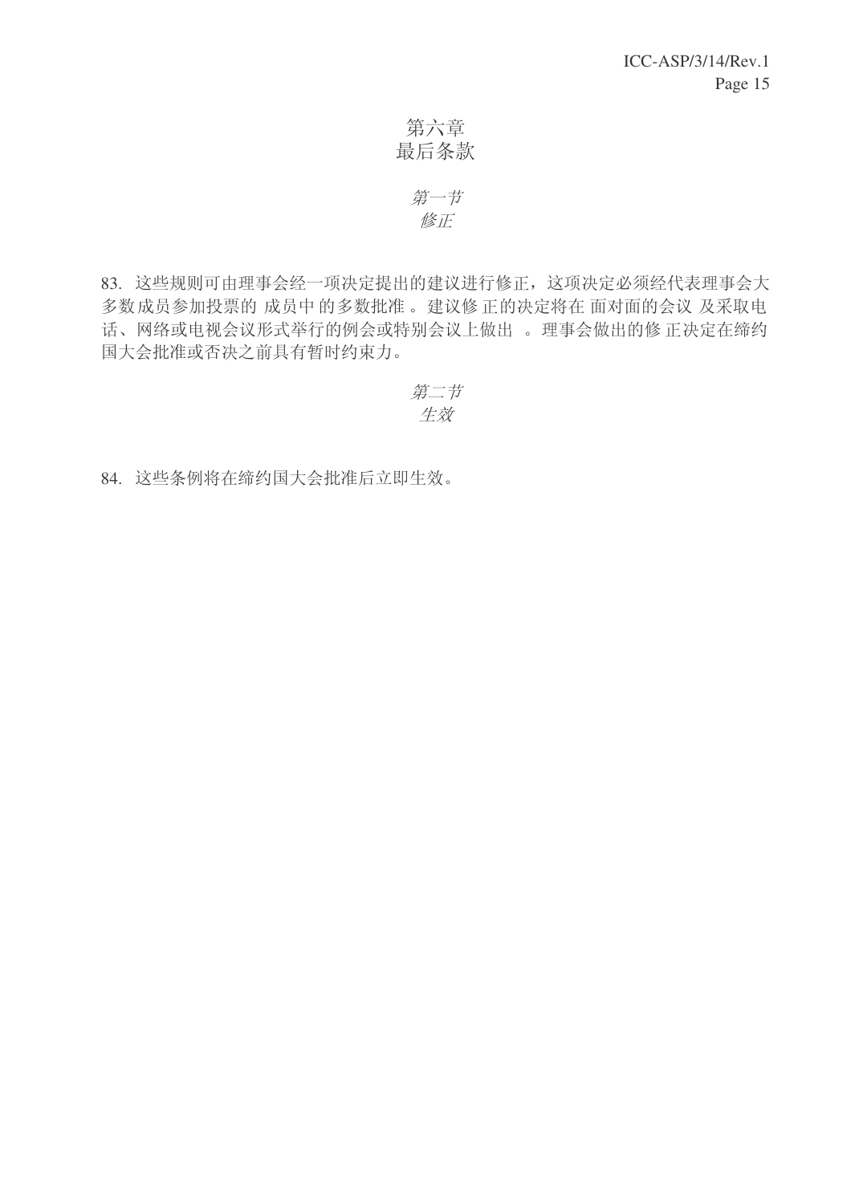# 第六章
# 最后条款

## *第一节*
## *修正*

83. 这些规则可由理事会经一项决定提出的建议进行修正，这项决定必须经代表理事会大多数成员参加投票的 成员中 的多数批准 。建议修 正的决定将在 面对面的会议 及采取电话、网络或电视会议形式举行的例会或特别会议上做出 。理事会做出的修 正决定在缔约国大会批准或否决之前具有暂时约束力。

## *第二节*
## *生效*

84. 这些条例将在缔约国大会批准后立即生效。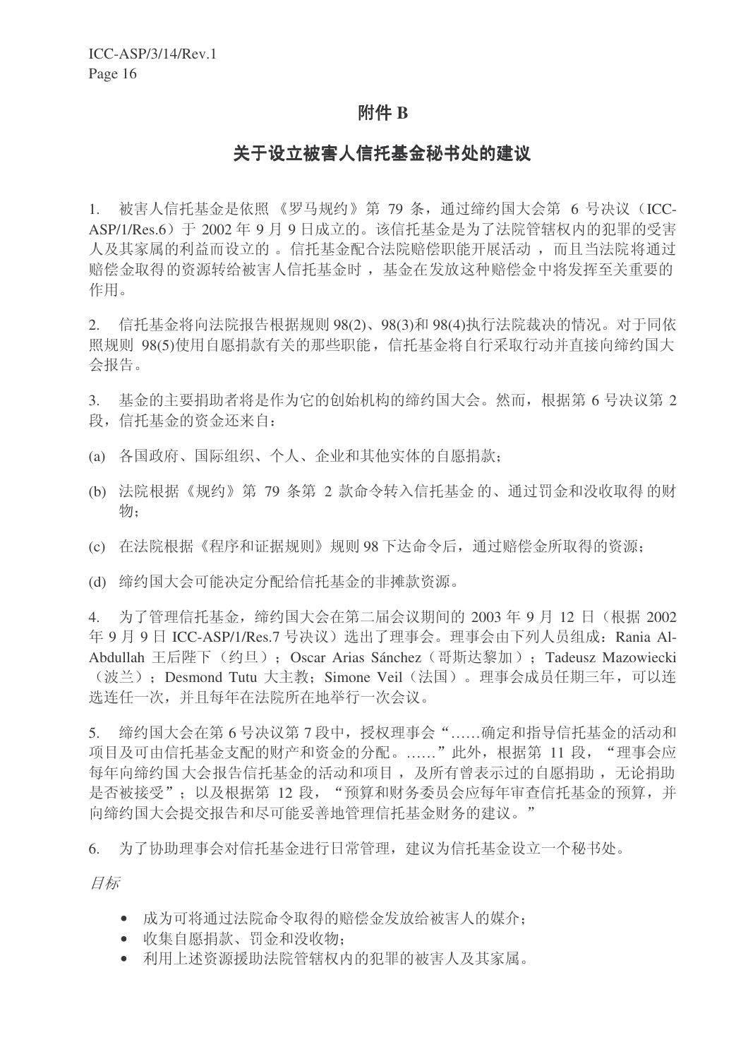# 附件 B

## 关于设立被害人信托基金秘书处的建议

1. 被害人信托基金是依照《罗马规约》第 79 条，通过缔约国大会第 6 号决议（ICC-ASP/1/Res.6）于 2002 年 9 月 9 日成立的。该信托基金是为了法院管辖权内的犯罪的受害人及其家属的利益而设立的。信托基金配合法院赔偿职能开展活动，而且当法院将通过赔偿金取得的资源转给被害人信托基金时，基金在发放这种赔偿金中将发挥至关重要的作用。

2. 信托基金将向法院报告根据规则 98(2)、98(3)和 98(4)执行法院裁决的情况。对于同依照规则 98(5)使用自愿捐款有关的那些职能，信托基金将自行采取行动并直接向缔约国大会报告。

3. 基金的主要捐助者将是作为它的创始机构的缔约国大会。然而，根据第 6 号决议第 2 段，信托基金的资金还来自：

(a) 各国政府、国际组织、个人、企业和其他实体的自愿捐款；

(b) 法院根据《规约》第 79 条第 2 款命令转入信托基金的、通过罚金和没收取得的财物；

(c) 在法院根据《程序和证据规则》规则 98 下达命令后，通过赔偿金所取得的资源；

(d) 缔约国大会可能决定分配给信托基金的非摊款资源。

4. 为了管理信托基金，缔约国大会在第二届会议期间的 2003 年 9 月 12 日（根据 2002 年 9 月 9 日 ICC-ASP/1/Res.7 号决议）选出了理事会。理事会由下列人员组成：Rania Al-Abdullah 王后陛下（约旦）；Oscar Arias Sánchez（哥斯达黎加）；Tadeusz Mazowiecki（波兰）；Desmond Tutu 大主教；Simone Veil（法国）。理事会成员任期三年，可以连选连任一次，并且每年在法院所在地举行一次会议。

5. 缔约国大会在第 6 号决议第 7 段中，授权理事会"……确定和指导信托基金的活动和项目及可由信托基金支配的财产和资金的分配。……"此外，根据第 11 段，"理事会应每年向缔约国大会报告信托基金的活动和项目，及所有曾表示过的自愿捐助，无论捐助是否被接受"；以及根据第 12 段，"预算和财务委员会应每年审查信托基金的预算，并向缔约国大会提交报告和尽可能妥善地管理信托基金财务的建议。"

6. 为了协助理事会对信托基金进行日常管理，建议为信托基金设立一个秘书处。

*目标*

- 成为可将通过法院命令取得的赔偿金发放给被害人的媒介；
- 收集自愿捐款、罚金和没收物；
- 利用上述资源援助法院管辖权内的犯罪的被害人及其家属。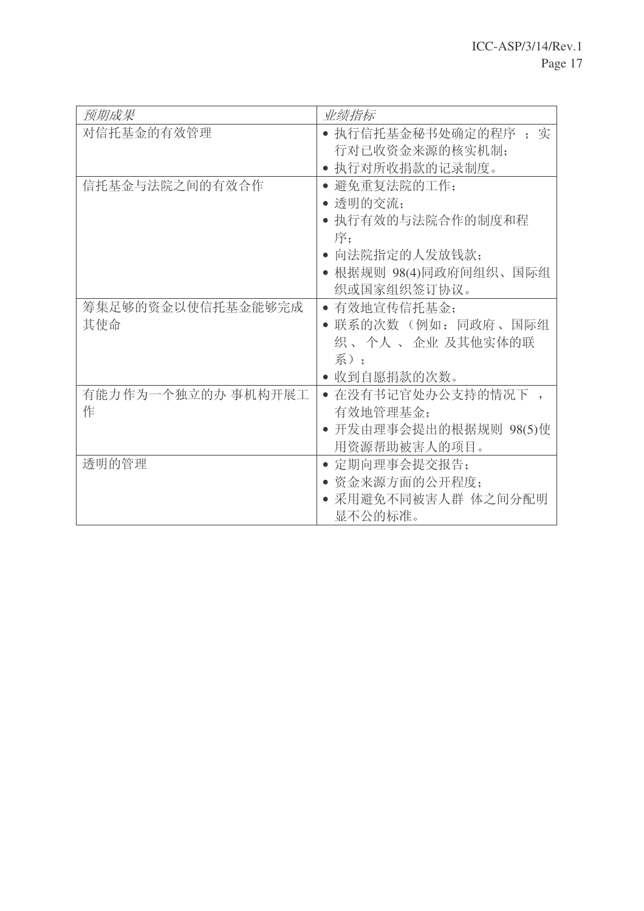| *预期成果* | *业绩指标* |
|---|---|
| 对信托基金的有效管理 | • 执行信托基金秘书处确定的程序；实行对已收资金来源的核实机制；<br>• 执行对所收捐款的记录制度。 |
| 信托基金与法院之间的有效合作 | • 避免重复法院的工作；<br>• 透明的交流；<br>• 执行有效的与法院合作的制度和程序；<br>• 向法院指定的人发放钱款；<br>• 根据规则 98(4)同政府间组织、国际组织或国家组织签订协议。 |
| 筹集足够的资金以使信托基金能够完成其使命 | • 有效地宣传信托基金；<br>• 联系的次数（例如：同政府、国际组织、个人、企业及其他实体的联系）；<br>• 收到自愿捐款的次数。 |
| 有能力作为一个独立的办事机构开展工作 | • 在没有书记官处办公支持的情况下，有效地管理基金；<br>• 开发由理事会提出的根据规则 98(5)使用资源帮助被害人的项目。 |
| 透明的管理 | • 定期向理事会提交报告；<br>• 资金来源方面的公开程度；<br>• 采用避免不同被害人群体之间分配明显不公的标准。 |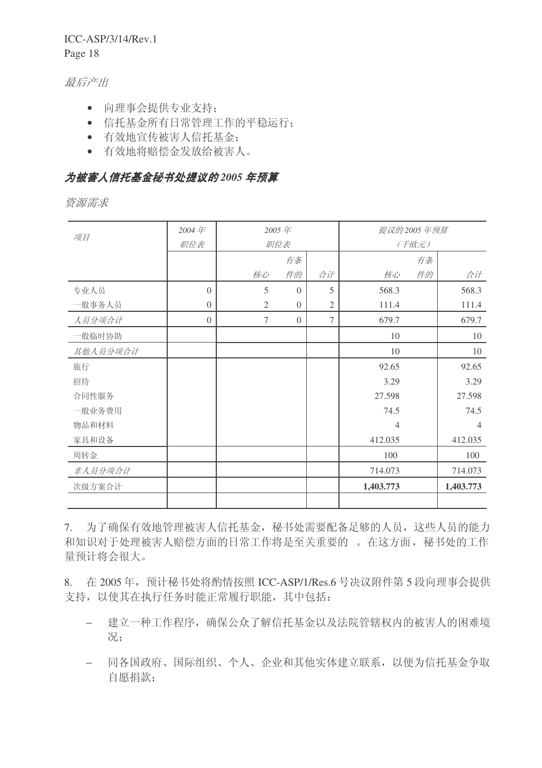*最后产出*

- 向理事会提供专业支持；
- 信托基金所有日常管理工作的平稳运行；
- 有效地宣传被害人信托基金；
- 有效地将赔偿金发放给被害人。

## *为被害人信托基金秘书处提议的 2005 年预算*

*资源需求*

| *项目* | *2004 年职位表* | *2005 年职位表* | | | *提议的 2005 年预算（千欧元）* | | |
|---|---|---|---|---|---|---|---|
| | | *核心* | *有条件的* | *合计* | *核心* | *有条件的* | *合计* |
| 专业人员 | 0 | 5 | 0 | 5 | 568.3 | | 568.3 |
| 一般事务人员 | 0 | 2 | 0 | 2 | 111.4 | | 111.4 |
| *人员分项合计* | 0 | 7 | 0 | 7 | 679.7 | | 679.7 |
| 一般临时协助 | | | | | 10 | | 10 |
| *其他人员分项合计* | | | | | 10 | | 10 |
| 旅行 | | | | | 92.65 | | 92.65 |
| 招待 | | | | | 3.29 | | 3.29 |
| 合同性服务 | | | | | 27.598 | | 27.598 |
| 一般业务费用 | | | | | 74.5 | | 74.5 |
| 物品和材料 | | | | | 4 | | 4 |
| 家具和设备 | | | | | 412.035 | | 412.035 |
| 周转金 | | | | | 100 | | 100 |
| *非人员分项合计* | | | | | 714.073 | | 714.073 |
| 次级方案合计 | | | | | **1,403.773** | | **1,403.773** |

7.　为了确保有效地管理被害人信托基金，秘书处需要配备足够的人员，这些人员的能力和知识对于处理被害人赔偿方面的日常工作将是至关重要的 。在这方面，秘书处的工作量预计将会很大。

8.　在 2005 年，预计秘书处将酌情按照 ICC-ASP/1/Res.6 号决议附件第 5 段向理事会提供支持，以使其在执行任务时能正常履行职能，其中包括：

– 建立一种工作程序，确保公众了解信托基金以及法院管辖权内的被害人的困难境况；

– 同各国政府、国际组织、个人、企业和其他实体建立联系，以便为信托基金争取自愿捐款；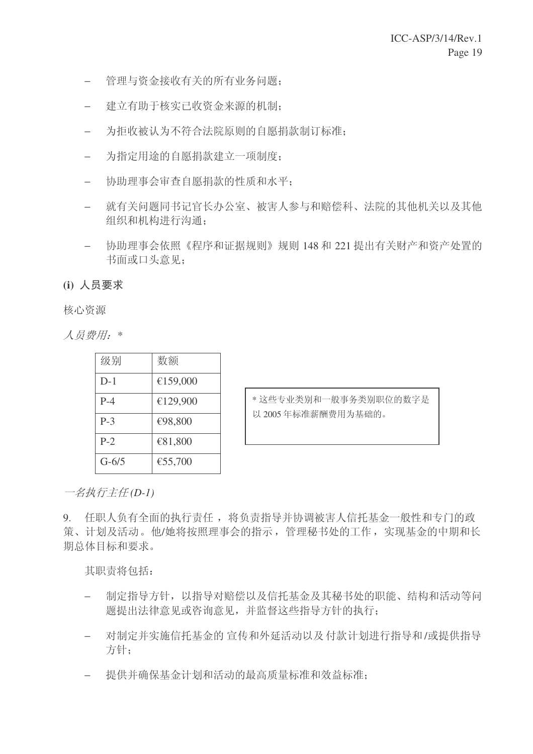- 管理与资金接收有关的所有业务问题；
- 建立有助于核实已收资金来源的机制；
- 为拒收被认为不符合法院原则的自愿捐款制订标准；
- 为指定用途的自愿捐款建立一项制度；
- 协助理事会审查自愿捐款的性质和水平；
- 就有关问题同书记官长办公室、被害人参与和赔偿科、法院的其他机关以及其他组织和机构进行沟通；
- 协助理事会依照《程序和证据规则》规则 148 和 221 提出有关财产和资产处置的书面或口头意见；

**(i) 人员要求**

核心资源

*人员费用：**

| 级别 | 数额 |
|---|---|
| D-1 | €159,000 |
| P-4 | €129,900 |
| P-3 | €98,800 |
| P-2 | €81,800 |
| G-6/5 | €55,700 |

* 这些专业类别和一般事务类别职位的数字是以 2005 年标准薪酬费用为基础的。

*一名执行主任 (D-1)*

9. 任职人负有全面的执行责任 ，将负责指导并协调被害人信托基金一般性和专门的政策、计划及活动。他/她将按照理事会的指示，管理秘书处的工作，实现基金的中期和长期总体目标和要求。

其职责将包括：

- 制定指导方针，以指导对赔偿以及信托基金及其秘书处的职能、结构和活动等问题提出法律意见或咨询意见，并监督这些指导方针的执行；
- 对制定并实施信托基金的 宣传和外延活动以及 付款计划进行指导和/或提供指导方针；
- 提供并确保基金计划和活动的最高质量标准和效益标准；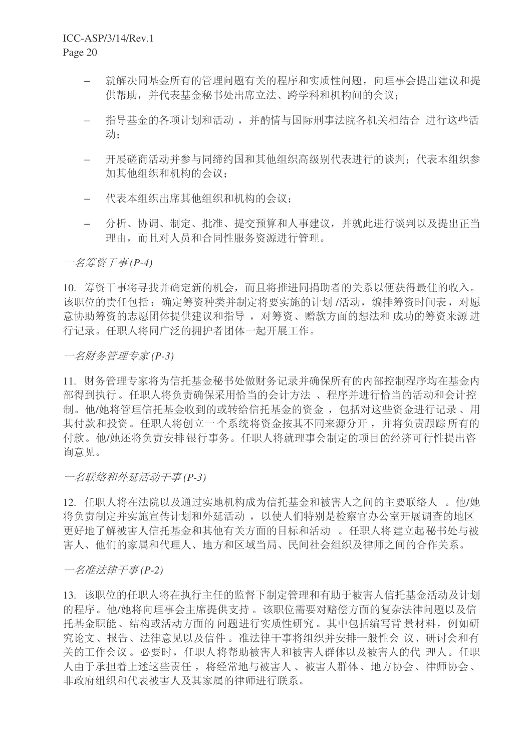- 就解决同基金所有的管理问题有关的程序和实质性问题，向理事会提出建议和提供帮助，并代表基金秘书处出席立法、跨学科和机构间的会议；

- 指导基金的各项计划和活动，并酌情与国际刑事法院各机关相结合进行这些活动；

- 开展磋商活动并参与同缔约国和其他组织高级别代表进行的谈判；代表本组织参加其他组织和机构的会议；

- 代表本组织出席其他组织和机构的会议；

- 分析、协调、制定、批准、提交预算和人事建议，并就此进行谈判以及提出正当理由，而且对人员和合同性服务资源进行管理。

*一名筹资干事 (P-4)*

10. 筹资干事将寻找并确定新的机会，而且将推进同捐助者的关系以便获得最佳的收入。该职位的责任包括：确定筹资种类并制定将要实施的计划/活动，编排筹资时间表，对愿意协助筹资的志愿团体提供建议和指导，对筹资、赠款方面的想法和成功的筹资来源进行记录。任职人将同广泛的拥护者团体一起开展工作。

*一名财务管理专家 (P-3)*

11. 财务管理专家将为信托基金秘书处做财务记录并确保所有的内部控制程序均在基金内部得到执行。任职人将负责确保采用恰当的会计方法、程序并进行恰当的活动和会计控制。他/她将管理信托基金收到的或转给信托基金的资金，包括对这些资金进行记录、用其付款和投资。任职人将创立一个系统将资金按其不同来源分开，并将负责跟踪所有的付款。他/她还将负责安排银行事务。任职人将就理事会制定的项目的经济可行性提出咨询意见。

*一名联络和外延活动干事 (P-3)*

12. 任职人将在法院以及通过实地机构成为信托基金和被害人之间的主要联络人。他/她将负责制定并实施宣传计划和外延活动，以使人们特别是检察官办公室开展调查的地区更好地了解被害人信托基金和其他有关方面的目标和活动。任职人将建立起秘书处与被害人、他们的家属和代理人、地方和区域当局、民间社会组织及律师之间的合作关系。

*一名准法律干事 (P-2)*

13. 该职位的任职人将在执行主任的监督下制定管理和有助于被害人信托基金活动及计划的程序。他/她将向理事会主席提供支持。该职位需要对赔偿方面的复杂法律问题以及信托基金职能、结构或活动方面的问题进行实质性研究。其中包括编写背景材料，例如研究论文、报告、法律意见以及信件。准法律干事将组织并安排一般性会议、研讨会和有关的工作会议。必要时，任职人将帮助被害人和被害人群体以及被害人的代理人。任职人由于承担着上述这些责任，将经常地与被害人、被害人群体、地方协会、律师协会、非政府组织和代表被害人及其家属的律师进行联系。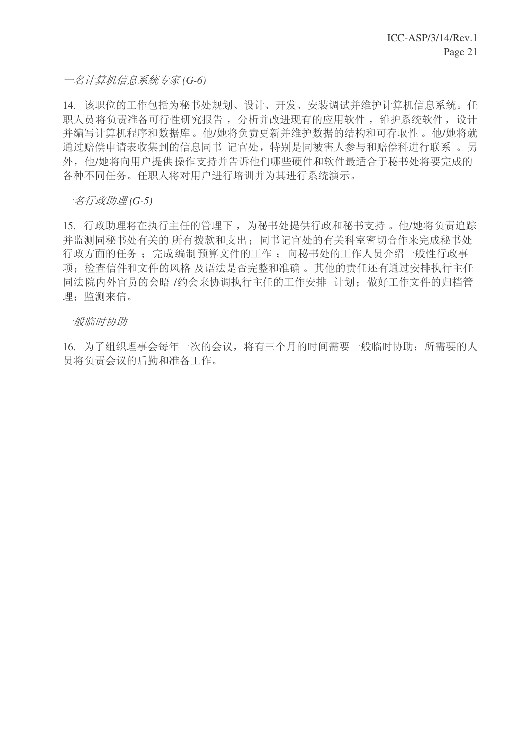*一名计算机信息系统专家 (G-6)*

14. 该职位的工作包括为秘书处规划、设计、开发、安装调试并维护计算机信息系统。任职人员将负责准备可行性研究报告，分析并改进现有的应用软件，维护系统软件，设计并编写计算机程序和数据库。他/她将负责更新并维护数据的结构和可存取性。他/她将就通过赔偿申请表收集到的信息同书记官处，特别是同被害人参与和赔偿科进行联系。另外，他/她将向用户提供操作支持并告诉他们哪些硬件和软件最适合于秘书处将要完成的各种不同任务。任职人将对用户进行培训并为其进行系统演示。

*一名行政助理 (G-5)*

15. 行政助理将在执行主任的管理下，为秘书处提供行政和秘书支持。他/她将负责追踪并监测同秘书处有关的所有拨款和支出；同书记官处的有关科室密切合作来完成秘书处行政方面的任务；完成编制预算文件的工作；向秘书处的工作人员介绍一般性行政事项；检查信件和文件的风格及语法是否完整和准确。其他的责任还有通过安排执行主任同法院内外官员的会晤/约会来协调执行主任的工作安排计划；做好工作文件的归档管理；监测来信。

*一般临时协助*

16. 为了组织理事会每年一次的会议，将有三个月的时间需要一般临时协助；所需要的人员将负责会议的后勤和准备工作。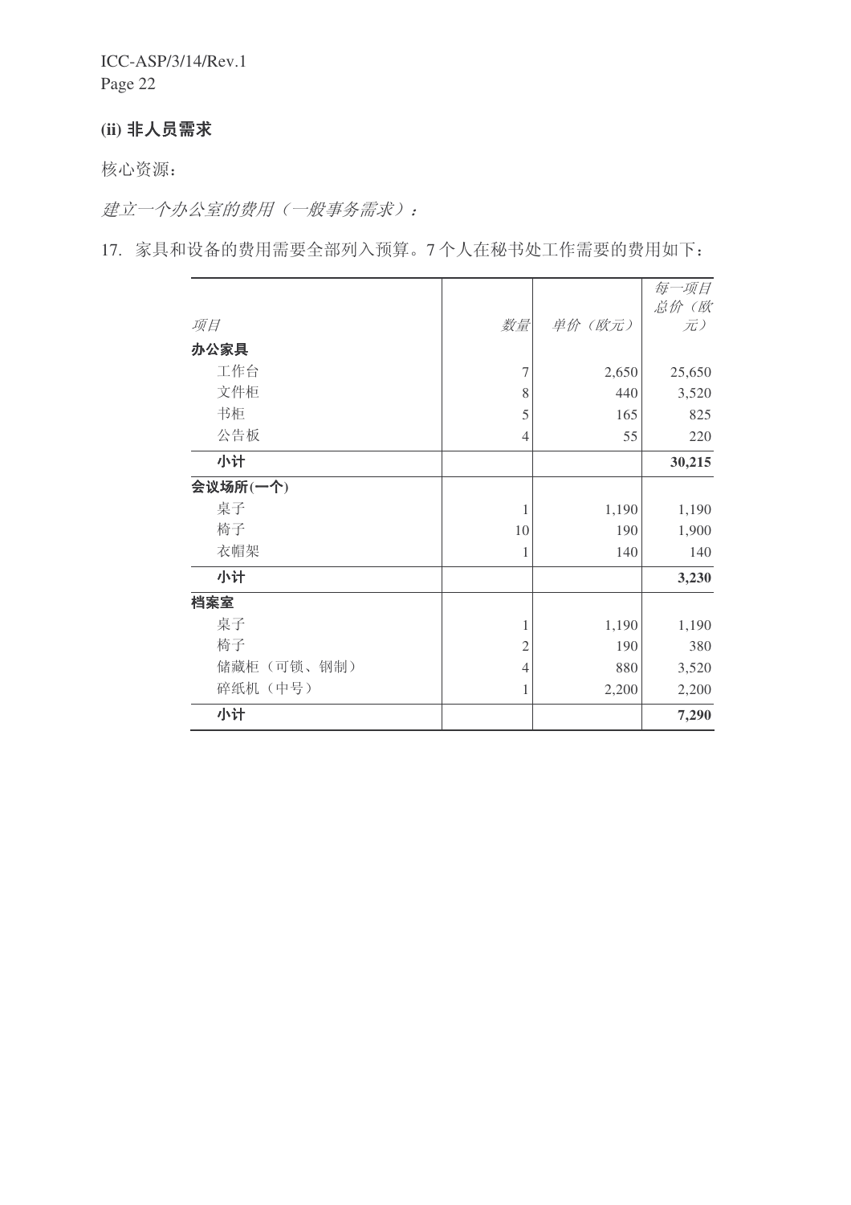### (ii) 非人员需求

核心资源：

*建立一个办公室的费用（一般事务需求）：*

17. 家具和设备的费用需要全部列入预算。7 个人在秘书处工作需要的费用如下：

| *项目* | *数量* | *单价（欧元）* | *每一项目总价（欧元）* |
|---|---|---|---|
| **办公家具** | | | |
| 工作台 | 7 | 2,650 | 25,650 |
| 文件柜 | 8 | 440 | 3,520 |
| 书柜 | 5 | 165 | 825 |
| 公告板 | 4 | 55 | 220 |
| **小计** | | | **30,215** |
| **会议场所(一个)** | | | |
| 桌子 | 1 | 1,190 | 1,190 |
| 椅子 | 10 | 190 | 1,900 |
| 衣帽架 | 1 | 140 | 140 |
| **小计** | | | **3,230** |
| **档案室** | | | |
| 桌子 | 1 | 1,190 | 1,190 |
| 椅子 | 2 | 190 | 380 |
| 储藏柜（可锁、钢制） | 4 | 880 | 3,520 |
| 碎纸机（中号） | 1 | 2,200 | 2,200 |
| **小计** | | | **7,290** |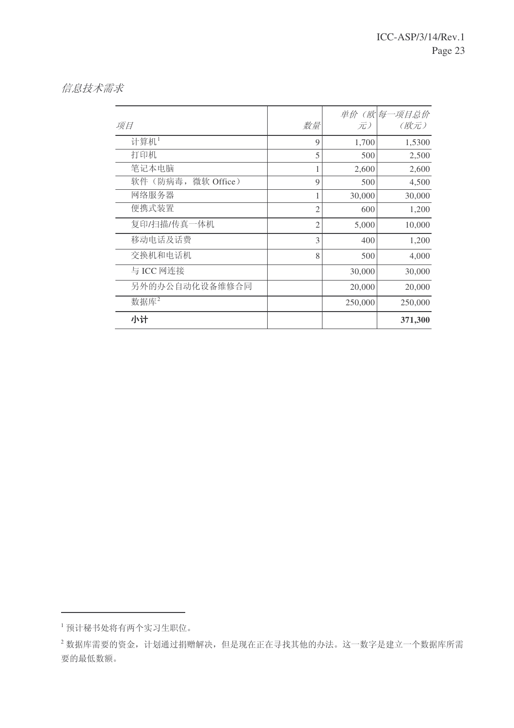*信息技术需求*

| *项目* | *数量* | *单价（欧元）* | *每一项目总价（欧元）* |
|---|---|---|---|
| 计算机[1] | 9 | 1,700 | 1,5300 |
| 打印机 | 5 | 500 | 2,500 |
| 笔记本电脑 | 1 | 2,600 | 2,600 |
| 软件（防病毒，微软 Office） | 9 | 500 | 4,500 |
| 网络服务器 | 1 | 30,000 | 30,000 |
| 便携式装置 | 2 | 600 | 1,200 |
| 复印/扫描/传真一体机 | 2 | 5,000 | 10,000 |
| 移动电话及话费 | 3 | 400 | 1,200 |
| 交换机和电话机 | 8 | 500 | 4,000 |
| 与 ICC 网连接 | | 30,000 | 30,000 |
| 另外的办公自动化设备维修合同 | | 20,000 | 20,000 |
| 数据库[2] | | 250,000 | 250,000 |
| **小计** | | | **371,300** |

[1] 预计秘书处将有两个实习生职位。

[2] 数据库需要的资金，计划通过捐赠解决，但是现在正在寻找其他的办法。这一数字是建立一个数据库所需要的最低数额。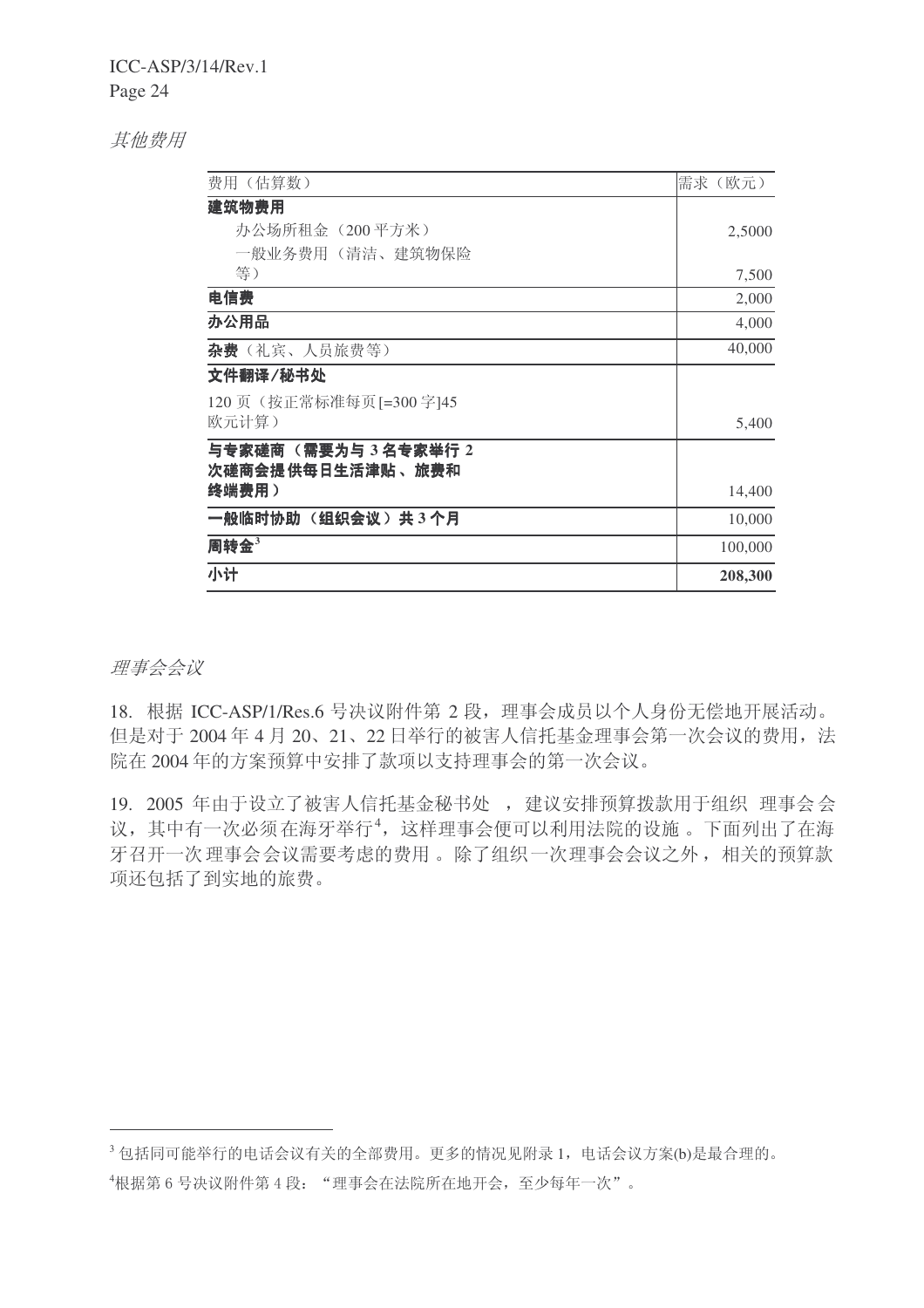*其他费用*

| 费用（估算数） | 需求（欧元） |
|---|---|
| **建筑物费用** | |
| 办公场所租金（200 平方米） | 2,5000 |
| 一般业务费用（清洁、建筑物保险等） | 7,500 |
| **电信费** | 2,000 |
| **办公用品** | 4,000 |
| **杂费**（礼宾、人员旅费等） | 40,000 |
| **文件翻译/秘书处** | |
| 120 页（按正常标准每页[=300 字]45 欧元计算） | 5,400 |
| **与专家磋商（需要为与 3 名专家举行 2 次磋商会提供每日生活津贴、旅费和终端费用）** | 14,400 |
| **一般临时协助（组织会议）共 3 个月** | 10,000 |
| **周转金**[3] | 100,000 |
| **小计** | **208,300** |

*理事会会议*

18. 根据 ICC-ASP/1/Res.6 号决议附件第 2 段，理事会成员以个人身份无偿地开展活动。但是对于 2004 年 4 月 20、21、22 日举行的被害人信托基金理事会第一次会议的费用，法院在 2004 年的方案预算中安排了款项以支持理事会的第一次会议。

19. 2005 年由于设立了被害人信托基金秘书处，建议安排预算拨款用于组织理事会会议，其中有一次必须在海牙举行[4]，这样理事会便可以利用法院的设施。下面列出了在海牙召开一次理事会会议需要考虑的费用。除了组织一次理事会会议之外，相关的预算款项还包括了到实地的旅费。

---

[3] 包括同可能举行的电话会议有关的全部费用。更多的情况见附录 1，电话会议方案(b)是最合理的。

[4] 根据第 6 号决议附件第 4 段："理事会在法院所在地开会，至少每年一次"。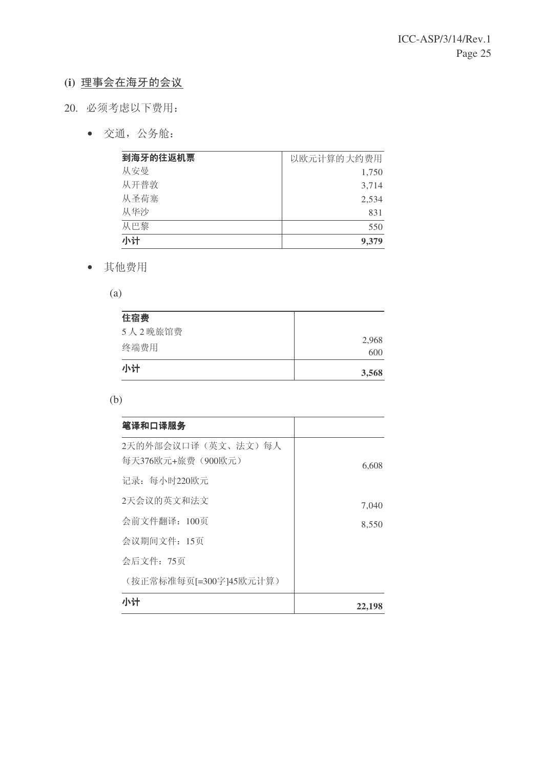**(i) 理事会在海牙的会议**

20. 必须考虑以下费用：

- 交通，公务舱：

| **到海牙的往返机票** | 以欧元计算的大约费用 |
|---|---:|
| 从安曼 | 1,750 |
| 从开普敦 | 3,714 |
| 从圣荷塞 | 2,534 |
| 从华沙 | 831 |
| 从巴黎 | 550 |
| **小计** | **9,379** |

- 其他费用

(a)

| **住宿费** | |
|---|---:|
| 5 人 2 晚旅馆费 | 2,968 |
| 终端费用 | 600 |
| **小计** | **3,568** |

(b)

| **笔译和口译服务** | |
|---|---:|
| 2天的外部会议口译（英文、法文）每人每天376欧元+旅费（900欧元） | 6,608 |
| 记录：每小时220欧元 | |
| 2天会议的英文和法文 | 7,040 |
| 会前文件翻译：100页 | 8,550 |
| 会议期间文件：15页 | |
| 会后文件：75页 | |
| （按正常标准每页[=300字]45欧元计算） | |
| **小计** | **22,198** |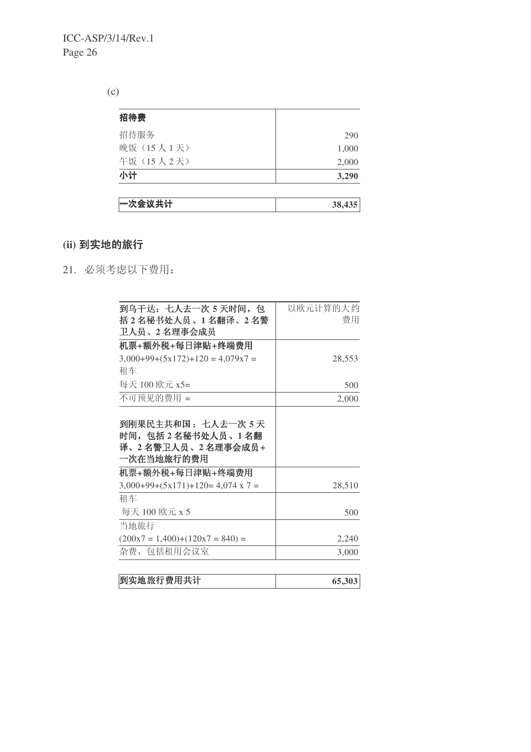(c)

| 招待费 | |
|---|---|
| 招待服务 | 290 |
| 晚饭（15 人 1 天） | 1,000 |
| 午饭（15 人 2 天） | 2,000 |
| **小计** | **3,290** |

| **一次会议共计** | **38,435** |
|---|---|

### (ii) 到实地的旅行

21. 必须考虑以下费用：

| **到乌干达：七人去一次 5 天时间，包括 2 名秘书处人员、1 名翻译、2 名警卫人员、2 名理事会成员** | 以欧元计算的大约费用 |
|---|---|
| **机票+额外税+每日津贴+终端费用** | |
| 3,000+99+(5x172)+120 = 4,079x7 = | 28,553 |
| 租车 | |
| 每天 100 欧元 x5= | 500 |
| 不可预见的费用 = | 2,000 |
| **到刚果民主共和国：七人去一次 5 天时间，包括 2 名秘书处人员、1 名翻译、2 名警卫人员、2 名理事会成员+一次在当地旅行的费用** | |
| **机票+额外税+每日津贴+终端费用** | |
| 3,000+99+(5x171)+120= 4,074 x 7 = | 28,510 |
| 租车 | |
| 每天 100 欧元 x 5 | 500 |
| 当地旅行 | |
| (200x7 = 1,400)+(120x7 = 840) = | 2,240 |
| 杂费，包括租用会议室 | 3,000 |

| **到实地旅行费用共计** | **65,303** |
|---|---|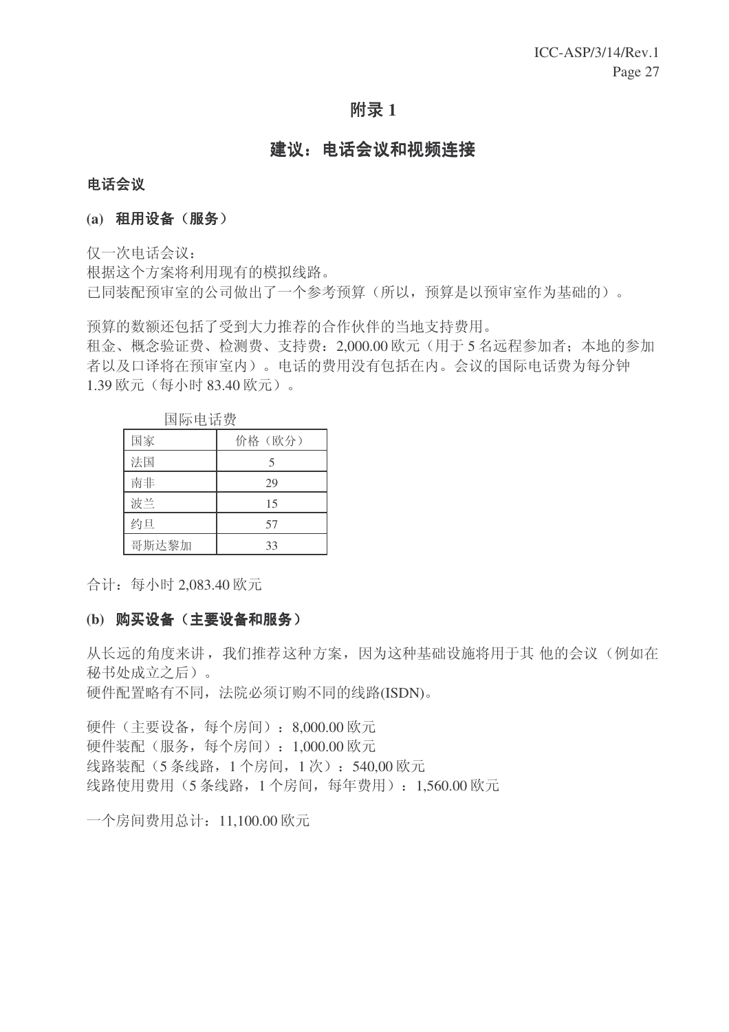# 附录 1

## 建议：电话会议和视频连接

### 电话会议

#### (a) 租用设备（服务）

仅一次电话会议：
根据这个方案将利用现有的模拟线路。
已同装配预审室的公司做出了一个参考预算（所以，预算是以预审室作为基础的）。

预算的数额还包括了受到大力推荐的合作伙伴的当地支持费用。
租金、概念验证费、检测费、支持费：2,000.00 欧元（用于 5 名远程参加者；本地的参加者以及口译将在预审室内）。电话的费用没有包括在内。会议的国际电话费为每分钟 1.39 欧元（每小时 83.40 欧元）。

国际电话费

| 国家 | 价格（欧分） |
|---|---|
| 法国 | 5 |
| 南非 | 29 |
| 波兰 | 15 |
| 约旦 | 57 |
| 哥斯达黎加 | 33 |

合计：每小时 2,083.40 欧元

#### (b) 购买设备（主要设备和服务）

从长远的角度来讲，我们推荐这种方案，因为这种基础设施将用于其 他的会议（例如在秘书处成立之后）。
硬件配置略有不同，法院必须订购不同的线路(ISDN)。

硬件（主要设备，每个房间）：8,000.00 欧元
硬件装配（服务，每个房间）：1,000.00 欧元
线路装配（5 条线路，1 个房间，1 次）：540,00 欧元
线路使用费用（5 条线路，1 个房间，每年费用）：1,560.00 欧元

一个房间费用总计：11,100.00 欧元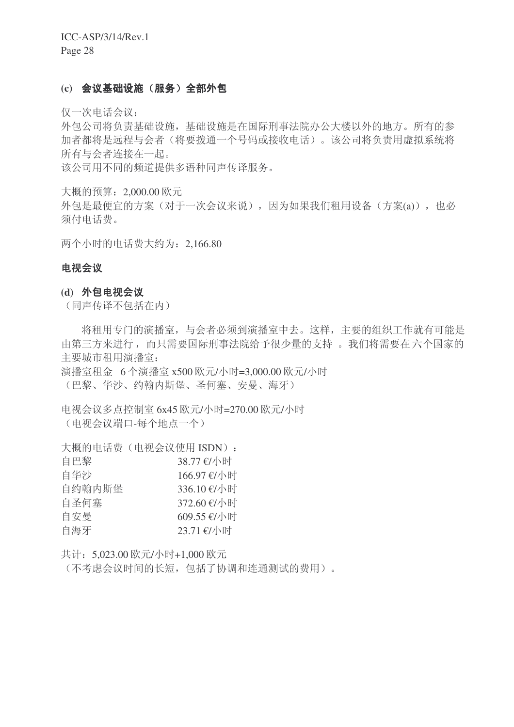### (c) 会议基础设施（服务）全部外包

仅一次电话会议：
外包公司将负责基础设施，基础设施是在国际刑事法院办公大楼以外的地方。所有的参加者都将是远程与会者（将要拨通一个号码或接收电话）。该公司将负责用虚拟系统将所有与会者连接在一起。
该公司用不同的频道提供多语种同声传译服务。

大概的预算：2,000.00 欧元
外包是最便宜的方案（对于一次会议来说），因为如果我们租用设备（方案(a)），也必须付电话费。

两个小时的电话费大约为：2,166.80

### 电视会议

#### (d) 外包电视会议

（同声传译不包括在内）

将租用专门的演播室，与会者必须到演播室中去。这样，主要的组织工作就有可能是由第三方来进行，而只需要国际刑事法院给予很少量的支持 。我们将需要在 六个国家的主要城市租用演播室：
演播室租金 6 个演播室 x500 欧元/小时=3,000.00 欧元/小时
（巴黎、华沙、约翰内斯堡、圣何塞、安曼、海牙）

电视会议多点控制室 6x45 欧元/小时=270.00 欧元/小时
（电视会议端口-每个地点一个）

大概的电话费（电视会议使用 ISDN）：

| | |
|---|---|
| 自巴黎 | 38.77 €/小时 |
| 自华沙 | 166.97 €/小时 |
| 自约翰内斯堡 | 336.10 €/小时 |
| 自圣何塞 | 372.60 €/小时 |
| 自安曼 | 609.55 €/小时 |
| 自海牙 | 23.71 €/小时 |

共计：5,023.00 欧元/小时+1,000 欧元
（不考虑会议时间的长短，包括了协调和连通测试的费用）。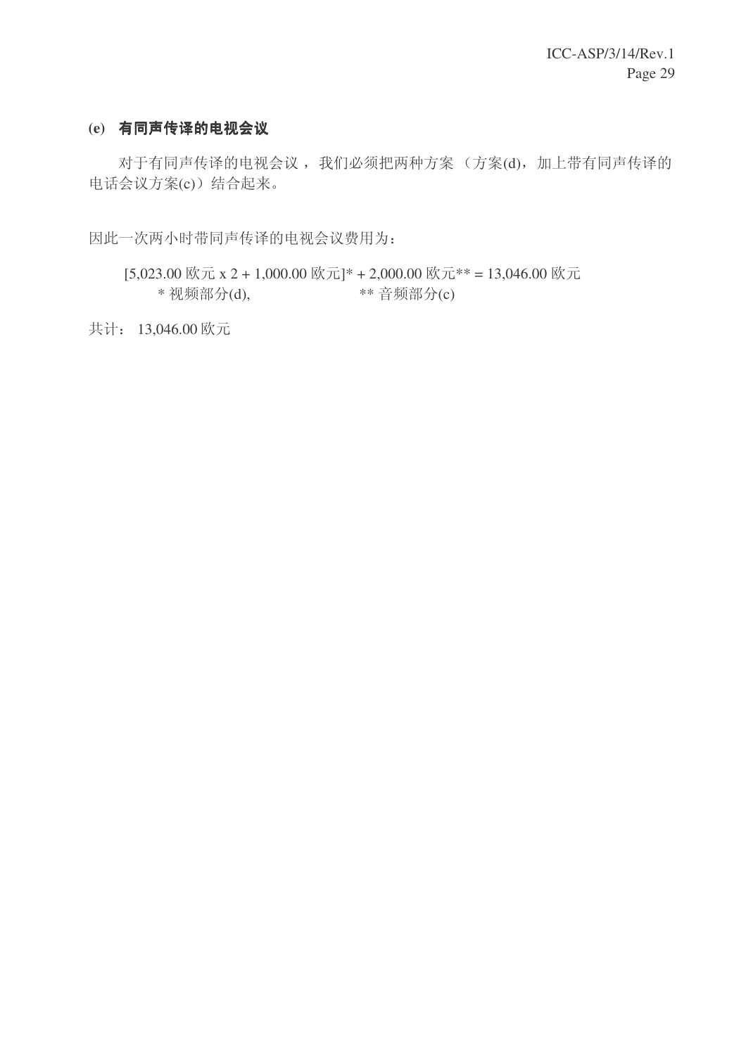### (e) 有同声传译的电视会议

对于有同声传译的电视会议 ，我们必须把两种方案 （方案(d)，加上带有同声传译的电话会议方案(c)）结合起来。

因此一次两小时带同声传译的电视会议费用为：

[5,023.00 欧元 x 2 + 1,000.00 欧元]* + 2,000.00 欧元** = 13,046.00 欧元
* 视频部分(d), ** 音频部分(c)

共计： 13,046.00 欧元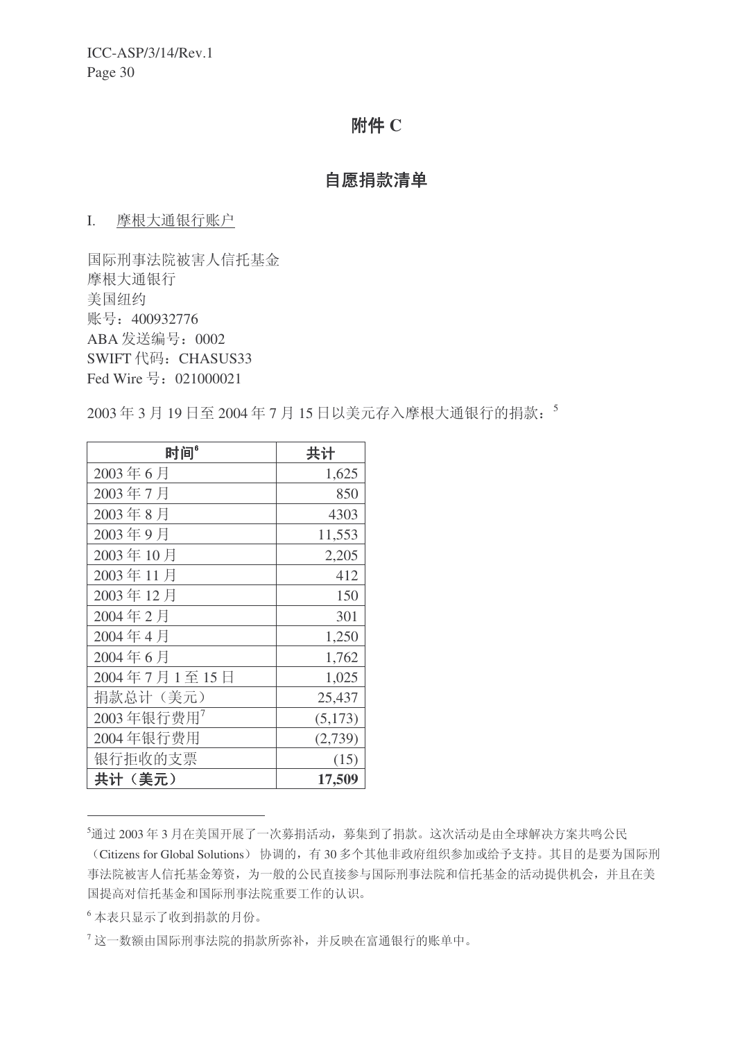# 附件 C

## 自愿捐款清单

I. 摩根大通银行账户

国际刑事法院被害人信托基金
摩根大通银行
美国纽约
账号：400932776
ABA 发送编号：0002
SWIFT 代码：CHASUS33
Fed Wire 号：021000021

2003 年 3 月 19 日至 2004 年 7 月 15 日以美元存入摩根大通银行的捐款：[5]

| 时间[6] | 共计 |
|---|---:|
| 2003 年 6 月 | 1,625 |
| 2003 年 7 月 | 850 |
| 2003 年 8 月 | 4303 |
| 2003 年 9 月 | 11,553 |
| 2003 年 10 月 | 2,205 |
| 2003 年 11 月 | 412 |
| 2003 年 12 月 | 150 |
| 2004 年 2 月 | 301 |
| 2004 年 4 月 | 1,250 |
| 2004 年 6 月 | 1,762 |
| 2004 年 7 月 1 至 15 日 | 1,025 |
| 捐款总计（美元） | 25,437 |
| 2003 年银行费用[7] | (5,173) |
| 2004 年银行费用 | (2,739) |
| 银行拒收的支票 | (15) |
| **共计（美元）** | **17,509** |

---

[5]通过 2003 年 3 月在美国开展了一次募捐活动，募集到了捐款。这次活动是由全球解决方案共鸣公民（Citizens for Global Solutions） 协调的，有 30 多个其他非政府组织参加或给予支持。其目的是要为国际刑事法院被害人信托基金筹资，为一般的公民直接参与国际刑事法院和信托基金的活动提供机会，并且在美国提高对信托基金和国际刑事法院重要工作的认识。

[6] 本表只显示了收到捐款的月份。

[7] 这一数额由国际刑事法院的捐款所弥补，并反映在富通银行的账单中。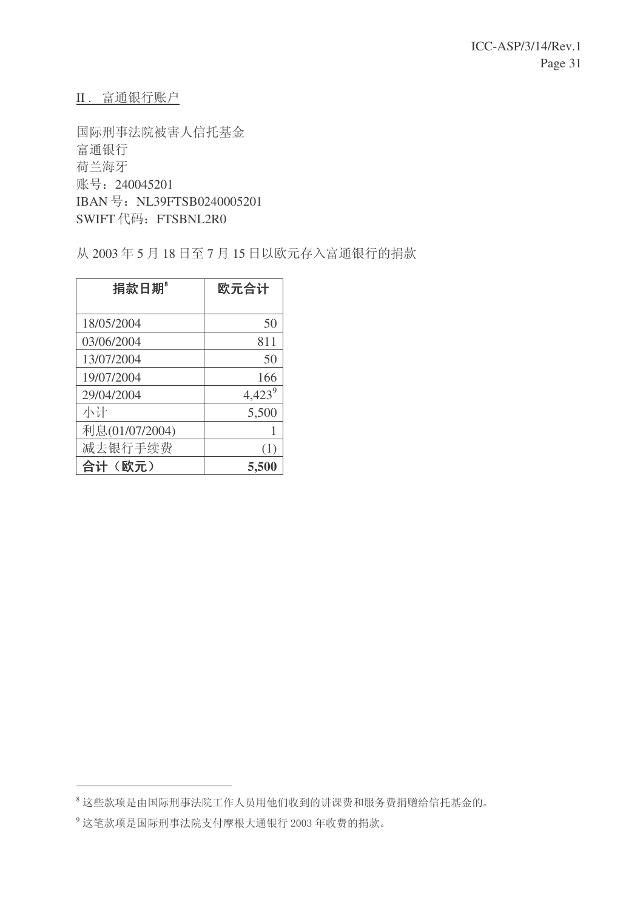II． 富通银行账户

国际刑事法院被害人信托基金
富通银行
荷兰海牙
账号：240045201
IBAN 号：NL39FTSB0240005201
SWIFT 代码：FTSBNL2R0

从 2003 年 5 月 18 日至 7 月 15 日以欧元存入富通银行的捐款

| **捐款日期**[8] | **欧元合计** |
|---|---:|
| 18/05/2004 | 50 |
| 03/06/2004 | 811 |
| 13/07/2004 | 50 |
| 19/07/2004 | 166 |
| 29/04/2004 | 4,423[9] |
| 小计 | 5,500 |
| 利息(01/07/2004) | 1 |
| 减去银行手续费 | (1) |
| **合计（欧元）** | **5,500** |

[8] 这些款项是由国际刑事法院工作人员用他们收到的讲课费和服务费捐赠给信托基金的。

[9] 这笔款项是国际刑事法院支付摩根大通银行 2003 年收费的捐款。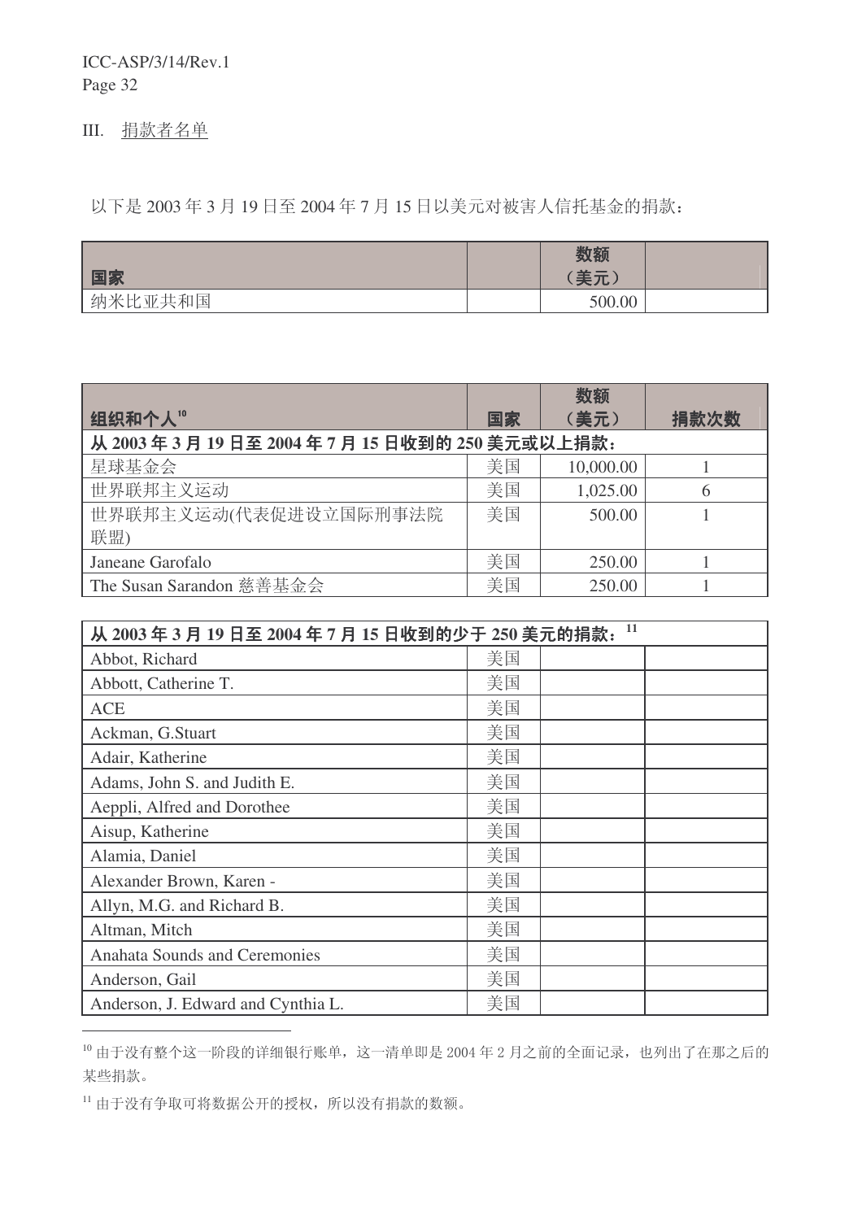## III. 捐款者名单

以下是 2003 年 3 月 19 日至 2004 年 7 月 15 日以美元对被害人信托基金的捐款：

| 国家 | | 数额（美元） | |
|---|---|---|---|
| 纳米比亚共和国 | | 500.00 | |

| 组织和个人[10] | 国家 | 数额（美元） | 捐款次数 |
|---|---|---|---|
| **从 2003 年 3 月 19 日至 2004 年 7 月 15 日收到的 250 美元或以上捐款：** | | | |
| 星球基金会 | 美国 | 10,000.00 | 1 |
| 世界联邦主义运动 | 美国 | 1,025.00 | 6 |
| 世界联邦主义运动(代表促进设立国际刑事法院联盟) | 美国 | 500.00 | 1 |
| Janeane Garofalo | 美国 | 250.00 | 1 |
| The Susan Sarandon 慈善基金会 | 美国 | 250.00 | 1 |
| **从 2003 年 3 月 19 日至 2004 年 7 月 15 日收到的少于 250 美元的捐款：[11]** | | | |
| Abbot, Richard | 美国 | | |
| Abbott, Catherine T. | 美国 | | |
| ACE | 美国 | | |
| Ackman, G.Stuart | 美国 | | |
| Adair, Katherine | 美国 | | |
| Adams, John S. and Judith E. | 美国 | | |
| Aeppli, Alfred and Dorothee | 美国 | | |
| Aisup, Katherine | 美国 | | |
| Alamia, Daniel | 美国 | | |
| Alexander Brown, Karen - | 美国 | | |
| Allyn, M.G. and Richard B. | 美国 | | |
| Altman, Mitch | 美国 | | |
| Anahata Sounds and Ceremonies | 美国 | | |
| Anderson, Gail | 美国 | | |
| Anderson, J. Edward and Cynthia L. | 美国 | | |

[10] 由于没有整个这一阶段的详细银行账单，这一清单即是 2004 年 2 月之前的全面记录，也列出了在那之后的某些捐款。

[11] 由于没有争取可将数据公开的授权，所以没有捐款的数额。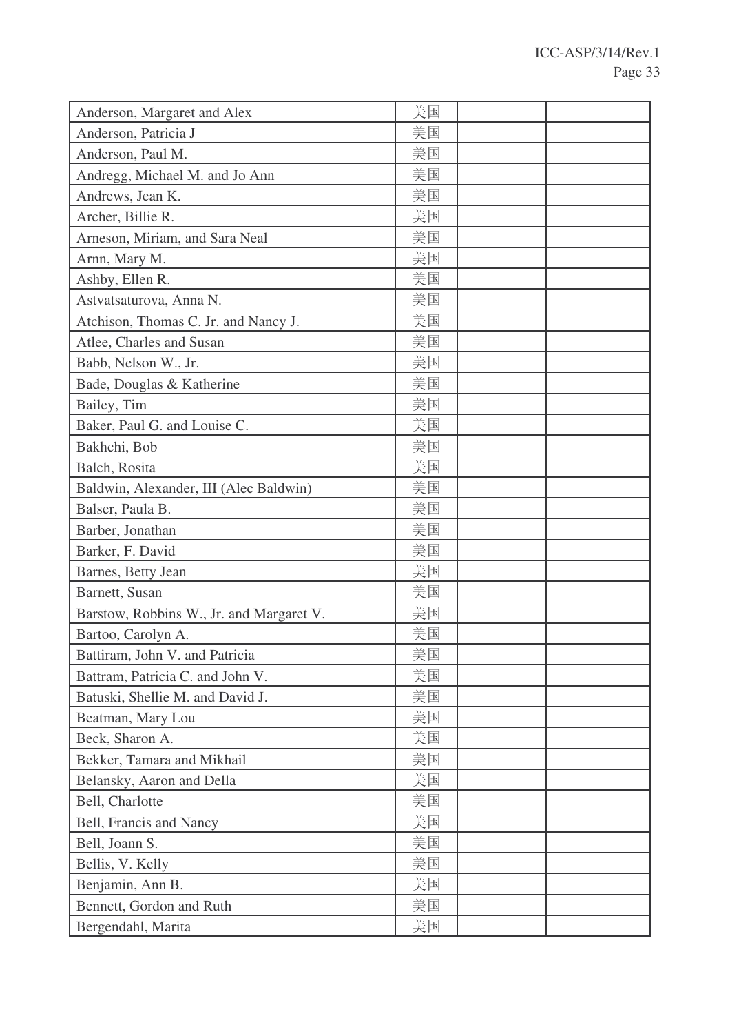| | | | |
|---|---|---|---|
| Anderson, Margaret and Alex | 美国 | | |
| Anderson, Patricia J | 美国 | | |
| Anderson, Paul M. | 美国 | | |
| Andregg, Michael M. and Jo Ann | 美国 | | |
| Andrews, Jean K. | 美国 | | |
| Archer, Billie R. | 美国 | | |
| Arneson, Miriam, and Sara Neal | 美国 | | |
| Arnn, Mary M. | 美国 | | |
| Ashby, Ellen R. | 美国 | | |
| Astvatsaturova, Anna N. | 美国 | | |
| Atchison, Thomas C. Jr. and Nancy J. | 美国 | | |
| Atlee, Charles and Susan | 美国 | | |
| Babb, Nelson W., Jr. | 美国 | | |
| Bade, Douglas & Katherine | 美国 | | |
| Bailey, Tim | 美国 | | |
| Baker, Paul G. and Louise C. | 美国 | | |
| Bakhchi, Bob | 美国 | | |
| Balch, Rosita | 美国 | | |
| Baldwin, Alexander, III (Alec Baldwin) | 美国 | | |
| Balser, Paula B. | 美国 | | |
| Barber, Jonathan | 美国 | | |
| Barker, F. David | 美国 | | |
| Barnes, Betty Jean | 美国 | | |
| Barnett, Susan | 美国 | | |
| Barstow, Robbins W., Jr. and Margaret V. | 美国 | | |
| Bartoo, Carolyn A. | 美国 | | |
| Battiram, John V. and Patricia | 美国 | | |
| Battram, Patricia C. and John V. | 美国 | | |
| Batuski, Shellie M. and David J. | 美国 | | |
| Beatman, Mary Lou | 美国 | | |
| Beck, Sharon A. | 美国 | | |
| Bekker, Tamara and Mikhail | 美国 | | |
| Belansky, Aaron and Della | 美国 | | |
| Bell, Charlotte | 美国 | | |
| Bell, Francis and Nancy | 美国 | | |
| Bell, Joann S. | 美国 | | |
| Bellis, V. Kelly | 美国 | | |
| Benjamin, Ann B. | 美国 | | |
| Bennett, Gordon and Ruth | 美国 | | |
| Bergendahl, Marita | 美国 | | |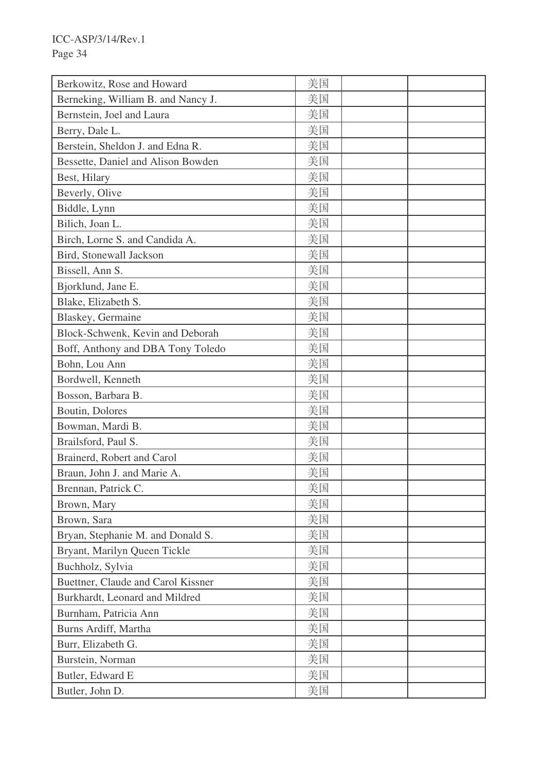| Berkowitz, Rose and Howard | 美国 | | |
|---|---|---|---|
| Berneking, William B. and Nancy J. | 美国 | | |
| Bernstein, Joel and Laura | 美国 | | |
| Berry, Dale L. | 美国 | | |
| Berstein, Sheldon J. and Edna R. | 美国 | | |
| Bessette, Daniel and Alison Bowden | 美国 | | |
| Best, Hilary | 美国 | | |
| Beverly, Olive | 美国 | | |
| Biddle, Lynn | 美国 | | |
| Bilich, Joan L. | 美国 | | |
| Birch, Lorne S. and Candida A. | 美国 | | |
| Bird, Stonewall Jackson | 美国 | | |
| Bissell, Ann S. | 美国 | | |
| Bjorklund, Jane E. | 美国 | | |
| Blake, Elizabeth S. | 美国 | | |
| Blaskey, Germaine | 美国 | | |
| Block-Schwenk, Kevin and Deborah | 美国 | | |
| Boff, Anthony and DBA Tony Toledo | 美国 | | |
| Bohn, Lou Ann | 美国 | | |
| Bordwell, Kenneth | 美国 | | |
| Bosson, Barbara B. | 美国 | | |
| Boutin, Dolores | 美国 | | |
| Bowman, Mardi B. | 美国 | | |
| Brailsford, Paul S. | 美国 | | |
| Brainerd, Robert and Carol | 美国 | | |
| Braun, John J. and Marie A. | 美国 | | |
| Brennan, Patrick C. | 美国 | | |
| Brown, Mary | 美国 | | |
| Brown, Sara | 美国 | | |
| Bryan, Stephanie M. and Donald S. | 美国 | | |
| Bryant, Marilyn Queen Tickle | 美国 | | |
| Buchholz, Sylvia | 美国 | | |
| Buettner, Claude and Carol Kissner | 美国 | | |
| Burkhardt, Leonard and Mildred | 美国 | | |
| Burnham, Patricia Ann | 美国 | | |
| Burns Ardiff, Martha | 美国 | | |
| Burr, Elizabeth G. | 美国 | | |
| Burstein, Norman | 美国 | | |
| Butler, Edward E | 美国 | | |
| Butler, John D. | 美国 | | |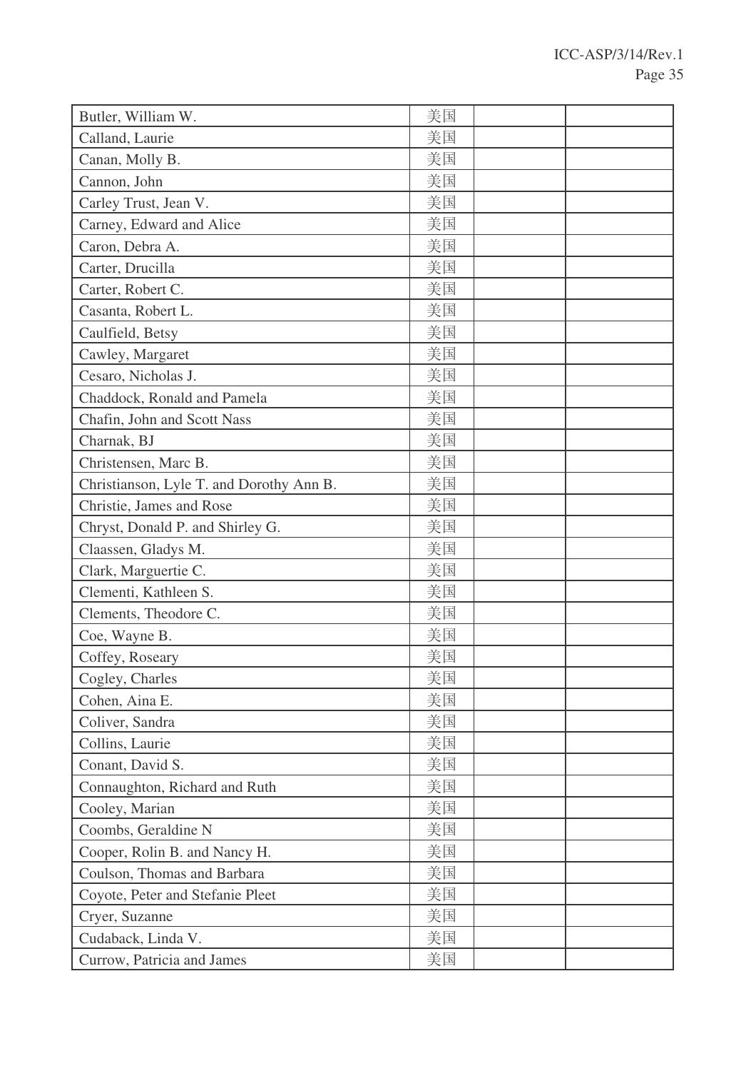| | | | |
|---|---|---|---|
| Butler, William W. | 美国 | | |
| Calland, Laurie | 美国 | | |
| Canan, Molly B. | 美国 | | |
| Cannon, John | 美国 | | |
| Carley Trust, Jean V. | 美国 | | |
| Carney, Edward and Alice | 美国 | | |
| Caron, Debra A. | 美国 | | |
| Carter, Drucilla | 美国 | | |
| Carter, Robert C. | 美国 | | |
| Casanta, Robert L. | 美国 | | |
| Caulfield, Betsy | 美国 | | |
| Cawley, Margaret | 美国 | | |
| Cesaro, Nicholas J. | 美国 | | |
| Chaddock, Ronald and Pamela | 美国 | | |
| Chafin, John and Scott Nass | 美国 | | |
| Charnak, BJ | 美国 | | |
| Christensen, Marc B. | 美国 | | |
| Christianson, Lyle T. and Dorothy Ann B. | 美国 | | |
| Christie, James and Rose | 美国 | | |
| Chryst, Donald P. and Shirley G. | 美国 | | |
| Claassen, Gladys M. | 美国 | | |
| Clark, Marguertie C. | 美国 | | |
| Clementi, Kathleen S. | 美国 | | |
| Clements, Theodore C. | 美国 | | |
| Coe, Wayne B. | 美国 | | |
| Coffey, Roseary | 美国 | | |
| Cogley, Charles | 美国 | | |
| Cohen, Aina E. | 美国 | | |
| Coliver, Sandra | 美国 | | |
| Collins, Laurie | 美国 | | |
| Conant, David S. | 美国 | | |
| Connaughton, Richard and Ruth | 美国 | | |
| Cooley, Marian | 美国 | | |
| Coombs, Geraldine N | 美国 | | |
| Cooper, Rolin B. and Nancy H. | 美国 | | |
| Coulson, Thomas and Barbara | 美国 | | |
| Coyote, Peter and Stefanie Pleet | 美国 | | |
| Cryer, Suzanne | 美国 | | |
| Cudaback, Linda V. | 美国 | | |
| Currow, Patricia and James | 美国 | | |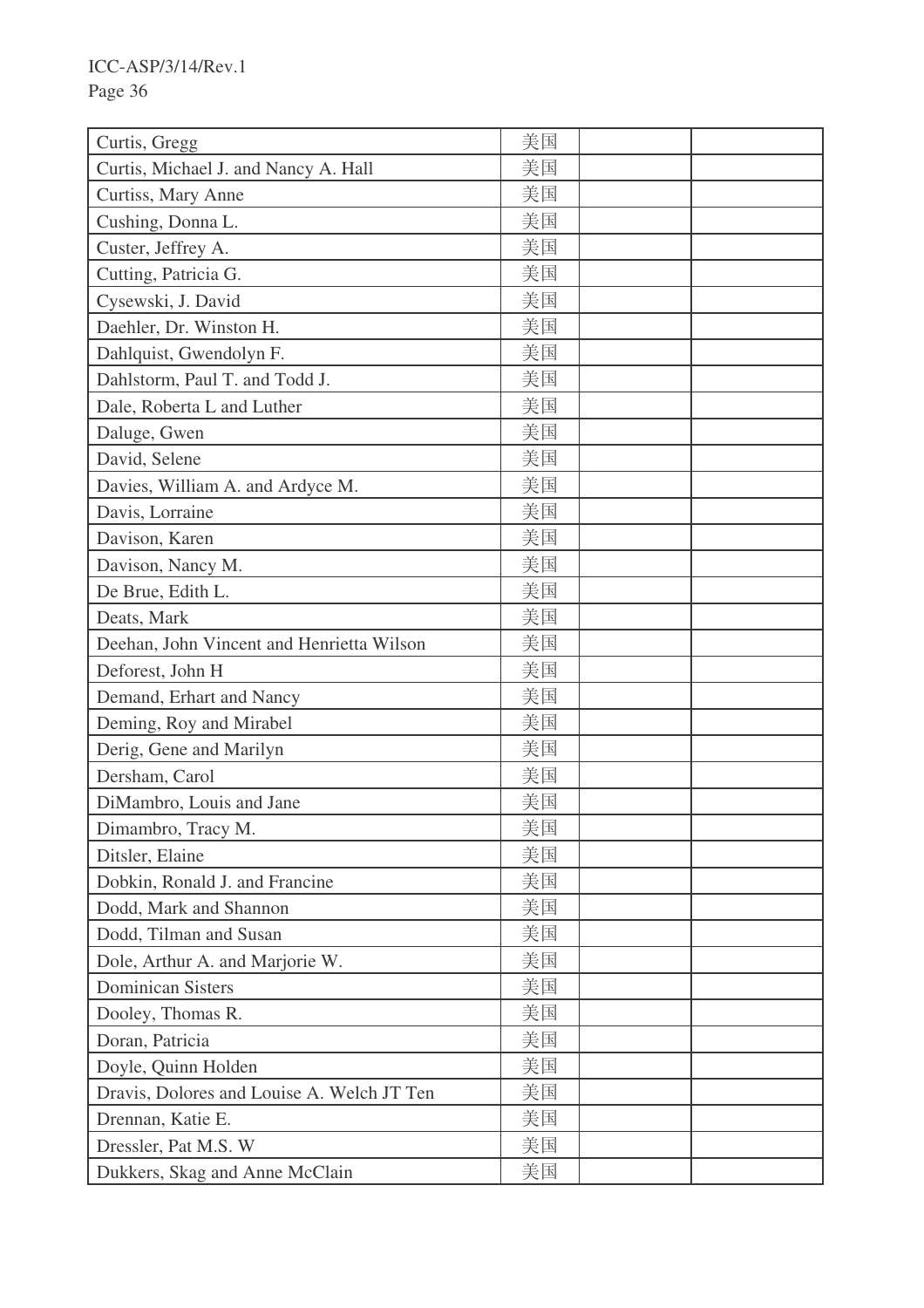| Curtis, Gregg | 美国 | | |
|---|---|---|---|
| Curtis, Michael J. and Nancy A. Hall | 美国 | | |
| Curtiss, Mary Anne | 美国 | | |
| Cushing, Donna L. | 美国 | | |
| Custer, Jeffrey A. | 美国 | | |
| Cutting, Patricia G. | 美国 | | |
| Cysewski, J. David | 美国 | | |
| Daehler, Dr. Winston H. | 美国 | | |
| Dahlquist, Gwendolyn F. | 美国 | | |
| Dahlstorm, Paul T. and Todd J. | 美国 | | |
| Dale, Roberta L and Luther | 美国 | | |
| Daluge, Gwen | 美国 | | |
| David, Selene | 美国 | | |
| Davies, William A. and Ardyce M. | 美国 | | |
| Davis, Lorraine | 美国 | | |
| Davison, Karen | 美国 | | |
| Davison, Nancy M. | 美国 | | |
| De Brue, Edith L. | 美国 | | |
| Deats, Mark | 美国 | | |
| Deehan, John Vincent and Henrietta Wilson | 美国 | | |
| Deforest, John H | 美国 | | |
| Demand, Erhart and Nancy | 美国 | | |
| Deming, Roy and Mirabel | 美国 | | |
| Derig, Gene and Marilyn | 美国 | | |
| Dersham, Carol | 美国 | | |
| DiMambro, Louis and Jane | 美国 | | |
| Dimambro, Tracy M. | 美国 | | |
| Ditsler, Elaine | 美国 | | |
| Dobkin, Ronald J. and Francine | 美国 | | |
| Dodd, Mark and Shannon | 美国 | | |
| Dodd, Tilman and Susan | 美国 | | |
| Dole, Arthur A. and Marjorie W. | 美国 | | |
| Dominican Sisters | 美国 | | |
| Dooley, Thomas R. | 美国 | | |
| Doran, Patricia | 美国 | | |
| Doyle, Quinn Holden | 美国 | | |
| Dravis, Dolores and Louise A. Welch JT Ten | 美国 | | |
| Drennan, Katie E. | 美国 | | |
| Dressler, Pat M.S. W | 美国 | | |
| Dukkers, Skag and Anne McClain | 美国 | | |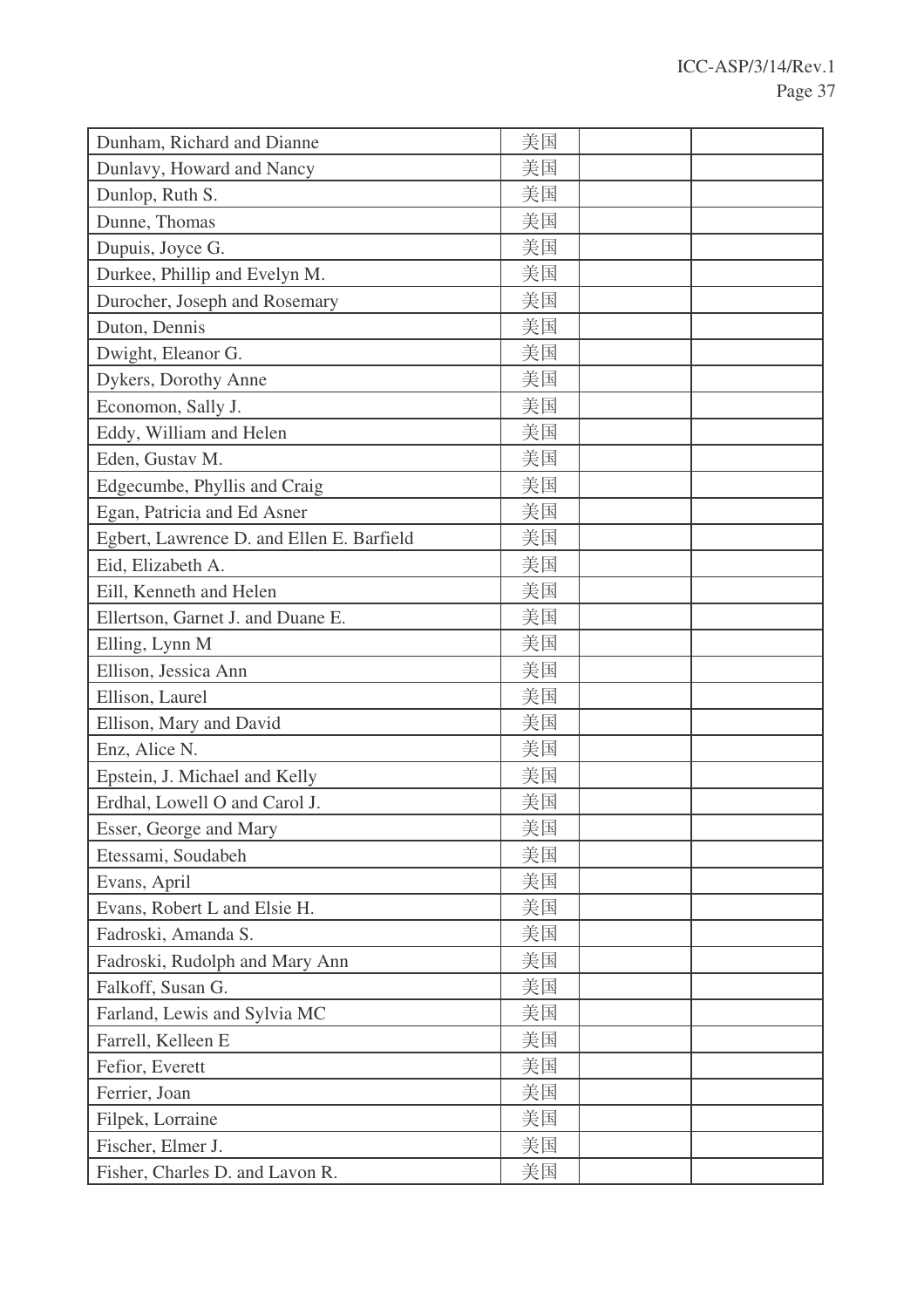| | | | |
|---|---|---|---|
| Dunham, Richard and Dianne | 美国 | | |
| Dunlavy, Howard and Nancy | 美国 | | |
| Dunlop, Ruth S. | 美国 | | |
| Dunne, Thomas | 美国 | | |
| Dupuis, Joyce G. | 美国 | | |
| Durkee, Phillip and Evelyn M. | 美国 | | |
| Durocher, Joseph and Rosemary | 美国 | | |
| Duton, Dennis | 美国 | | |
| Dwight, Eleanor G. | 美国 | | |
| Dykers, Dorothy Anne | 美国 | | |
| Economon, Sally J. | 美国 | | |
| Eddy, William and Helen | 美国 | | |
| Eden, Gustav M. | 美国 | | |
| Edgecumbe, Phyllis and Craig | 美国 | | |
| Egan, Patricia and Ed Asner | 美国 | | |
| Egbert, Lawrence D. and Ellen E. Barfield | 美国 | | |
| Eid, Elizabeth A. | 美国 | | |
| Eill, Kenneth and Helen | 美国 | | |
| Ellertson, Garnet J. and Duane E. | 美国 | | |
| Elling, Lynn M | 美国 | | |
| Ellison, Jessica Ann | 美国 | | |
| Ellison, Laurel | 美国 | | |
| Ellison, Mary and David | 美国 | | |
| Enz, Alice N. | 美国 | | |
| Epstein, J. Michael and Kelly | 美国 | | |
| Erdhal, Lowell O and Carol J. | 美国 | | |
| Esser, George and Mary | 美国 | | |
| Etessami, Soudabeh | 美国 | | |
| Evans, April | 美国 | | |
| Evans, Robert L and Elsie H. | 美国 | | |
| Fadroski, Amanda S. | 美国 | | |
| Fadroski, Rudolph and Mary Ann | 美国 | | |
| Falkoff, Susan G. | 美国 | | |
| Farland, Lewis and Sylvia MC | 美国 | | |
| Farrell, Kelleen E | 美国 | | |
| Fefior, Everett | 美国 | | |
| Ferrier, Joan | 美国 | | |
| Filpek, Lorraine | 美国 | | |
| Fischer, Elmer J. | 美国 | | |
| Fisher, Charles D. and Lavon R. | 美国 | | |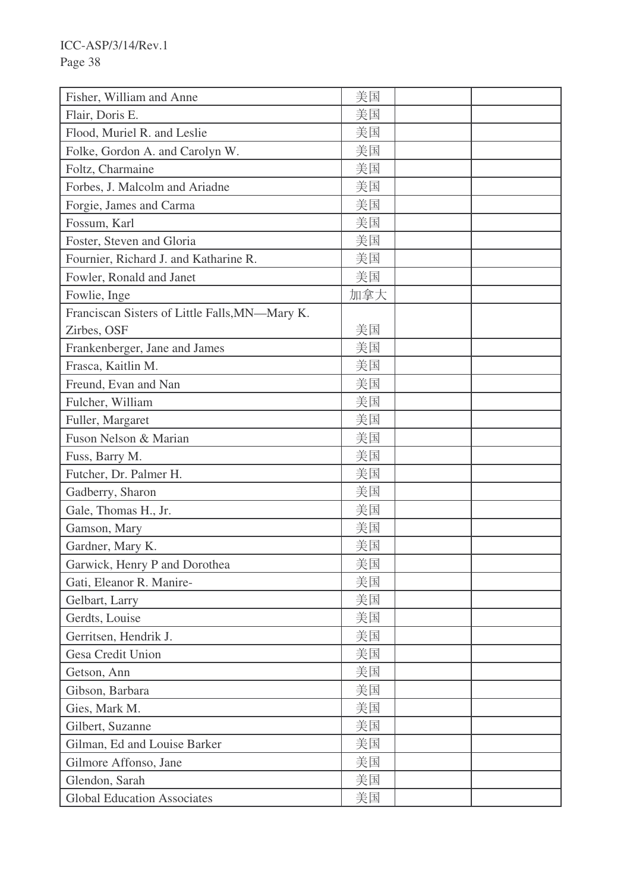| | | | |
|---|---|---|---|
| Fisher, William and Anne | 美国 | | |
| Flair, Doris E. | 美国 | | |
| Flood, Muriel R. and Leslie | 美国 | | |
| Folke, Gordon A. and Carolyn W. | 美国 | | |
| Foltz, Charmaine | 美国 | | |
| Forbes, J. Malcolm and Ariadne | 美国 | | |
| Forgie, James and Carma | 美国 | | |
| Fossum, Karl | 美国 | | |
| Foster, Steven and Gloria | 美国 | | |
| Fournier, Richard J. and Katharine R. | 美国 | | |
| Fowler, Ronald and Janet | 美国 | | |
| Fowlie, Inge | 加拿大 | | |
| Franciscan Sisters of Little Falls,MN—Mary K. Zirbes, OSF | 美国 | | |
| Frankenberger, Jane and James | 美国 | | |
| Frasca, Kaitlin M. | 美国 | | |
| Freund, Evan and Nan | 美国 | | |
| Fulcher, William | 美国 | | |
| Fuller, Margaret | 美国 | | |
| Fuson Nelson & Marian | 美国 | | |
| Fuss, Barry M. | 美国 | | |
| Futcher, Dr. Palmer H. | 美国 | | |
| Gadberry, Sharon | 美国 | | |
| Gale, Thomas H., Jr. | 美国 | | |
| Gamson, Mary | 美国 | | |
| Gardner, Mary K. | 美国 | | |
| Garwick, Henry P and Dorothea | 美国 | | |
| Gati, Eleanor R. Manire- | 美国 | | |
| Gelbart, Larry | 美国 | | |
| Gerdts, Louise | 美国 | | |
| Gerritsen, Hendrik J. | 美国 | | |
| Gesa Credit Union | 美国 | | |
| Getson, Ann | 美国 | | |
| Gibson, Barbara | 美国 | | |
| Gies, Mark M. | 美国 | | |
| Gilbert, Suzanne | 美国 | | |
| Gilman, Ed and Louise Barker | 美国 | | |
| Gilmore Affonso, Jane | 美国 | | |
| Glendon, Sarah | 美国 | | |
| Global Education Associates | 美国 | | |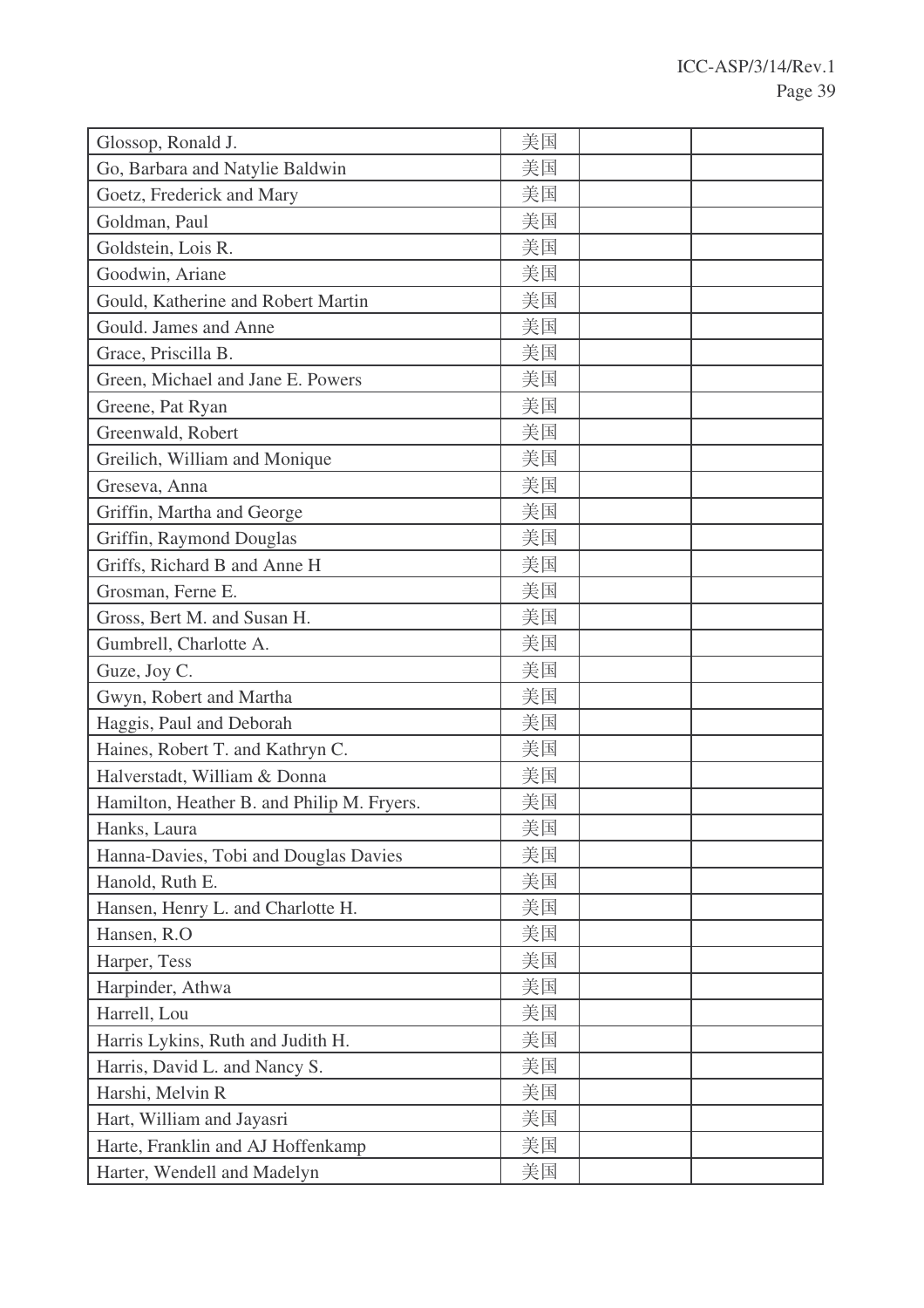| | | | |
|---|---|---|---|
| Glossop, Ronald J. | 美国 | | |
| Go, Barbara and Natylie Baldwin | 美国 | | |
| Goetz, Frederick and Mary | 美国 | | |
| Goldman, Paul | 美国 | | |
| Goldstein, Lois R. | 美国 | | |
| Goodwin, Ariane | 美国 | | |
| Gould, Katherine and Robert Martin | 美国 | | |
| Gould. James and Anne | 美国 | | |
| Grace, Priscilla B. | 美国 | | |
| Green, Michael and Jane E. Powers | 美国 | | |
| Greene, Pat Ryan | 美国 | | |
| Greenwald, Robert | 美国 | | |
| Greilich, William and Monique | 美国 | | |
| Greseva, Anna | 美国 | | |
| Griffin, Martha and George | 美国 | | |
| Griffin, Raymond Douglas | 美国 | | |
| Griffs, Richard B and Anne H | 美国 | | |
| Grosman, Ferne E. | 美国 | | |
| Gross, Bert M. and Susan H. | 美国 | | |
| Gumbrell, Charlotte A. | 美国 | | |
| Guze, Joy C. | 美国 | | |
| Gwyn, Robert and Martha | 美国 | | |
| Haggis, Paul and Deborah | 美国 | | |
| Haines, Robert T. and Kathryn C. | 美国 | | |
| Halverstadt, William & Donna | 美国 | | |
| Hamilton, Heather B. and Philip M. Fryers. | 美国 | | |
| Hanks, Laura | 美国 | | |
| Hanna-Davies, Tobi and Douglas Davies | 美国 | | |
| Hanold, Ruth E. | 美国 | | |
| Hansen, Henry L. and Charlotte H. | 美国 | | |
| Hansen, R.O | 美国 | | |
| Harper, Tess | 美国 | | |
| Harpinder, Athwa | 美国 | | |
| Harrell, Lou | 美国 | | |
| Harris Lykins, Ruth and Judith H. | 美国 | | |
| Harris, David L. and Nancy S. | 美国 | | |
| Harshi, Melvin R | 美国 | | |
| Hart, William and Jayasri | 美国 | | |
| Harte, Franklin and AJ Hoffenkamp | 美国 | | |
| Harter, Wendell and Madelyn | 美国 | | |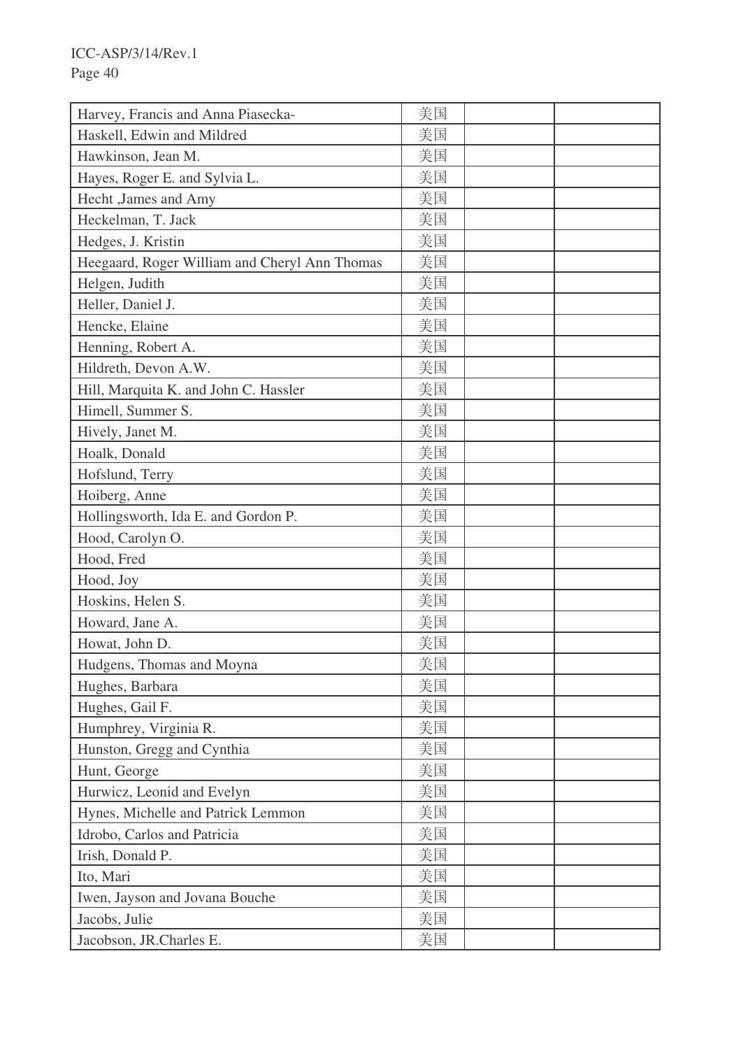| Harvey, Francis and Anna Piasecka- | 美国 | | |
|---|---|---|---|
| Haskell, Edwin and Mildred | 美国 | | |
| Hawkinson, Jean M. | 美国 | | |
| Hayes, Roger E. and Sylvia L. | 美国 | | |
| Hecht ,James and Amy | 美国 | | |
| Heckelman, T. Jack | 美国 | | |
| Hedges, J. Kristin | 美国 | | |
| Heegaard, Roger William and Cheryl Ann Thomas | 美国 | | |
| Helgen, Judith | 美国 | | |
| Heller, Daniel J. | 美国 | | |
| Hencke, Elaine | 美国 | | |
| Henning, Robert A. | 美国 | | |
| Hildreth, Devon A.W. | 美国 | | |
| Hill, Marquita K. and John C. Hassler | 美国 | | |
| Himell, Summer S. | 美国 | | |
| Hively, Janet M. | 美国 | | |
| Hoalk, Donald | 美国 | | |
| Hofslund, Terry | 美国 | | |
| Hoiberg, Anne | 美国 | | |
| Hollingsworth, Ida E. and Gordon P. | 美国 | | |
| Hood, Carolyn O. | 美国 | | |
| Hood, Fred | 美国 | | |
| Hood, Joy | 美国 | | |
| Hoskins, Helen S. | 美国 | | |
| Howard, Jane A. | 美国 | | |
| Howat, John D. | 美国 | | |
| Hudgens, Thomas and Moyna | 美国 | | |
| Hughes, Barbara | 美国 | | |
| Hughes, Gail F. | 美国 | | |
| Humphrey, Virginia R. | 美国 | | |
| Hunston, Gregg and Cynthia | 美国 | | |
| Hunt, George | 美国 | | |
| Hurwicz, Leonid and Evelyn | 美国 | | |
| Hynes, Michelle and Patrick Lemmon | 美国 | | |
| Idrobo, Carlos and Patricia | 美国 | | |
| Irish, Donald P. | 美国 | | |
| Ito, Mari | 美国 | | |
| Iwen, Jayson and Jovana Bouche | 美国 | | |
| Jacobs, Julie | 美国 | | |
| Jacobson, JR.Charles E. | 美国 | | |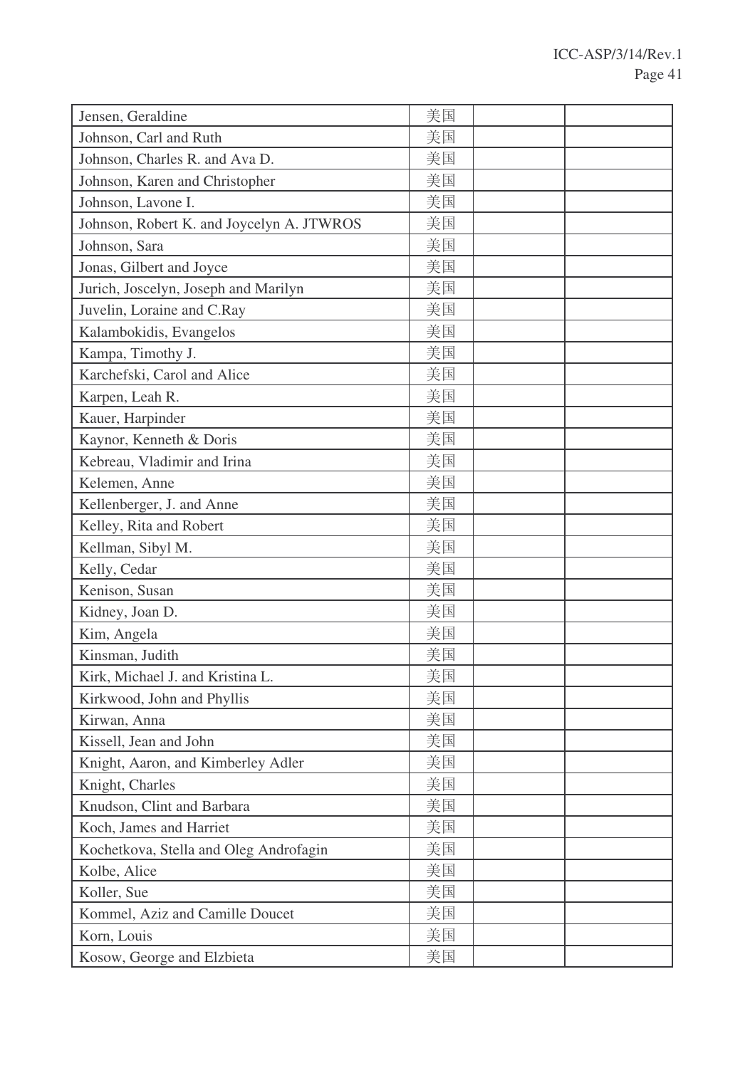| | | | |
|---|---|---|---|
| Jensen, Geraldine | 美国 | | |
| Johnson, Carl and Ruth | 美国 | | |
| Johnson, Charles R. and Ava D. | 美国 | | |
| Johnson, Karen and Christopher | 美国 | | |
| Johnson, Lavone I. | 美国 | | |
| Johnson, Robert K. and Joycelyn A. JTWROS | 美国 | | |
| Johnson, Sara | 美国 | | |
| Jonas, Gilbert and Joyce | 美国 | | |
| Jurich, Joscelyn, Joseph and Marilyn | 美国 | | |
| Juvelin, Loraine and C.Ray | 美国 | | |
| Kalambokidis, Evangelos | 美国 | | |
| Kampa, Timothy J. | 美国 | | |
| Karchefski, Carol and Alice | 美国 | | |
| Karpen, Leah R. | 美国 | | |
| Kauer, Harpinder | 美国 | | |
| Kaynor, Kenneth & Doris | 美国 | | |
| Kebreau, Vladimir and Irina | 美国 | | |
| Kelemen, Anne | 美国 | | |
| Kellenberger, J. and Anne | 美国 | | |
| Kelley, Rita and Robert | 美国 | | |
| Kellman, Sibyl M. | 美国 | | |
| Kelly, Cedar | 美国 | | |
| Kenison, Susan | 美国 | | |
| Kidney, Joan D. | 美国 | | |
| Kim, Angela | 美国 | | |
| Kinsman, Judith | 美国 | | |
| Kirk, Michael J. and Kristina L. | 美国 | | |
| Kirkwood, John and Phyllis | 美国 | | |
| Kirwan, Anna | 美国 | | |
| Kissell, Jean and John | 美国 | | |
| Knight, Aaron, and Kimberley Adler | 美国 | | |
| Knight, Charles | 美国 | | |
| Knudson, Clint and Barbara | 美国 | | |
| Koch, James and Harriet | 美国 | | |
| Kochetkova, Stella and Oleg Androfagin | 美国 | | |
| Kolbe, Alice | 美国 | | |
| Koller, Sue | 美国 | | |
| Kommel, Aziz and Camille Doucet | 美国 | | |
| Korn, Louis | 美国 | | |
| Kosow, George and Elzbieta | 美国 | | |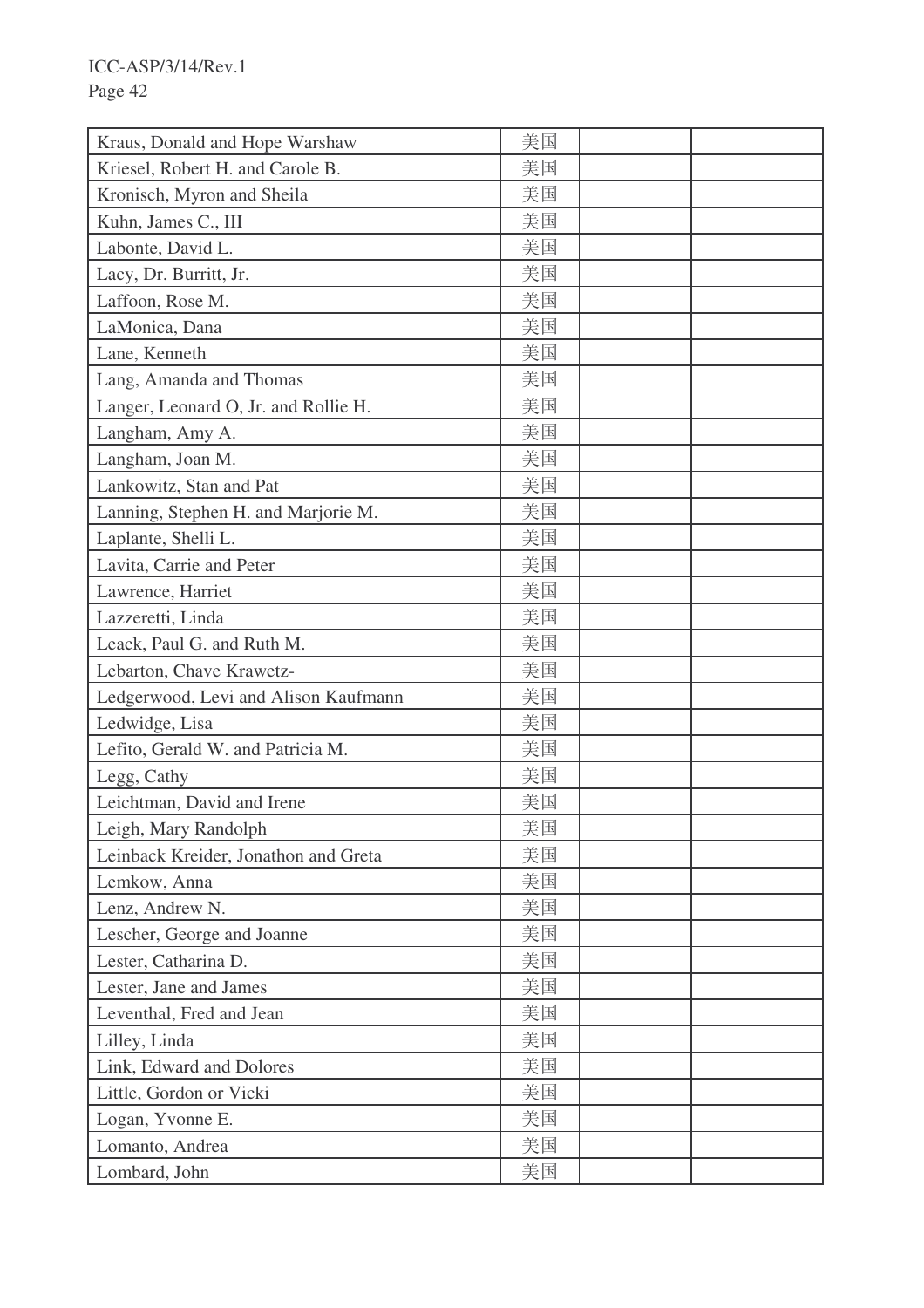| | | | |
|---|---|---|---|
| Kraus, Donald and Hope Warshaw | 美国 | | |
| Kriesel, Robert H. and Carole B. | 美国 | | |
| Kronisch, Myron and Sheila | 美国 | | |
| Kuhn, James C., III | 美国 | | |
| Labonte, David L. | 美国 | | |
| Lacy, Dr. Burritt, Jr. | 美国 | | |
| Laffoon, Rose M. | 美国 | | |
| LaMonica, Dana | 美国 | | |
| Lane, Kenneth | 美国 | | |
| Lang, Amanda and Thomas | 美国 | | |
| Langer, Leonard O, Jr. and Rollie H. | 美国 | | |
| Langham, Amy A. | 美国 | | |
| Langham, Joan M. | 美国 | | |
| Lankowitz, Stan and Pat | 美国 | | |
| Lanning, Stephen H. and Marjorie M. | 美国 | | |
| Laplante, Shelli L. | 美国 | | |
| Lavita, Carrie and Peter | 美国 | | |
| Lawrence, Harriet | 美国 | | |
| Lazzeretti, Linda | 美国 | | |
| Leack, Paul G. and Ruth M. | 美国 | | |
| Lebarton, Chave Krawetz- | 美国 | | |
| Ledgerwood, Levi and Alison Kaufmann | 美国 | | |
| Ledwidge, Lisa | 美国 | | |
| Lefito, Gerald W. and Patricia M. | 美国 | | |
| Legg, Cathy | 美国 | | |
| Leichtman, David and Irene | 美国 | | |
| Leigh, Mary Randolph | 美国 | | |
| Leinback Kreider, Jonathon and Greta | 美国 | | |
| Lemkow, Anna | 美国 | | |
| Lenz, Andrew N. | 美国 | | |
| Lescher, George and Joanne | 美国 | | |
| Lester, Catharina D. | 美国 | | |
| Lester, Jane and James | 美国 | | |
| Leventhal, Fred and Jean | 美国 | | |
| Lilley, Linda | 美国 | | |
| Link, Edward and Dolores | 美国 | | |
| Little, Gordon or Vicki | 美国 | | |
| Logan, Yvonne E. | 美国 | | |
| Lomanto, Andrea | 美国 | | |
| Lombard, John | 美国 | | |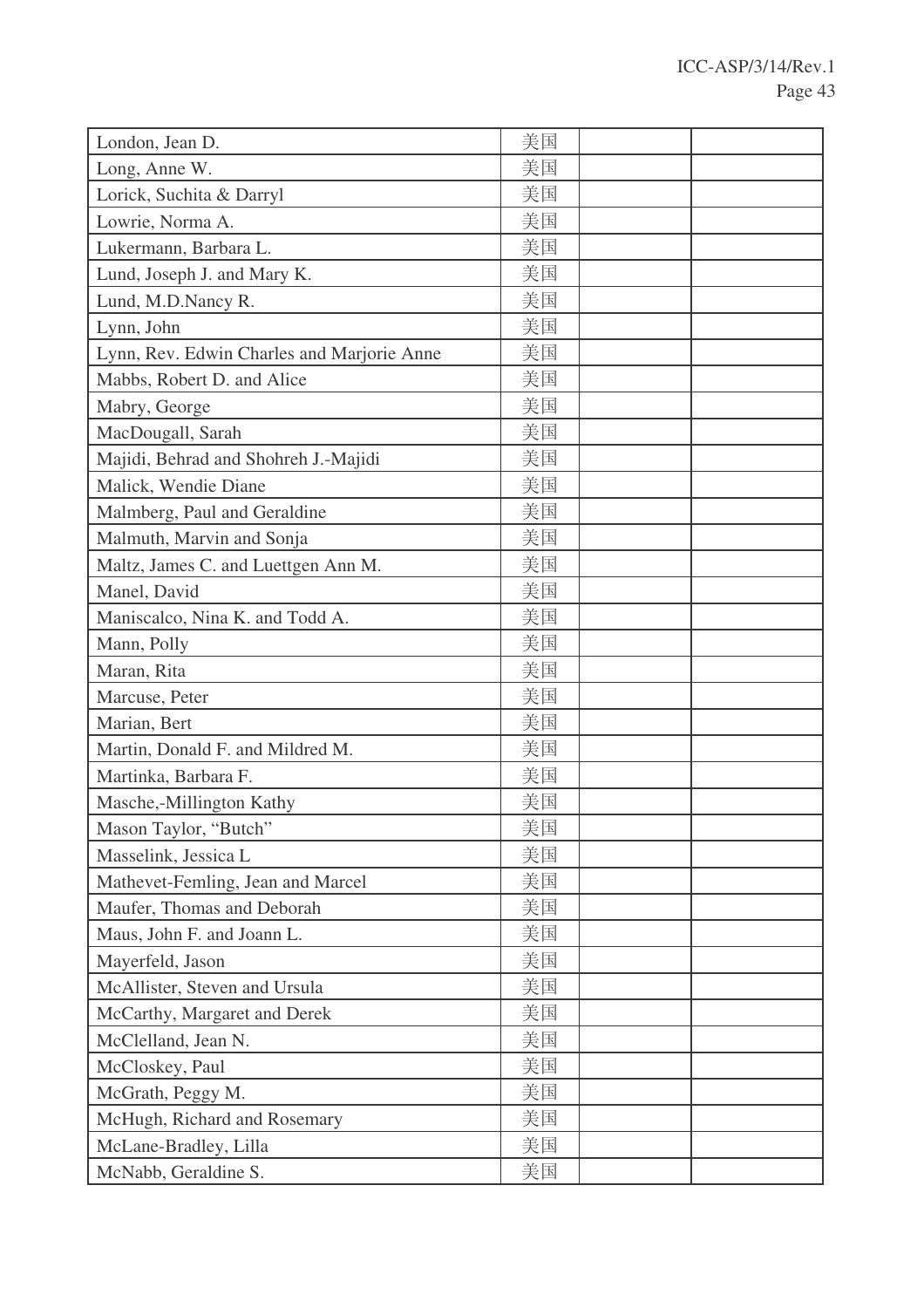| | | | |
|---|---|---|---|
| London, Jean D. | 美国 | | |
| Long, Anne W. | 美国 | | |
| Lorick, Suchita & Darryl | 美国 | | |
| Lowrie, Norma A. | 美国 | | |
| Lukermann, Barbara L. | 美国 | | |
| Lund, Joseph J. and Mary K. | 美国 | | |
| Lund, M.D.Nancy R. | 美国 | | |
| Lynn, John | 美国 | | |
| Lynn, Rev. Edwin Charles and Marjorie Anne | 美国 | | |
| Mabbs, Robert D. and Alice | 美国 | | |
| Mabry, George | 美国 | | |
| MacDougall, Sarah | 美国 | | |
| Majidi, Behrad and Shohreh J.-Majidi | 美国 | | |
| Malick, Wendie Diane | 美国 | | |
| Malmberg, Paul and Geraldine | 美国 | | |
| Malmuth, Marvin and Sonja | 美国 | | |
| Maltz, James C. and Luettgen Ann M. | 美国 | | |
| Manel, David | 美国 | | |
| Maniscalco, Nina K. and Todd A. | 美国 | | |
| Mann, Polly | 美国 | | |
| Maran, Rita | 美国 | | |
| Marcuse, Peter | 美国 | | |
| Marian, Bert | 美国 | | |
| Martin, Donald F. and Mildred M. | 美国 | | |
| Martinka, Barbara F. | 美国 | | |
| Masche,-Millington Kathy | 美国 | | |
| Mason Taylor, "Butch" | 美国 | | |
| Masselink, Jessica L | 美国 | | |
| Mathevet-Femling, Jean and Marcel | 美国 | | |
| Maufer, Thomas and Deborah | 美国 | | |
| Maus, John F. and Joann L. | 美国 | | |
| Mayerfeld, Jason | 美国 | | |
| McAllister, Steven and Ursula | 美国 | | |
| McCarthy, Margaret and Derek | 美国 | | |
| McClelland, Jean N. | 美国 | | |
| McCloskey, Paul | 美国 | | |
| McGrath, Peggy M. | 美国 | | |
| McHugh, Richard and Rosemary | 美国 | | |
| McLane-Bradley, Lilla | 美国 | | |
| McNabb, Geraldine S. | 美国 | | |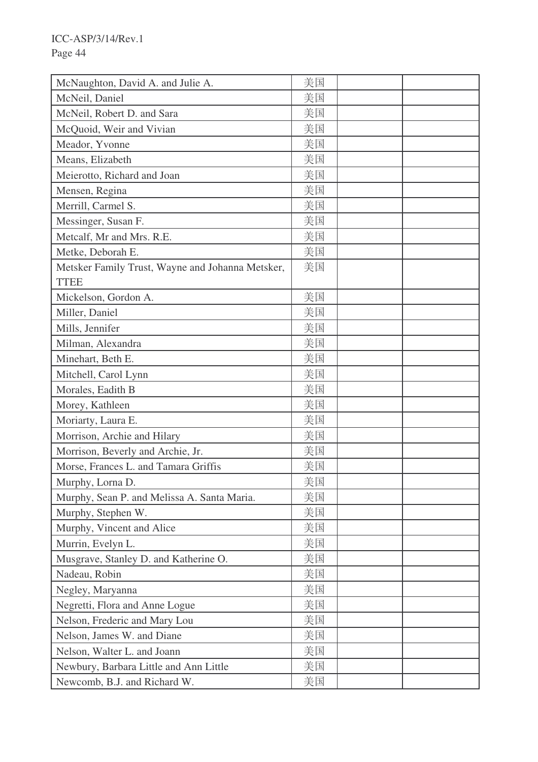| | | | |
|---|---|---|---|
| McNaughton, David A. and Julie A. | 美国 | | |
| McNeil, Daniel | 美国 | | |
| McNeil, Robert D. and Sara | 美国 | | |
| McQuoid, Weir and Vivian | 美国 | | |
| Meador, Yvonne | 美国 | | |
| Means, Elizabeth | 美国 | | |
| Meierotto, Richard and Joan | 美国 | | |
| Mensen, Regina | 美国 | | |
| Merrill, Carmel S. | 美国 | | |
| Messinger, Susan F. | 美国 | | |
| Metcalf, Mr and Mrs. R.E. | 美国 | | |
| Metke, Deborah E. | 美国 | | |
| Metsker Family Trust, Wayne and Johanna Metsker, TTEE | 美国 | | |
| Mickelson, Gordon A. | 美国 | | |
| Miller, Daniel | 美国 | | |
| Mills, Jennifer | 美国 | | |
| Milman, Alexandra | 美国 | | |
| Minehart, Beth E. | 美国 | | |
| Mitchell, Carol Lynn | 美国 | | |
| Morales, Eadith B | 美国 | | |
| Morey, Kathleen | 美国 | | |
| Moriarty, Laura E. | 美国 | | |
| Morrison, Archie and Hilary | 美国 | | |
| Morrison, Beverly and Archie, Jr. | 美国 | | |
| Morse, Frances L. and Tamara Griffis | 美国 | | |
| Murphy, Lorna D. | 美国 | | |
| Murphy, Sean P. and Melissa A. Santa Maria. | 美国 | | |
| Murphy, Stephen W. | 美国 | | |
| Murphy, Vincent and Alice | 美国 | | |
| Murrin, Evelyn L. | 美国 | | |
| Musgrave, Stanley D. and Katherine O. | 美国 | | |
| Nadeau, Robin | 美国 | | |
| Negley, Maryanna | 美国 | | |
| Negretti, Flora and Anne Logue | 美国 | | |
| Nelson, Frederic and Mary Lou | 美国 | | |
| Nelson, James W. and Diane | 美国 | | |
| Nelson, Walter L. and Joann | 美国 | | |
| Newbury, Barbara Little and Ann Little | 美国 | | |
| Newcomb, B.J. and Richard W. | 美国 | | |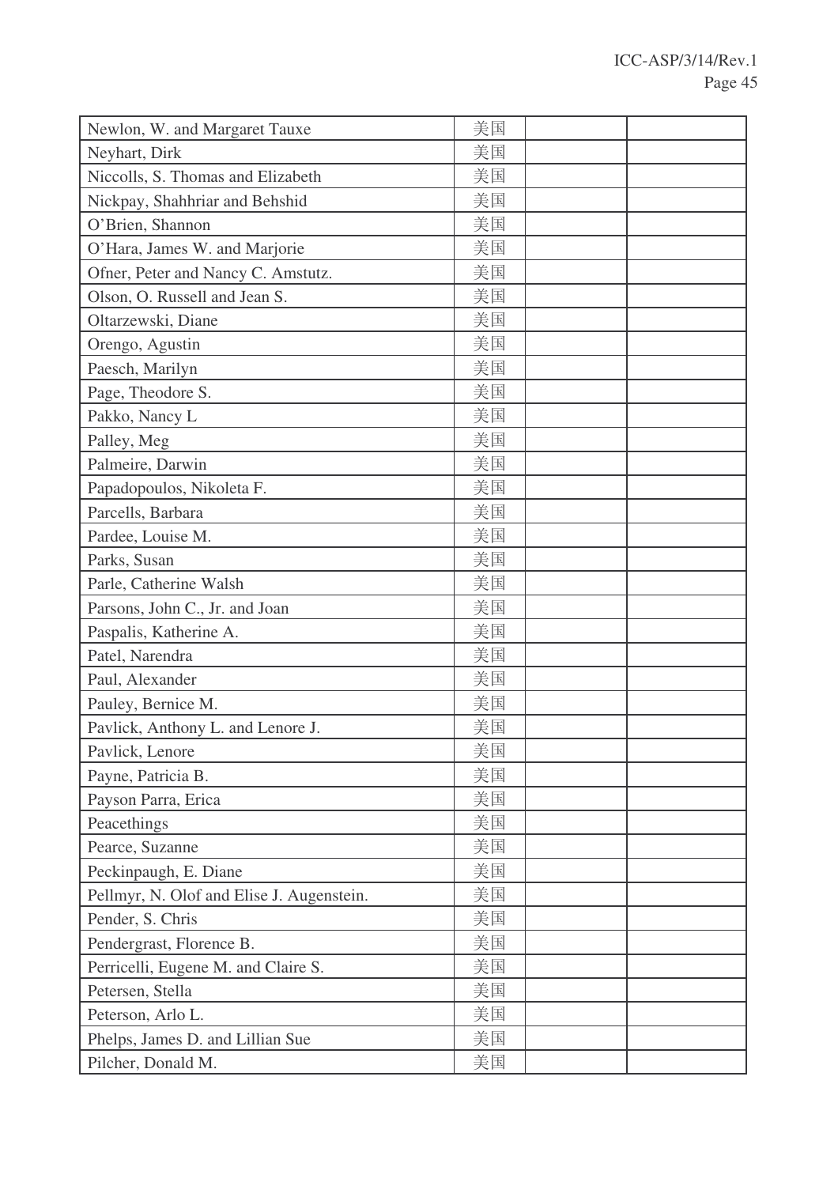| | | | |
|---|---|---|---|
| Newlon, W. and Margaret Tauxe | 美国 | | |
| Neyhart, Dirk | 美国 | | |
| Niccolls, S. Thomas and Elizabeth | 美国 | | |
| Nickpay, Shahhriar and Behshid | 美国 | | |
| O'Brien, Shannon | 美国 | | |
| O'Hara, James W. and Marjorie | 美国 | | |
| Ofner, Peter and Nancy C. Amstutz. | 美国 | | |
| Olson, O. Russell and Jean S. | 美国 | | |
| Oltarzewski, Diane | 美国 | | |
| Orengo, Agustin | 美国 | | |
| Paesch, Marilyn | 美国 | | |
| Page, Theodore S. | 美国 | | |
| Pakko, Nancy L | 美国 | | |
| Palley, Meg | 美国 | | |
| Palmeire, Darwin | 美国 | | |
| Papadopoulos, Nikoleta F. | 美国 | | |
| Parcells, Barbara | 美国 | | |
| Pardee, Louise M. | 美国 | | |
| Parks, Susan | 美国 | | |
| Parle, Catherine Walsh | 美国 | | |
| Parsons, John C., Jr. and Joan | 美国 | | |
| Paspalis, Katherine A. | 美国 | | |
| Patel, Narendra | 美国 | | |
| Paul, Alexander | 美国 | | |
| Pauley, Bernice M. | 美国 | | |
| Pavlick, Anthony L. and Lenore J. | 美国 | | |
| Pavlick, Lenore | 美国 | | |
| Payne, Patricia B. | 美国 | | |
| Payson Parra, Erica | 美国 | | |
| Peacethings | 美国 | | |
| Pearce, Suzanne | 美国 | | |
| Peckinpaugh, E. Diane | 美国 | | |
| Pellmyr, N. Olof and Elise J. Augenstein. | 美国 | | |
| Pender, S. Chris | 美国 | | |
| Pendergrast, Florence B. | 美国 | | |
| Perricelli, Eugene M. and Claire S. | 美国 | | |
| Petersen, Stella | 美国 | | |
| Peterson, Arlo L. | 美国 | | |
| Phelps, James D. and Lillian Sue | 美国 | | |
| Pilcher, Donald M. | 美国 | | |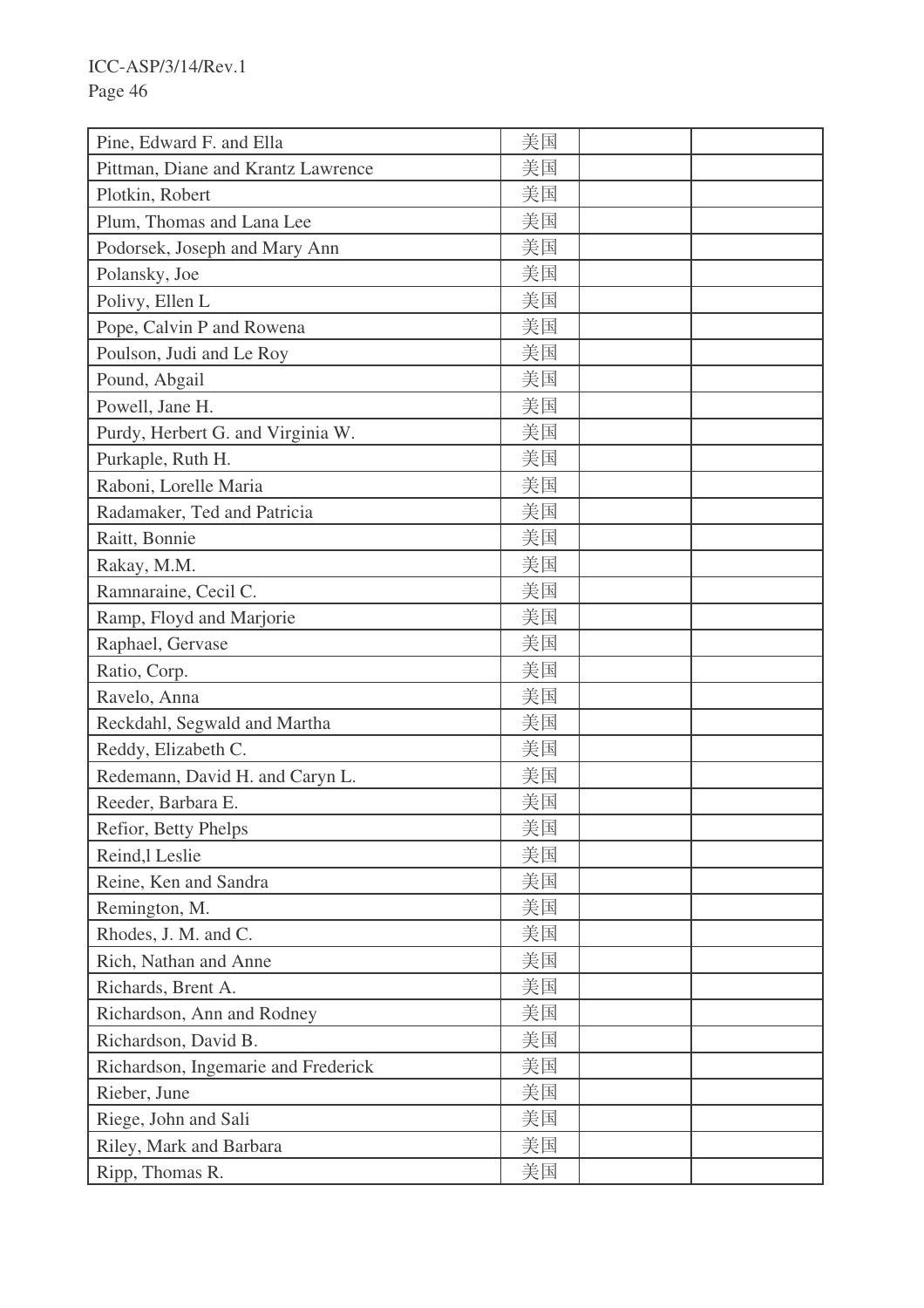| Pine, Edward F. and Ella | 美国 | | |
|---|---|---|---|
| Pittman, Diane and Krantz Lawrence | 美国 | | |
| Plotkin, Robert | 美国 | | |
| Plum, Thomas and Lana Lee | 美国 | | |
| Podorsek, Joseph and Mary Ann | 美国 | | |
| Polansky, Joe | 美国 | | |
| Polivy, Ellen L | 美国 | | |
| Pope, Calvin P and Rowena | 美国 | | |
| Poulson, Judi and Le Roy | 美国 | | |
| Pound, Abgail | 美国 | | |
| Powell, Jane H. | 美国 | | |
| Purdy, Herbert G. and Virginia W. | 美国 | | |
| Purkaple, Ruth H. | 美国 | | |
| Raboni, Lorelle Maria | 美国 | | |
| Radamaker, Ted and Patricia | 美国 | | |
| Raitt, Bonnie | 美国 | | |
| Rakay, M.M. | 美国 | | |
| Ramnaraine, Cecil C. | 美国 | | |
| Ramp, Floyd and Marjorie | 美国 | | |
| Raphael, Gervase | 美国 | | |
| Ratio, Corp. | 美国 | | |
| Ravelo, Anna | 美国 | | |
| Reckdahl, Segwald and Martha | 美国 | | |
| Reddy, Elizabeth C. | 美国 | | |
| Redemann, David H. and Caryn L. | 美国 | | |
| Reeder, Barbara E. | 美国 | | |
| Refior, Betty Phelps | 美国 | | |
| Reind,l Leslie | 美国 | | |
| Reine, Ken and Sandra | 美国 | | |
| Remington, M. | 美国 | | |
| Rhodes, J. M. and C. | 美国 | | |
| Rich, Nathan and Anne | 美国 | | |
| Richards, Brent A. | 美国 | | |
| Richardson, Ann and Rodney | 美国 | | |
| Richardson, David B. | 美国 | | |
| Richardson, Ingemarie and Frederick | 美国 | | |
| Rieber, June | 美国 | | |
| Riege, John and Sali | 美国 | | |
| Riley, Mark and Barbara | 美国 | | |
| Ripp, Thomas R. | 美国 | | |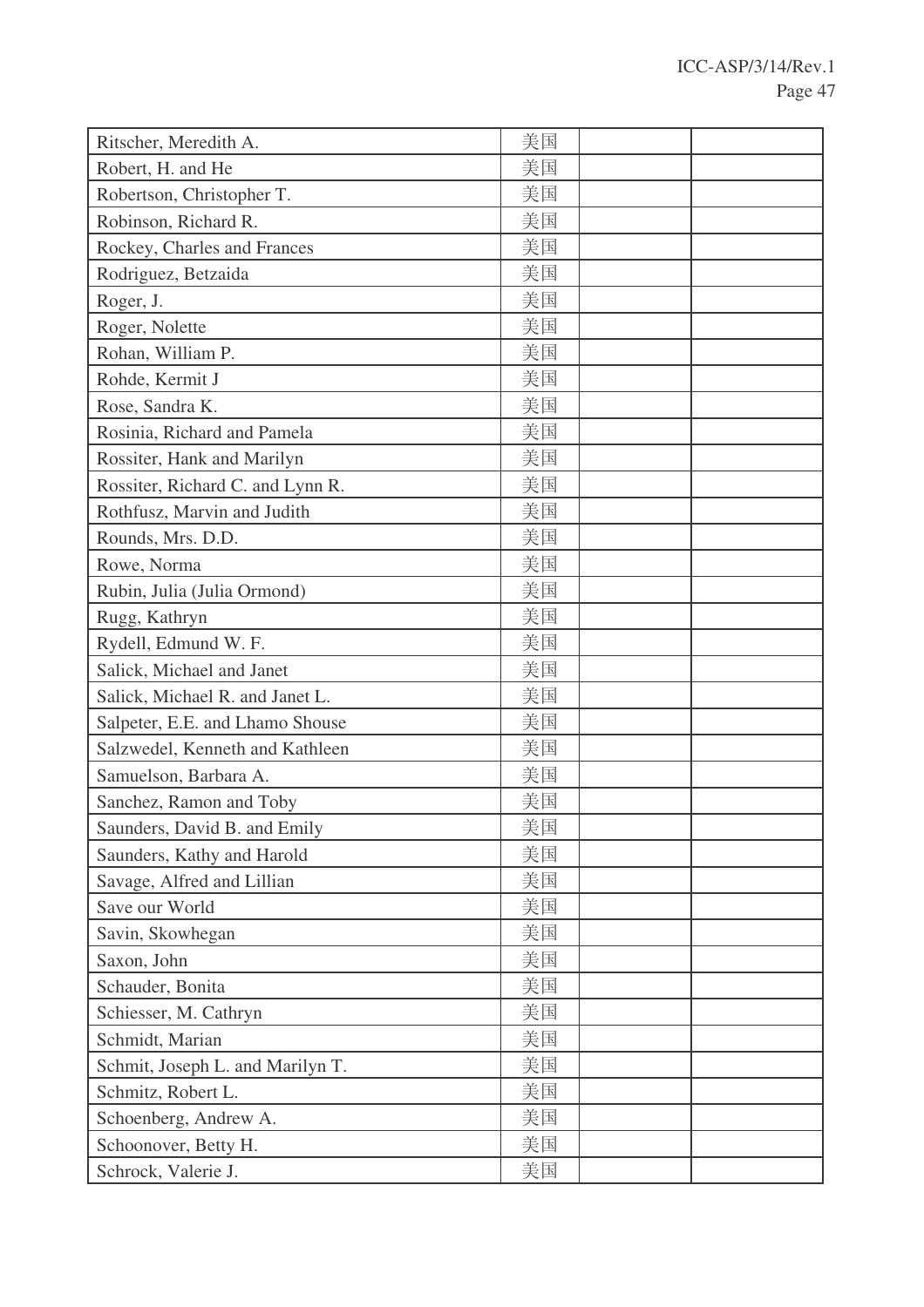| | | | |
|---|---|---|---|
| Ritscher, Meredith A. | 美国 | | |
| Robert, H. and He | 美国 | | |
| Robertson, Christopher T. | 美国 | | |
| Robinson, Richard R. | 美国 | | |
| Rockey, Charles and Frances | 美国 | | |
| Rodriguez, Betzaida | 美国 | | |
| Roger, J. | 美国 | | |
| Roger, Nolette | 美国 | | |
| Rohan, William P. | 美国 | | |
| Rohde, Kermit J | 美国 | | |
| Rose, Sandra K. | 美国 | | |
| Rosinia, Richard and Pamela | 美国 | | |
| Rossiter, Hank and Marilyn | 美国 | | |
| Rossiter, Richard C. and Lynn R. | 美国 | | |
| Rothfusz, Marvin and Judith | 美国 | | |
| Rounds, Mrs. D.D. | 美国 | | |
| Rowe, Norma | 美国 | | |
| Rubin, Julia (Julia Ormond) | 美国 | | |
| Rugg, Kathryn | 美国 | | |
| Rydell, Edmund W. F. | 美国 | | |
| Salick, Michael and Janet | 美国 | | |
| Salick, Michael R. and Janet L. | 美国 | | |
| Salpeter, E.E. and Lhamo Shouse | 美国 | | |
| Salzwedel, Kenneth and Kathleen | 美国 | | |
| Samuelson, Barbara A. | 美国 | | |
| Sanchez, Ramon and Toby | 美国 | | |
| Saunders, David B. and Emily | 美国 | | |
| Saunders, Kathy and Harold | 美国 | | |
| Savage, Alfred and Lillian | 美国 | | |
| Save our World | 美国 | | |
| Savin, Skowhegan | 美国 | | |
| Saxon, John | 美国 | | |
| Schauder, Bonita | 美国 | | |
| Schiesser, M. Cathryn | 美国 | | |
| Schmidt, Marian | 美国 | | |
| Schmit, Joseph L. and Marilyn T. | 美国 | | |
| Schmitz, Robert L. | 美国 | | |
| Schoenberg, Andrew A. | 美国 | | |
| Schoonover, Betty H. | 美国 | | |
| Schrock, Valerie J. | 美国 | | |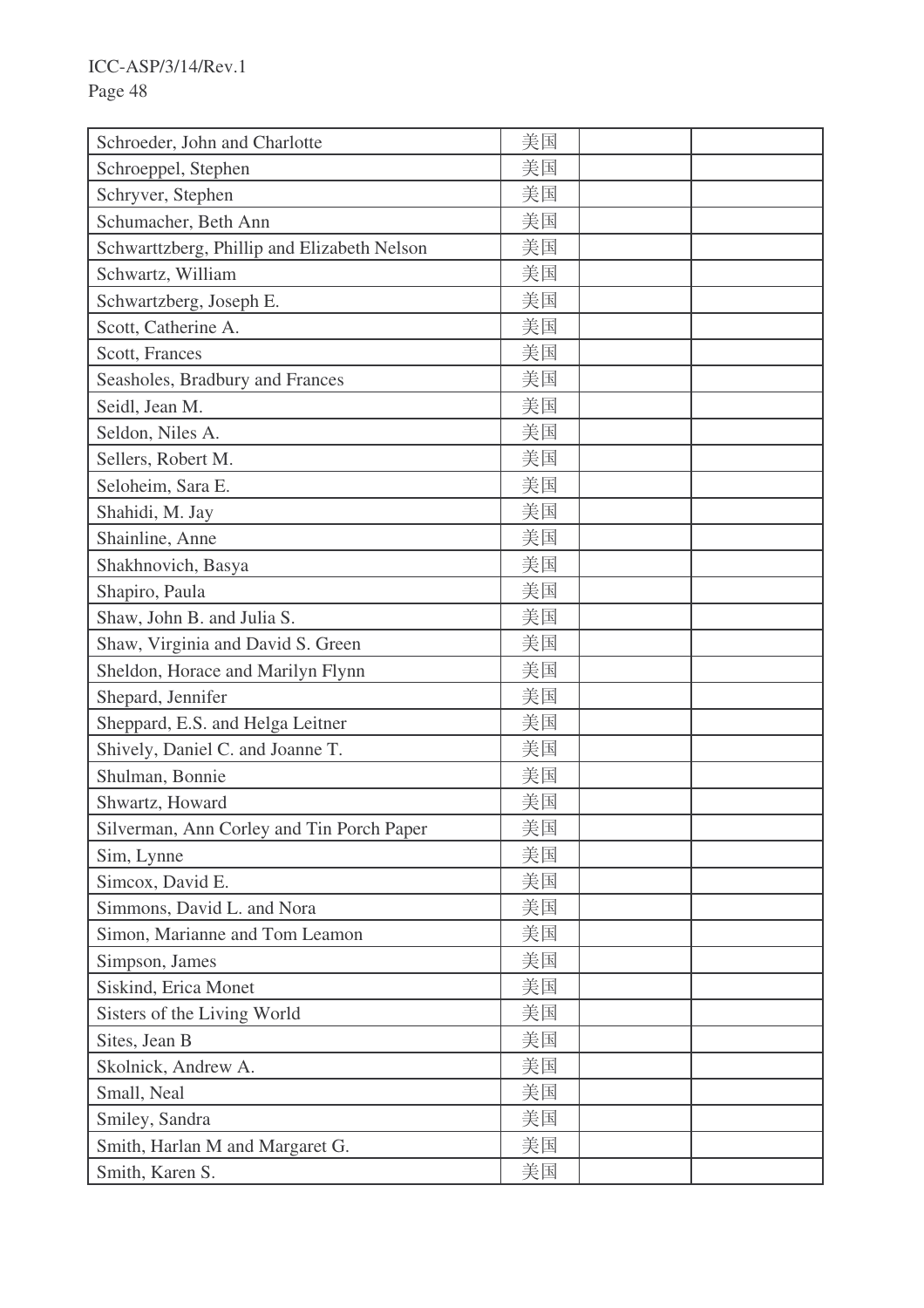| | | | |
|---|---|---|---|
| Schroeder, John and Charlotte | 美国 | | |
| Schroeppel, Stephen | 美国 | | |
| Schryver, Stephen | 美国 | | |
| Schumacher, Beth Ann | 美国 | | |
| Schwarttzberg, Phillip and Elizabeth Nelson | 美国 | | |
| Schwartz, William | 美国 | | |
| Schwartzberg, Joseph E. | 美国 | | |
| Scott, Catherine A. | 美国 | | |
| Scott, Frances | 美国 | | |
| Seasholes, Bradbury and Frances | 美国 | | |
| Seidl, Jean M. | 美国 | | |
| Seldon, Niles A. | 美国 | | |
| Sellers, Robert M. | 美国 | | |
| Seloheim, Sara E. | 美国 | | |
| Shahidi, M. Jay | 美国 | | |
| Shainline, Anne | 美国 | | |
| Shakhnovich, Basya | 美国 | | |
| Shapiro, Paula | 美国 | | |
| Shaw, John B. and Julia S. | 美国 | | |
| Shaw, Virginia and David S. Green | 美国 | | |
| Sheldon, Horace and Marilyn Flynn | 美国 | | |
| Shepard, Jennifer | 美国 | | |
| Sheppard, E.S. and Helga Leitner | 美国 | | |
| Shively, Daniel C. and Joanne T. | 美国 | | |
| Shulman, Bonnie | 美国 | | |
| Shwartz, Howard | 美国 | | |
| Silverman, Ann Corley and Tin Porch Paper | 美国 | | |
| Sim, Lynne | 美国 | | |
| Simcox, David E. | 美国 | | |
| Simmons, David L. and Nora | 美国 | | |
| Simon, Marianne and Tom Leamon | 美国 | | |
| Simpson, James | 美国 | | |
| Siskind, Erica Monet | 美国 | | |
| Sisters of the Living World | 美国 | | |
| Sites, Jean B | 美国 | | |
| Skolnick, Andrew A. | 美国 | | |
| Small, Neal | 美国 | | |
| Smiley, Sandra | 美国 | | |
| Smith, Harlan M and Margaret G. | 美国 | | |
| Smith, Karen S. | 美国 | | |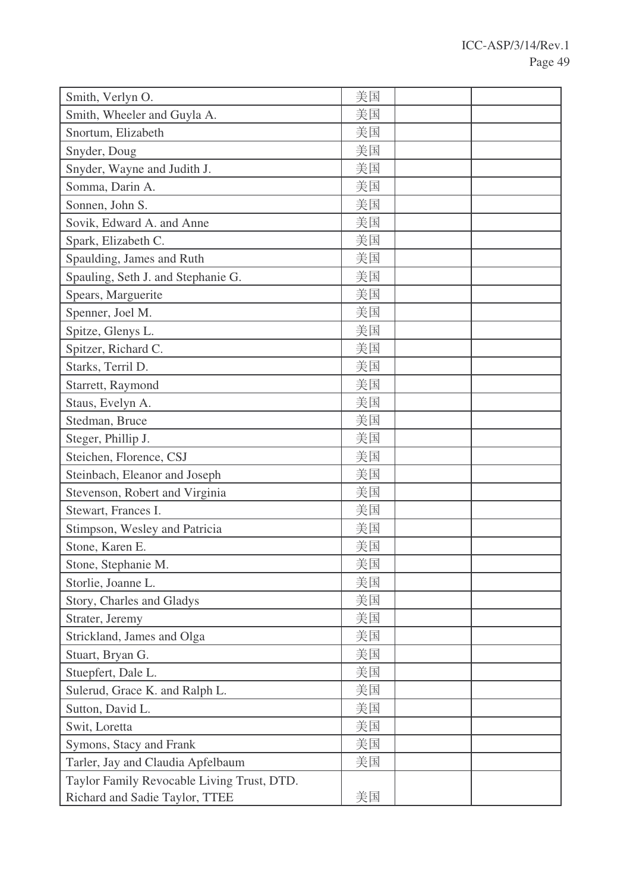| | | | |
|---|---|---|---|
| Smith, Verlyn O. | 美国 | | |
| Smith, Wheeler and Guyla A. | 美国 | | |
| Snortum, Elizabeth | 美国 | | |
| Snyder, Doug | 美国 | | |
| Snyder, Wayne and Judith J. | 美国 | | |
| Somma, Darin A. | 美国 | | |
| Sonnen, John S. | 美国 | | |
| Sovik, Edward A. and Anne | 美国 | | |
| Spark, Elizabeth C. | 美国 | | |
| Spaulding, James and Ruth | 美国 | | |
| Spauling, Seth J. and Stephanie G. | 美国 | | |
| Spears, Marguerite | 美国 | | |
| Spenner, Joel M. | 美国 | | |
| Spitze, Glenys L. | 美国 | | |
| Spitzer, Richard C. | 美国 | | |
| Starks, Terril D. | 美国 | | |
| Starrett, Raymond | 美国 | | |
| Staus, Evelyn A. | 美国 | | |
| Stedman, Bruce | 美国 | | |
| Steger, Phillip J. | 美国 | | |
| Steichen, Florence, CSJ | 美国 | | |
| Steinbach, Eleanor and Joseph | 美国 | | |
| Stevenson, Robert and Virginia | 美国 | | |
| Stewart, Frances I. | 美国 | | |
| Stimpson, Wesley and Patricia | 美国 | | |
| Stone, Karen E. | 美国 | | |
| Stone, Stephanie M. | 美国 | | |
| Storlie, Joanne L. | 美国 | | |
| Story, Charles and Gladys | 美国 | | |
| Strater, Jeremy | 美国 | | |
| Strickland, James and Olga | 美国 | | |
| Stuart, Bryan G. | 美国 | | |
| Stuepfert, Dale L. | 美国 | | |
| Sulerud, Grace K. and Ralph L. | 美国 | | |
| Sutton, David L. | 美国 | | |
| Swit, Loretta | 美国 | | |
| Symons, Stacy and Frank | 美国 | | |
| Tarler, Jay and Claudia Apfelbaum | 美国 | | |
| Taylor Family Revocable Living Trust, DTD. Richard and Sadie Taylor, TTEE | 美国 | | |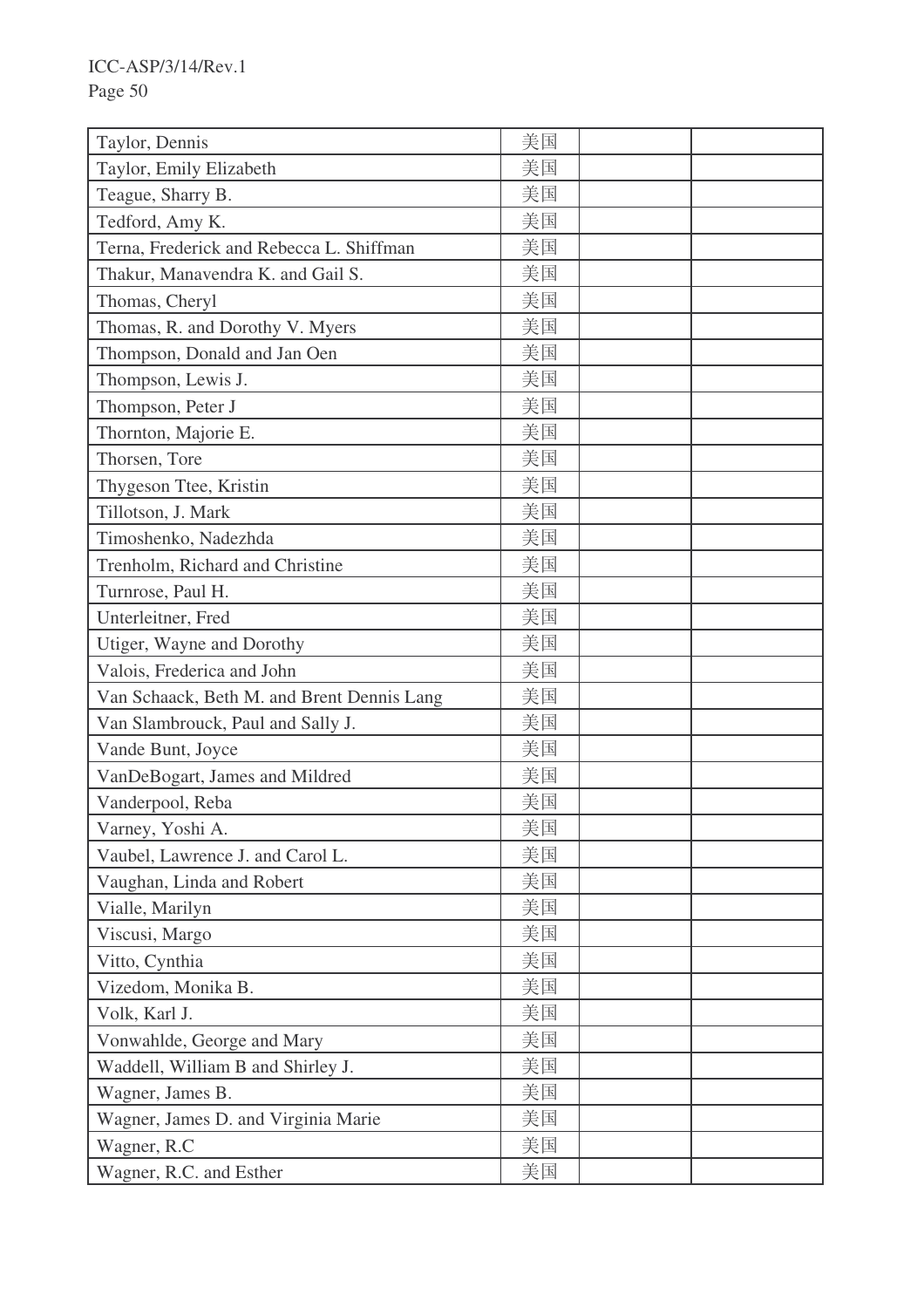| | | | |
|---|---|---|---|
| Taylor, Dennis | 美国 | | |
| Taylor, Emily Elizabeth | 美国 | | |
| Teague, Sharry B. | 美国 | | |
| Tedford, Amy K. | 美国 | | |
| Terna, Frederick and Rebecca L. Shiffman | 美国 | | |
| Thakur, Manavendra K. and Gail S. | 美国 | | |
| Thomas, Cheryl | 美国 | | |
| Thomas, R. and Dorothy V. Myers | 美国 | | |
| Thompson, Donald and Jan Oen | 美国 | | |
| Thompson, Lewis J. | 美国 | | |
| Thompson, Peter J | 美国 | | |
| Thornton, Majorie E. | 美国 | | |
| Thorsen, Tore | 美国 | | |
| Thygeson Ttee, Kristin | 美国 | | |
| Tillotson, J. Mark | 美国 | | |
| Timoshenko, Nadezhda | 美国 | | |
| Trenholm, Richard and Christine | 美国 | | |
| Turnrose, Paul H. | 美国 | | |
| Unterleitner, Fred | 美国 | | |
| Utiger, Wayne and Dorothy | 美国 | | |
| Valois, Frederica and John | 美国 | | |
| Van Schaack, Beth M. and Brent Dennis Lang | 美国 | | |
| Van Slambrouck, Paul and Sally J. | 美国 | | |
| Vande Bunt, Joyce | 美国 | | |
| VanDeBogart, James and Mildred | 美国 | | |
| Vanderpool, Reba | 美国 | | |
| Varney, Yoshi A. | 美国 | | |
| Vaubel, Lawrence J. and Carol L. | 美国 | | |
| Vaughan, Linda and Robert | 美国 | | |
| Vialle, Marilyn | 美国 | | |
| Viscusi, Margo | 美国 | | |
| Vitto, Cynthia | 美国 | | |
| Vizedom, Monika B. | 美国 | | |
| Volk, Karl J. | 美国 | | |
| Vonwahlde, George and Mary | 美国 | | |
| Waddell, William B and Shirley J. | 美国 | | |
| Wagner, James B. | 美国 | | |
| Wagner, James D. and Virginia Marie | 美国 | | |
| Wagner, R.C | 美国 | | |
| Wagner, R.C. and Esther | 美国 | | |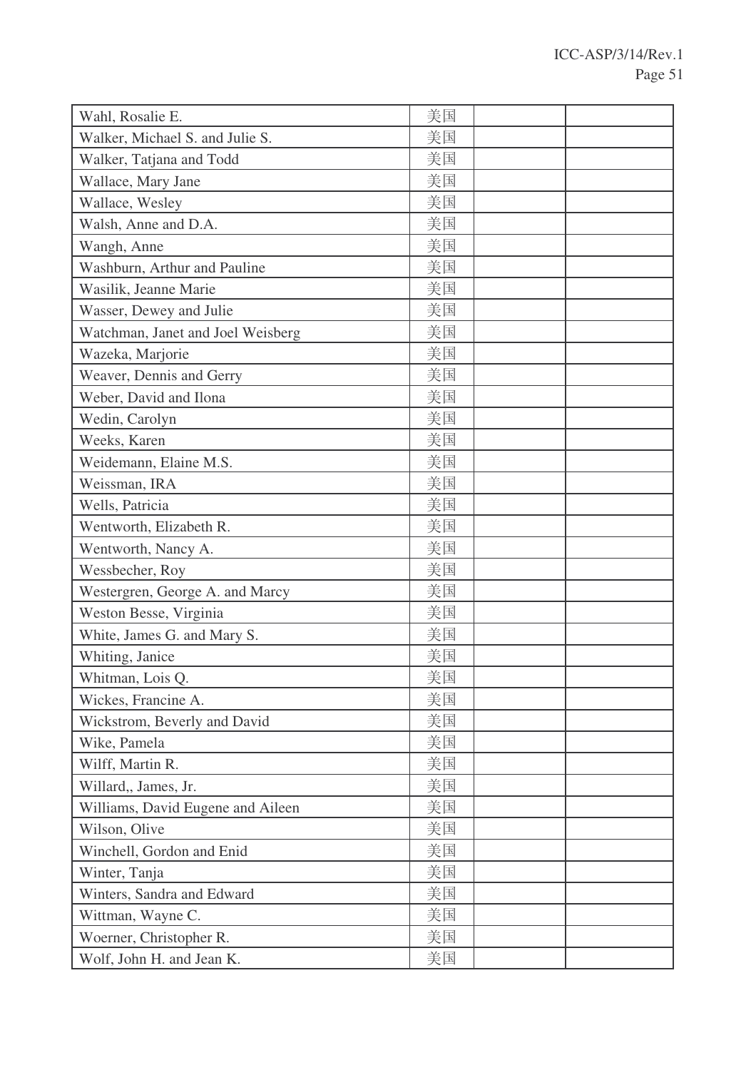| | | | |
|---|---|---|---|
| Wahl, Rosalie E. | 美国 | | |
| Walker, Michael S. and Julie S. | 美国 | | |
| Walker, Tatjana and Todd | 美国 | | |
| Wallace, Mary Jane | 美国 | | |
| Wallace, Wesley | 美国 | | |
| Walsh, Anne and D.A. | 美国 | | |
| Wangh, Anne | 美国 | | |
| Washburn, Arthur and Pauline | 美国 | | |
| Wasilik, Jeanne Marie | 美国 | | |
| Wasser, Dewey and Julie | 美国 | | |
| Watchman, Janet and Joel Weisberg | 美国 | | |
| Wazeka, Marjorie | 美国 | | |
| Weaver, Dennis and Gerry | 美国 | | |
| Weber, David and Ilona | 美国 | | |
| Wedin, Carolyn | 美国 | | |
| Weeks, Karen | 美国 | | |
| Weidemann, Elaine M.S. | 美国 | | |
| Weissman, IRA | 美国 | | |
| Wells, Patricia | 美国 | | |
| Wentworth, Elizabeth R. | 美国 | | |
| Wentworth, Nancy A. | 美国 | | |
| Wessbecher, Roy | 美国 | | |
| Westergren, George A. and Marcy | 美国 | | |
| Weston Besse, Virginia | 美国 | | |
| White, James G. and Mary S. | 美国 | | |
| Whiting, Janice | 美国 | | |
| Whitman, Lois Q. | 美国 | | |
| Wickes, Francine A. | 美国 | | |
| Wickstrom, Beverly and David | 美国 | | |
| Wike, Pamela | 美国 | | |
| Wilff, Martin R. | 美国 | | |
| Willard,, James, Jr. | 美国 | | |
| Williams, David Eugene and Aileen | 美国 | | |
| Wilson, Olive | 美国 | | |
| Winchell, Gordon and Enid | 美国 | | |
| Winter, Tanja | 美国 | | |
| Winters, Sandra and Edward | 美国 | | |
| Wittman, Wayne C. | 美国 | | |
| Woerner, Christopher R. | 美国 | | |
| Wolf, John H. and Jean K. | 美国 | | |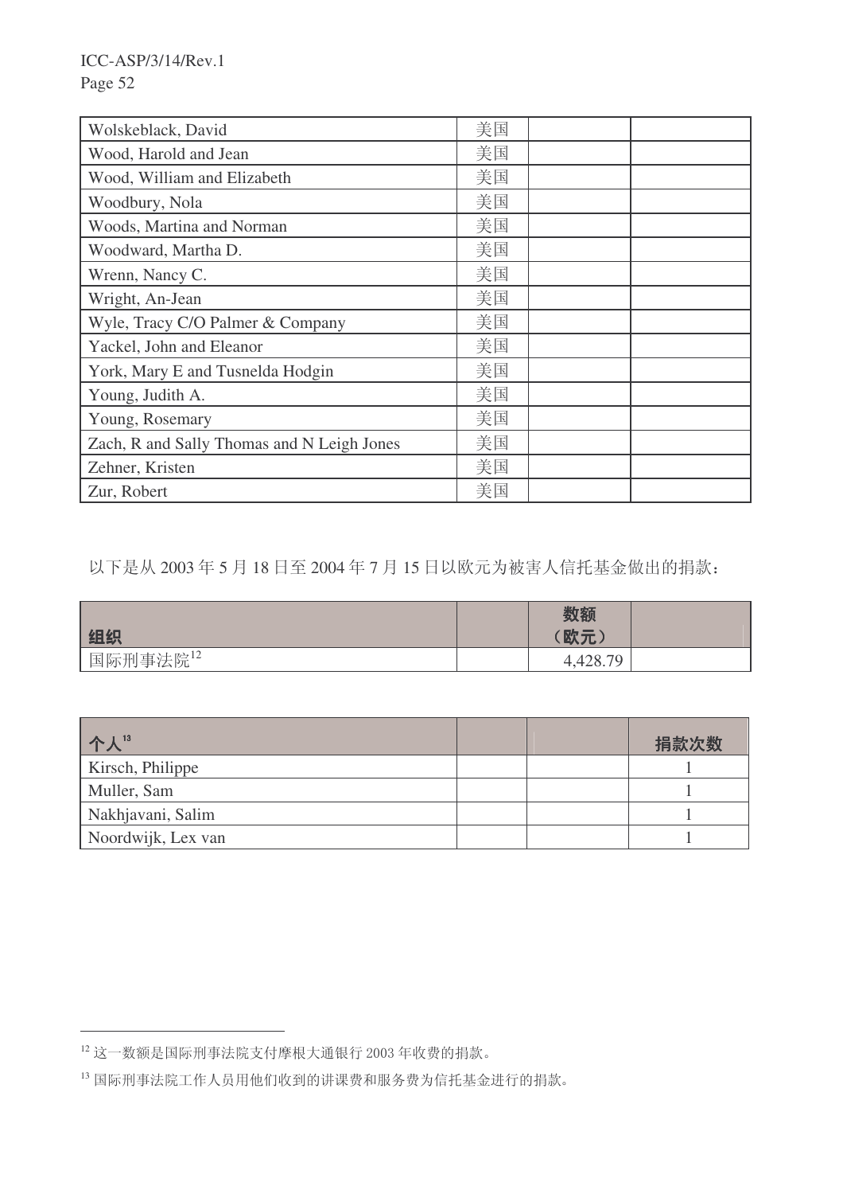| | | | |
|---|---|---|---|
| Wolskeblack, David | 美国 | | |
| Wood, Harold and Jean | 美国 | | |
| Wood, William and Elizabeth | 美国 | | |
| Woodbury, Nola | 美国 | | |
| Woods, Martina and Norman | 美国 | | |
| Woodward, Martha D. | 美国 | | |
| Wrenn, Nancy C. | 美国 | | |
| Wright, An-Jean | 美国 | | |
| Wyle, Tracy C/O Palmer & Company | 美国 | | |
| Yackel, John and Eleanor | 美国 | | |
| York, Mary E and Tusnelda Hodgin | 美国 | | |
| Young, Judith A. | 美国 | | |
| Young, Rosemary | 美国 | | |
| Zach, R and Sally Thomas and N Leigh Jones | 美国 | | |
| Zehner, Kristen | 美国 | | |
| Zur, Robert | 美国 | | |

以下是从 2003 年 5 月 18 日至 2004 年 7 月 15 日以欧元为被害人信托基金做出的捐款：

| **组织** | | **数额（欧元）** | |
|---|---|---|---|
| 国际刑事法院[12] | | 4,428.79 | |

| **个人**[13] | | | **捐款次数** |
|---|---|---|---|
| Kirsch, Philippe | | | 1 |
| Muller, Sam | | | 1 |
| Nakhjavani, Salim | | | 1 |
| Noordwijk, Lex van | | | 1 |

[12] 这一数额是国际刑事法院支付摩根大通银行 2003 年收费的捐款。

[13] 国际刑事法院工作人员用他们收到的讲课费和服务费为信托基金进行的捐款。